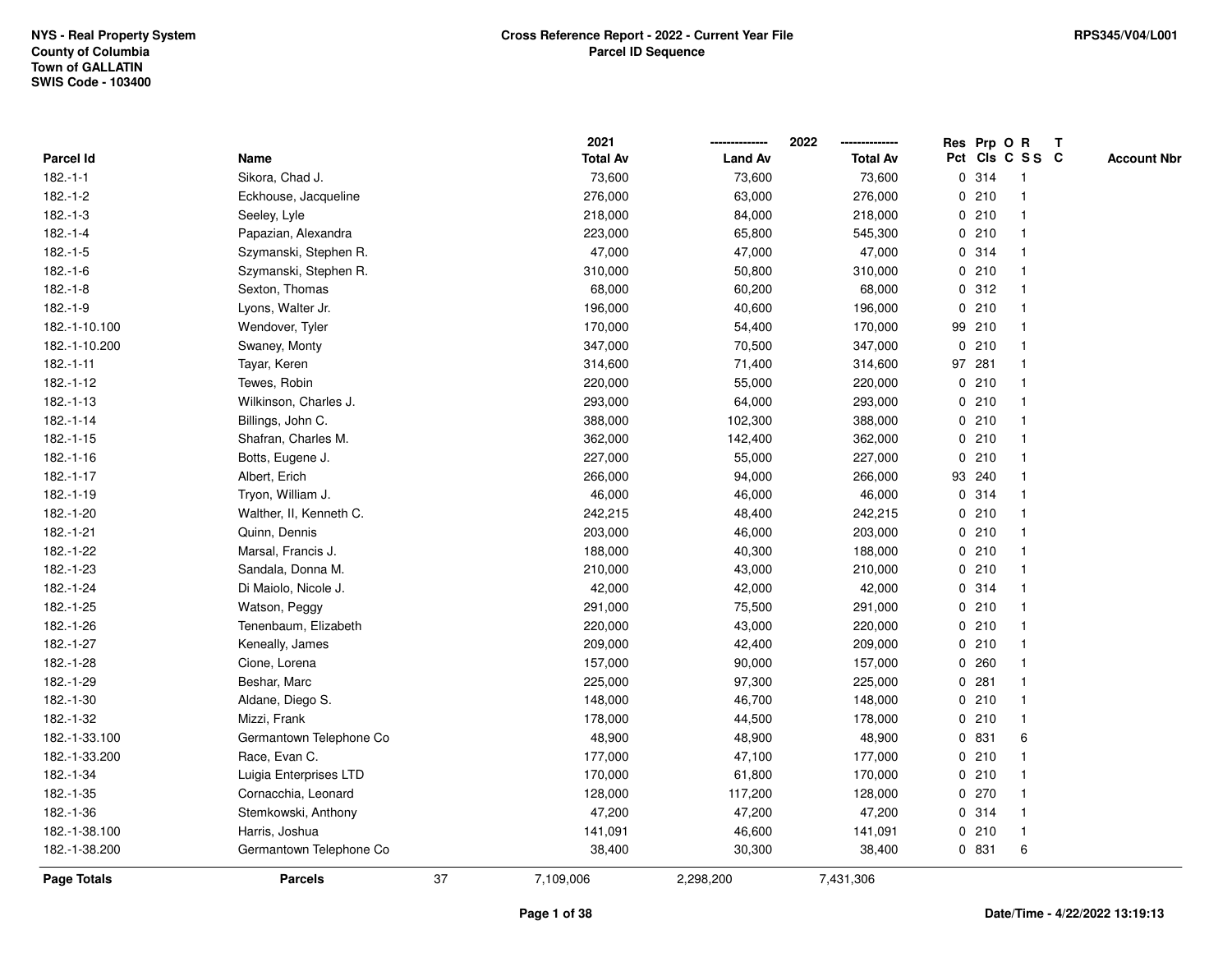NYS - Real Property System
County of Columbia
Town of GALLATIN
SWIS Code - 103400

**Cross Reference Report - 2022 - Current Year File**
**Parcel ID Sequence**

RPS345/V04/L001

| Parcel Id | Name | 2021 Total Av | 2022 Land Av | 2022 Total Av | Res Pct | Prp Cls | O C | R S S | T C | Account Nbr |
|---|---|---|---|---|---|---|---|---|---|---|
| 182.-1-1 | Sikora, Chad J. | 73,600 | 73,600 | 73,600 | 0 | 314 | | 1 | | |
| 182.-1-2 | Eckhouse, Jacqueline | 276,000 | 63,000 | 276,000 | 0 | 210 | | 1 | | |
| 182.-1-3 | Seeley, Lyle | 218,000 | 84,000 | 218,000 | 0 | 210 | | 1 | | |
| 182.-1-4 | Papazian, Alexandra | 223,000 | 65,800 | 545,300 | 0 | 210 | | 1 | | |
| 182.-1-5 | Szymanski, Stephen R. | 47,000 | 47,000 | 47,000 | 0 | 314 | | 1 | | |
| 182.-1-6 | Szymanski, Stephen R. | 310,000 | 50,800 | 310,000 | 0 | 210 | | 1 | | |
| 182.-1-8 | Sexton, Thomas | 68,000 | 60,200 | 68,000 | 0 | 312 | | 1 | | |
| 182.-1-9 | Lyons, Walter Jr. | 196,000 | 40,600 | 196,000 | 0 | 210 | | 1 | | |
| 182.-1-10.100 | Wendover, Tyler | 170,000 | 54,400 | 170,000 | 99 | 210 | | 1 | | |
| 182.-1-10.200 | Swaney, Monty | 347,000 | 70,500 | 347,000 | 0 | 210 | | 1 | | |
| 182.-1-11 | Tayar, Keren | 314,600 | 71,400 | 314,600 | 97 | 281 | | 1 | | |
| 182.-1-12 | Tewes, Robin | 220,000 | 55,000 | 220,000 | 0 | 210 | | 1 | | |
| 182.-1-13 | Wilkinson, Charles J. | 293,000 | 64,000 | 293,000 | 0 | 210 | | 1 | | |
| 182.-1-14 | Billings, John C. | 388,000 | 102,300 | 388,000 | 0 | 210 | | 1 | | |
| 182.-1-15 | Shafran, Charles M. | 362,000 | 142,400 | 362,000 | 0 | 210 | | 1 | | |
| 182.-1-16 | Botts, Eugene J. | 227,000 | 55,000 | 227,000 | 0 | 210 | | 1 | | |
| 182.-1-17 | Albert, Erich | 266,000 | 94,000 | 266,000 | 93 | 240 | | 1 | | |
| 182.-1-19 | Tryon, William J. | 46,000 | 46,000 | 46,000 | 0 | 314 | | 1 | | |
| 182.-1-20 | Walther, II, Kenneth C. | 242,215 | 48,400 | 242,215 | 0 | 210 | | 1 | | |
| 182.-1-21 | Quinn, Dennis | 203,000 | 46,000 | 203,000 | 0 | 210 | | 1 | | |
| 182.-1-22 | Marsal, Francis J. | 188,000 | 40,300 | 188,000 | 0 | 210 | | 1 | | |
| 182.-1-23 | Sandala, Donna M. | 210,000 | 43,000 | 210,000 | 0 | 210 | | 1 | | |
| 182.-1-24 | Di Maiolo, Nicole J. | 42,000 | 42,000 | 42,000 | 0 | 314 | | 1 | | |
| 182.-1-25 | Watson, Peggy | 291,000 | 75,500 | 291,000 | 0 | 210 | | 1 | | |
| 182.-1-26 | Tenenbaum, Elizabeth | 220,000 | 43,000 | 220,000 | 0 | 210 | | 1 | | |
| 182.-1-27 | Keneally, James | 209,000 | 42,400 | 209,000 | 0 | 210 | | 1 | | |
| 182.-1-28 | Cione, Lorena | 157,000 | 90,000 | 157,000 | 0 | 260 | | 1 | | |
| 182.-1-29 | Beshar, Marc | 225,000 | 97,300 | 225,000 | 0 | 281 | | 1 | | |
| 182.-1-30 | Aldane, Diego S. | 148,000 | 46,700 | 148,000 | 0 | 210 | | 1 | | |
| 182.-1-32 | Mizzi, Frank | 178,000 | 44,500 | 178,000 | 0 | 210 | | 1 | | |
| 182.-1-33.100 | Germantown Telephone Co | 48,900 | 48,900 | 48,900 | 0 | 831 | | 6 | | |
| 182.-1-33.200 | Race, Evan C. | 177,000 | 47,100 | 177,000 | 0 | 210 | | 1 | | |
| 182.-1-34 | Luigia Enterprises LTD | 170,000 | 61,800 | 170,000 | 0 | 210 | | 1 | | |
| 182.-1-35 | Cornacchia, Leonard | 128,000 | 117,200 | 128,000 | 0 | 270 | | 1 | | |
| 182.-1-36 | Stemkowski, Anthony | 47,200 | 47,200 | 47,200 | 0 | 314 | | 1 | | |
| 182.-1-38.100 | Harris, Joshua | 141,091 | 46,600 | 141,091 | 0 | 210 | | 1 | | |
| 182.-1-38.200 | Germantown Telephone Co | 38,400 | 30,300 | 38,400 | 0 | 831 | | 6 | | |
| **Page Totals** | **Parcels** 37 | 7,109,006 | 2,298,200 | 7,431,306 | | | | | | |

**Date/Time - 4/22/2022 13:19:13**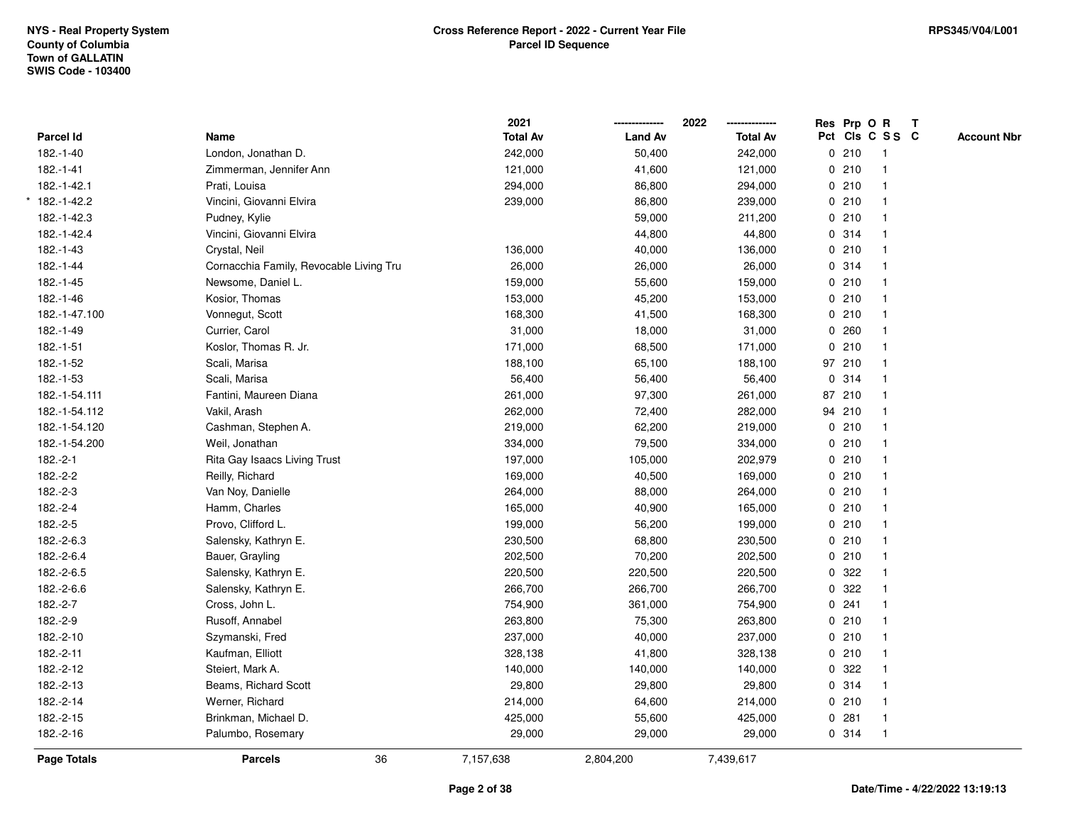NYS - Real Property System
County of Columbia
Town of GALLATIN
SWIS Code - 103400

**Cross Reference Report - 2022 - Current Year File**
**Parcel ID Sequence**

RPS345/V04/L001

| Parcel Id | Name | 2021 Total Av | 2022 Land Av | 2022 Total Av | Res Pct | Prp Cls | O C | R S S | T C | Account Nbr |
|---|---|---|---|---|---|---|---|---|---|---|
| 182.-1-40 | London, Jonathan D. | 242,000 | 50,400 | 242,000 | 0 | 210 | | 1 | | |
| 182.-1-41 | Zimmerman, Jennifer Ann | 121,000 | 41,600 | 121,000 | 0 | 210 | | 1 | | |
| 182.-1-42.1 | Prati, Louisa | 294,000 | 86,800 | 294,000 | 0 | 210 | | 1 | | |
| * 182.-1-42.2 | Vincini, Giovanni Elvira | 239,000 | 86,800 | 239,000 | 0 | 210 | | 1 | | |
| 182.-1-42.3 | Pudney, Kylie | | 59,000 | 211,200 | 0 | 210 | | 1 | | |
| 182.-1-42.4 | Vincini, Giovanni Elvira | | 44,800 | 44,800 | 0 | 314 | | 1 | | |
| 182.-1-43 | Crystal, Neil | 136,000 | 40,000 | 136,000 | 0 | 210 | | 1 | | |
| 182.-1-44 | Cornacchia Family, Revocable Living Tru | 26,000 | 26,000 | 26,000 | 0 | 314 | | 1 | | |
| 182.-1-45 | Newsome, Daniel L. | 159,000 | 55,600 | 159,000 | 0 | 210 | | 1 | | |
| 182.-1-46 | Kosior, Thomas | 153,000 | 45,200 | 153,000 | 0 | 210 | | 1 | | |
| 182.-1-47.100 | Vonnegut, Scott | 168,300 | 41,500 | 168,300 | 0 | 210 | | 1 | | |
| 182.-1-49 | Currier, Carol | 31,000 | 18,000 | 31,000 | 0 | 260 | | 1 | | |
| 182.-1-51 | Koslor, Thomas R. Jr. | 171,000 | 68,500 | 171,000 | 0 | 210 | | 1 | | |
| 182.-1-52 | Scali, Marisa | 188,100 | 65,100 | 188,100 | 97 | 210 | | 1 | | |
| 182.-1-53 | Scali, Marisa | 56,400 | 56,400 | 56,400 | 0 | 314 | | 1 | | |
| 182.-1-54.111 | Fantini, Maureen Diana | 261,000 | 97,300 | 261,000 | 87 | 210 | | 1 | | |
| 182.-1-54.112 | Vakil, Arash | 262,000 | 72,400 | 282,000 | 94 | 210 | | 1 | | |
| 182.-1-54.120 | Cashman, Stephen A. | 219,000 | 62,200 | 219,000 | 0 | 210 | | 1 | | |
| 182.-1-54.200 | Weil, Jonathan | 334,000 | 79,500 | 334,000 | 0 | 210 | | 1 | | |
| 182.-2-1 | Rita Gay Isaacs Living Trust | 197,000 | 105,000 | 202,979 | 0 | 210 | | 1 | | |
| 182.-2-2 | Reilly, Richard | 169,000 | 40,500 | 169,000 | 0 | 210 | | 1 | | |
| 182.-2-3 | Van Noy, Danielle | 264,000 | 88,000 | 264,000 | 0 | 210 | | 1 | | |
| 182.-2-4 | Hamm, Charles | 165,000 | 40,900 | 165,000 | 0 | 210 | | 1 | | |
| 182.-2-5 | Provo, Clifford L. | 199,000 | 56,200 | 199,000 | 0 | 210 | | 1 | | |
| 182.-2-6.3 | Salensky, Kathryn E. | 230,500 | 68,800 | 230,500 | 0 | 210 | | 1 | | |
| 182.-2-6.4 | Bauer, Grayling | 202,500 | 70,200 | 202,500 | 0 | 210 | | 1 | | |
| 182.-2-6.5 | Salensky, Kathryn E. | 220,500 | 220,500 | 220,500 | 0 | 322 | | 1 | | |
| 182.-2-6.6 | Salensky, Kathryn E. | 266,700 | 266,700 | 266,700 | 0 | 322 | | 1 | | |
| 182.-2-7 | Cross, John L. | 754,900 | 361,000 | 754,900 | 0 | 241 | | 1 | | |
| 182.-2-9 | Rusoff, Annabel | 263,800 | 75,300 | 263,800 | 0 | 210 | | 1 | | |
| 182.-2-10 | Szymanski, Fred | 237,000 | 40,000 | 237,000 | 0 | 210 | | 1 | | |
| 182.-2-11 | Kaufman, Elliott | 328,138 | 41,800 | 328,138 | 0 | 210 | | 1 | | |
| 182.-2-12 | Steiert, Mark A. | 140,000 | 140,000 | 140,000 | 0 | 322 | | 1 | | |
| 182.-2-13 | Beams, Richard Scott | 29,800 | 29,800 | 29,800 | 0 | 314 | | 1 | | |
| 182.-2-14 | Werner, Richard | 214,000 | 64,600 | 214,000 | 0 | 210 | | 1 | | |
| 182.-2-15 | Brinkman, Michael D. | 425,000 | 55,600 | 425,000 | 0 | 281 | | 1 | | |
| 182.-2-16 | Palumbo, Rosemary | 29,000 | 29,000 | 29,000 | 0 | 314 | | 1 | | |
| **Page Totals** | **Parcels** 36 | 7,157,638 | 2,804,200 | 7,439,617 | | | | | | |

Date/Time - 4/22/2022 13:19:13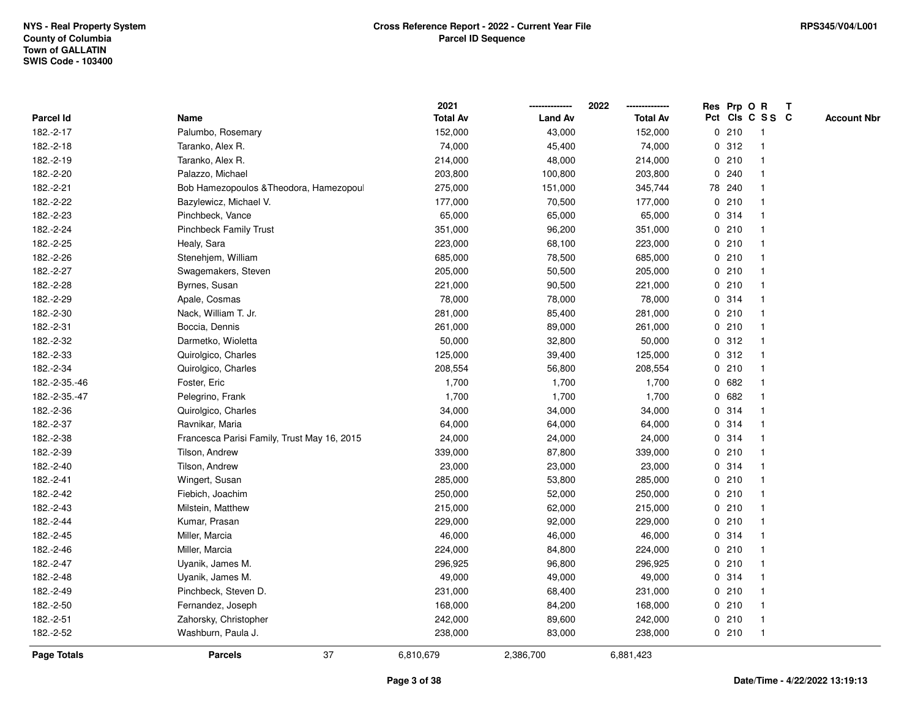NYS - Real Property System
County of Columbia
Town of GALLATIN
SWIS Code - 103400

**Cross Reference Report - 2022 - Current Year File**
**Parcel ID Sequence**

RPS345/V04/L001

| Parcel Id | Name | 2021 Total Av | 2022 Land Av | 2022 Total Av | Res Pct | Prp Cls | O C | R S S | T C | Account Nbr |
|---|---|---|---|---|---|---|---|---|---|---|
| 182.-2-17 | Palumbo, Rosemary | 152,000 | 43,000 | 152,000 | 0 | 210 | | 1 | | |
| 182.-2-18 | Taranko, Alex R. | 74,000 | 45,400 | 74,000 | 0 | 312 | | 1 | | |
| 182.-2-19 | Taranko, Alex R. | 214,000 | 48,000 | 214,000 | 0 | 210 | | 1 | | |
| 182.-2-20 | Palazzo, Michael | 203,800 | 100,800 | 203,800 | 0 | 240 | | 1 | | |
| 182.-2-21 | Bob Hamezopoulos &Theodora, Hamezopoul | 275,000 | 151,000 | 345,744 | 78 | 240 | | 1 | | |
| 182.-2-22 | Bazylewicz, Michael V. | 177,000 | 70,500 | 177,000 | 0 | 210 | | 1 | | |
| 182.-2-23 | Pinchbeck, Vance | 65,000 | 65,000 | 65,000 | 0 | 314 | | 1 | | |
| 182.-2-24 | Pinchbeck Family Trust | 351,000 | 96,200 | 351,000 | 0 | 210 | | 1 | | |
| 182.-2-25 | Healy, Sara | 223,000 | 68,100 | 223,000 | 0 | 210 | | 1 | | |
| 182.-2-26 | Stenehjem, William | 685,000 | 78,500 | 685,000 | 0 | 210 | | 1 | | |
| 182.-2-27 | Swagemakers, Steven | 205,000 | 50,500 | 205,000 | 0 | 210 | | 1 | | |
| 182.-2-28 | Byrnes, Susan | 221,000 | 90,500 | 221,000 | 0 | 210 | | 1 | | |
| 182.-2-29 | Apale, Cosmas | 78,000 | 78,000 | 78,000 | 0 | 314 | | 1 | | |
| 182.-2-30 | Nack, William T. Jr. | 281,000 | 85,400 | 281,000 | 0 | 210 | | 1 | | |
| 182.-2-31 | Boccia, Dennis | 261,000 | 89,000 | 261,000 | 0 | 210 | | 1 | | |
| 182.-2-32 | Darmetko, Wioletta | 50,000 | 32,800 | 50,000 | 0 | 312 | | 1 | | |
| 182.-2-33 | Quirolgico, Charles | 125,000 | 39,400 | 125,000 | 0 | 312 | | 1 | | |
| 182.-2-34 | Quirolgico, Charles | 208,554 | 56,800 | 208,554 | 0 | 210 | | 1 | | |
| 182.-2-35.-46 | Foster, Eric | 1,700 | 1,700 | 1,700 | 0 | 682 | | 1 | | |
| 182.-2-35.-47 | Pelegrino, Frank | 1,700 | 1,700 | 1,700 | 0 | 682 | | 1 | | |
| 182.-2-36 | Quirolgico, Charles | 34,000 | 34,000 | 34,000 | 0 | 314 | | 1 | | |
| 182.-2-37 | Ravnikar, Maria | 64,000 | 64,000 | 64,000 | 0 | 314 | | 1 | | |
| 182.-2-38 | Francesca Parisi Family, Trust May 16, 2015 | 24,000 | 24,000 | 24,000 | 0 | 314 | | 1 | | |
| 182.-2-39 | Tilson, Andrew | 339,000 | 87,800 | 339,000 | 0 | 210 | | 1 | | |
| 182.-2-40 | Tilson, Andrew | 23,000 | 23,000 | 23,000 | 0 | 314 | | 1 | | |
| 182.-2-41 | Wingert, Susan | 285,000 | 53,800 | 285,000 | 0 | 210 | | 1 | | |
| 182.-2-42 | Fiebich, Joachim | 250,000 | 52,000 | 250,000 | 0 | 210 | | 1 | | |
| 182.-2-43 | Milstein, Matthew | 215,000 | 62,000 | 215,000 | 0 | 210 | | 1 | | |
| 182.-2-44 | Kumar, Prasan | 229,000 | 92,000 | 229,000 | 0 | 210 | | 1 | | |
| 182.-2-45 | Miller, Marcia | 46,000 | 46,000 | 46,000 | 0 | 314 | | 1 | | |
| 182.-2-46 | Miller, Marcia | 224,000 | 84,800 | 224,000 | 0 | 210 | | 1 | | |
| 182.-2-47 | Uyanik, James M. | 296,925 | 96,800 | 296,925 | 0 | 210 | | 1 | | |
| 182.-2-48 | Uyanik, James M. | 49,000 | 49,000 | 49,000 | 0 | 314 | | 1 | | |
| 182.-2-49 | Pinchbeck, Steven D. | 231,000 | 68,400 | 231,000 | 0 | 210 | | 1 | | |
| 182.-2-50 | Fernandez, Joseph | 168,000 | 84,200 | 168,000 | 0 | 210 | | 1 | | |
| 182.-2-51 | Zahorsky, Christopher | 242,000 | 89,600 | 242,000 | 0 | 210 | | 1 | | |
| 182.-2-52 | Washburn, Paula J. | 238,000 | 83,000 | 238,000 | 0 | 210 | | 1 | | |
| **Page Totals** | **Parcels** 37 | 6,810,679 | 2,386,700 | 6,881,423 | | | | | | |

Date/Time - 4/22/2022 13:19:13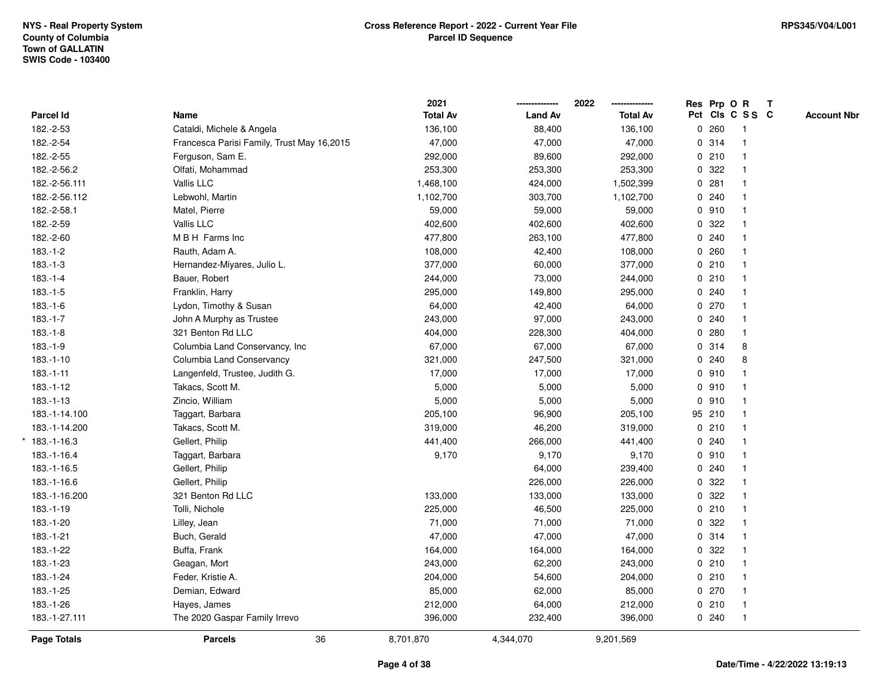NYS - Real Property System
County of Columbia
Town of GALLATIN
SWIS Code - 103400

**Cross Reference Report - 2022 - Current Year File**
**Parcel ID Sequence**

RPS345/V04/L001

| Parcel Id | Name | 2021 Total Av | 2022 Land Av | 2022 Total Av | Res Pct | Prp Cls | O C | R S S | T C | Account Nbr |
|---|---|---|---|---|---|---|---|---|---|---|
| 182.-2-53 | Cataldi, Michele & Angela | 136,100 | 88,400 | 136,100 | 0 | 260 | | 1 | | |
| 182.-2-54 | Francesca Parisi Family, Trust May 16,2015 | 47,000 | 47,000 | 47,000 | 0 | 314 | | 1 | | |
| 182.-2-55 | Ferguson, Sam E. | 292,000 | 89,600 | 292,000 | 0 | 210 | | 1 | | |
| 182.-2-56.2 | Olfati, Mohammad | 253,300 | 253,300 | 253,300 | 0 | 322 | | 1 | | |
| 182.-2-56.111 | Vallis LLC | 1,468,100 | 424,000 | 1,502,399 | 0 | 281 | | 1 | | |
| 182.-2-56.112 | Lebwohl, Martin | 1,102,700 | 303,700 | 1,102,700 | 0 | 240 | | 1 | | |
| 182.-2-58.1 | Matel, Pierre | 59,000 | 59,000 | 59,000 | 0 | 910 | | 1 | | |
| 182.-2-59 | Vallis LLC | 402,600 | 402,600 | 402,600 | 0 | 322 | | 1 | | |
| 182.-2-60 | M B H Farms Inc | 477,800 | 263,100 | 477,800 | 0 | 240 | | 1 | | |
| 183.-1-2 | Rauth, Adam A. | 108,000 | 42,400 | 108,000 | 0 | 260 | | 1 | | |
| 183.-1-3 | Hernandez-Miyares, Julio L. | 377,000 | 60,000 | 377,000 | 0 | 210 | | 1 | | |
| 183.-1-4 | Bauer, Robert | 244,000 | 73,000 | 244,000 | 0 | 210 | | 1 | | |
| 183.-1-5 | Franklin, Harry | 295,000 | 149,800 | 295,000 | 0 | 240 | | 1 | | |
| 183.-1-6 | Lydon, Timothy & Susan | 64,000 | 42,400 | 64,000 | 0 | 270 | | 1 | | |
| 183.-1-7 | John A Murphy as Trustee | 243,000 | 97,000 | 243,000 | 0 | 240 | | 1 | | |
| 183.-1-8 | 321 Benton Rd LLC | 404,000 | 228,300 | 404,000 | 0 | 280 | | 1 | | |
| 183.-1-9 | Columbia Land Conservancy, Inc | 67,000 | 67,000 | 67,000 | 0 | 314 | | 8 | | |
| 183.-1-10 | Columbia Land Conservancy | 321,000 | 247,500 | 321,000 | 0 | 240 | | 8 | | |
| 183.-1-11 | Langenfeld, Trustee, Judith G. | 17,000 | 17,000 | 17,000 | 0 | 910 | | 1 | | |
| 183.-1-12 | Takacs, Scott M. | 5,000 | 5,000 | 5,000 | 0 | 910 | | 1 | | |
| 183.-1-13 | Zincio, William | 5,000 | 5,000 | 5,000 | 0 | 910 | | 1 | | |
| 183.-1-14.100 | Taggart, Barbara | 205,100 | 96,900 | 205,100 | 95 | 210 | | 1 | | |
| 183.-1-14.200 | Takacs, Scott M. | 319,000 | 46,200 | 319,000 | 0 | 210 | | 1 | | |
| * 183.-1-16.3 | Gellert, Philip | 441,400 | 266,000 | 441,400 | 0 | 240 | | 1 | | |
| 183.-1-16.4 | Taggart, Barbara | 9,170 | 9,170 | 9,170 | 0 | 910 | | 1 | | |
| 183.-1-16.5 | Gellert, Philip | | 64,000 | 239,400 | 0 | 240 | | 1 | | |
| 183.-1-16.6 | Gellert, Philip | | 226,000 | 226,000 | 0 | 322 | | 1 | | |
| 183.-1-16.200 | 321 Benton Rd LLC | 133,000 | 133,000 | 133,000 | 0 | 322 | | 1 | | |
| 183.-1-19 | Tolli, Nichole | 225,000 | 46,500 | 225,000 | 0 | 210 | | 1 | | |
| 183.-1-20 | Lilley, Jean | 71,000 | 71,000 | 71,000 | 0 | 322 | | 1 | | |
| 183.-1-21 | Buch, Gerald | 47,000 | 47,000 | 47,000 | 0 | 314 | | 1 | | |
| 183.-1-22 | Buffa, Frank | 164,000 | 164,000 | 164,000 | 0 | 322 | | 1 | | |
| 183.-1-23 | Geagan, Mort | 243,000 | 62,200 | 243,000 | 0 | 210 | | 1 | | |
| 183.-1-24 | Feder, Kristie A. | 204,000 | 54,600 | 204,000 | 0 | 210 | | 1 | | |
| 183.-1-25 | Demian, Edward | 85,000 | 62,000 | 85,000 | 0 | 270 | | 1 | | |
| 183.-1-26 | Hayes, James | 212,000 | 64,000 | 212,000 | 0 | 210 | | 1 | | |
| 183.-1-27.111 | The 2020 Gaspar Family Irrevo | 396,000 | 232,400 | 396,000 | 0 | 240 | | 1 | | |
| **Page Totals** | **Parcels** 36 | 8,701,870 | 4,344,070 | 9,201,569 | | | | | | |

**Date/Time - 4/22/2022 13:19:13**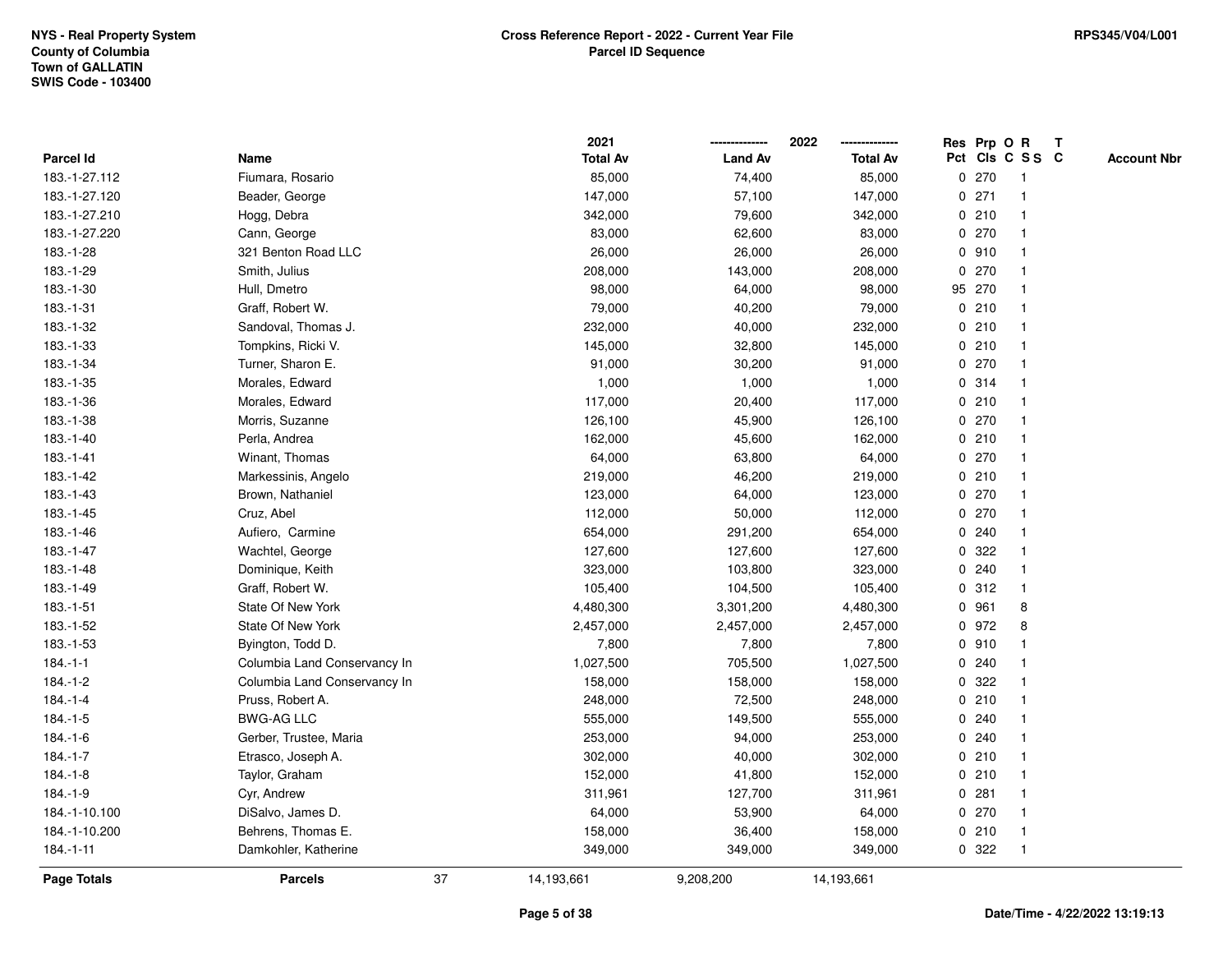NYS - Real Property System
County of Columbia
Town of GALLATIN
SWIS Code - 103400

**Cross Reference Report - 2022 - Current Year File**
**Parcel ID Sequence**

RPS345/V04/L001

| Parcel Id | Name | 2021 Total Av | 2022 Land Av | 2022 Total Av | Res Pct | Prp Cls | O C | R S S | T C | Account Nbr |
|---|---|---|---|---|---|---|---|---|---|---|
| 183.-1-27.112 | Fiumara, Rosario | 85,000 | 74,400 | 85,000 | 0 | 270 | | 1 | | |
| 183.-1-27.120 | Beader, George | 147,000 | 57,100 | 147,000 | 0 | 271 | | 1 | | |
| 183.-1-27.210 | Hogg, Debra | 342,000 | 79,600 | 342,000 | 0 | 210 | | 1 | | |
| 183.-1-27.220 | Cann, George | 83,000 | 62,600 | 83,000 | 0 | 270 | | 1 | | |
| 183.-1-28 | 321 Benton Road LLC | 26,000 | 26,000 | 26,000 | 0 | 910 | | 1 | | |
| 183.-1-29 | Smith, Julius | 208,000 | 143,000 | 208,000 | 0 | 270 | | 1 | | |
| 183.-1-30 | Hull, Dmetro | 98,000 | 64,000 | 98,000 | 95 | 270 | | 1 | | |
| 183.-1-31 | Graff, Robert W. | 79,000 | 40,200 | 79,000 | 0 | 210 | | 1 | | |
| 183.-1-32 | Sandoval, Thomas J. | 232,000 | 40,000 | 232,000 | 0 | 210 | | 1 | | |
| 183.-1-33 | Tompkins, Ricki V. | 145,000 | 32,800 | 145,000 | 0 | 210 | | 1 | | |
| 183.-1-34 | Turner, Sharon E. | 91,000 | 30,200 | 91,000 | 0 | 270 | | 1 | | |
| 183.-1-35 | Morales, Edward | 1,000 | 1,000 | 1,000 | 0 | 314 | | 1 | | |
| 183.-1-36 | Morales, Edward | 117,000 | 20,400 | 117,000 | 0 | 210 | | 1 | | |
| 183.-1-38 | Morris, Suzanne | 126,100 | 45,900 | 126,100 | 0 | 270 | | 1 | | |
| 183.-1-40 | Perla, Andrea | 162,000 | 45,600 | 162,000 | 0 | 210 | | 1 | | |
| 183.-1-41 | Winant, Thomas | 64,000 | 63,800 | 64,000 | 0 | 270 | | 1 | | |
| 183.-1-42 | Markessinis, Angelo | 219,000 | 46,200 | 219,000 | 0 | 210 | | 1 | | |
| 183.-1-43 | Brown, Nathaniel | 123,000 | 64,000 | 123,000 | 0 | 270 | | 1 | | |
| 183.-1-45 | Cruz, Abel | 112,000 | 50,000 | 112,000 | 0 | 270 | | 1 | | |
| 183.-1-46 | Aufiero, Carmine | 654,000 | 291,200 | 654,000 | 0 | 240 | | 1 | | |
| 183.-1-47 | Wachtel, George | 127,600 | 127,600 | 127,600 | 0 | 322 | | 1 | | |
| 183.-1-48 | Dominique, Keith | 323,000 | 103,800 | 323,000 | 0 | 240 | | 1 | | |
| 183.-1-49 | Graff, Robert W. | 105,400 | 104,500 | 105,400 | 0 | 312 | | 1 | | |
| 183.-1-51 | State Of New York | 4,480,300 | 3,301,200 | 4,480,300 | 0 | 961 | | 8 | | |
| 183.-1-52 | State Of New York | 2,457,000 | 2,457,000 | 2,457,000 | 0 | 972 | | 8 | | |
| 183.-1-53 | Byington, Todd D. | 7,800 | 7,800 | 7,800 | 0 | 910 | | 1 | | |
| 184.-1-1 | Columbia Land Conservancy In | 1,027,500 | 705,500 | 1,027,500 | 0 | 240 | | 1 | | |
| 184.-1-2 | Columbia Land Conservancy In | 158,000 | 158,000 | 158,000 | 0 | 322 | | 1 | | |
| 184.-1-4 | Pruss, Robert A. | 248,000 | 72,500 | 248,000 | 0 | 210 | | 1 | | |
| 184.-1-5 | BWG-AG LLC | 555,000 | 149,500 | 555,000 | 0 | 240 | | 1 | | |
| 184.-1-6 | Gerber, Trustee, Maria | 253,000 | 94,000 | 253,000 | 0 | 240 | | 1 | | |
| 184.-1-7 | Etrasco, Joseph A. | 302,000 | 40,000 | 302,000 | 0 | 210 | | 1 | | |
| 184.-1-8 | Taylor, Graham | 152,000 | 41,800 | 152,000 | 0 | 210 | | 1 | | |
| 184.-1-9 | Cyr, Andrew | 311,961 | 127,700 | 311,961 | 0 | 281 | | 1 | | |
| 184.-1-10.100 | DiSalvo, James D. | 64,000 | 53,900 | 64,000 | 0 | 270 | | 1 | | |
| 184.-1-10.200 | Behrens, Thomas E. | 158,000 | 36,400 | 158,000 | 0 | 210 | | 1 | | |
| 184.-1-11 | Damkohler, Katherine | 349,000 | 349,000 | 349,000 | 0 | 322 | | 1 | | |
| **Page Totals** | **Parcels** 37 | 14,193,661 | 9,208,200 | 14,193,661 | | | | | | |

Date/Time - 4/22/2022 13:19:13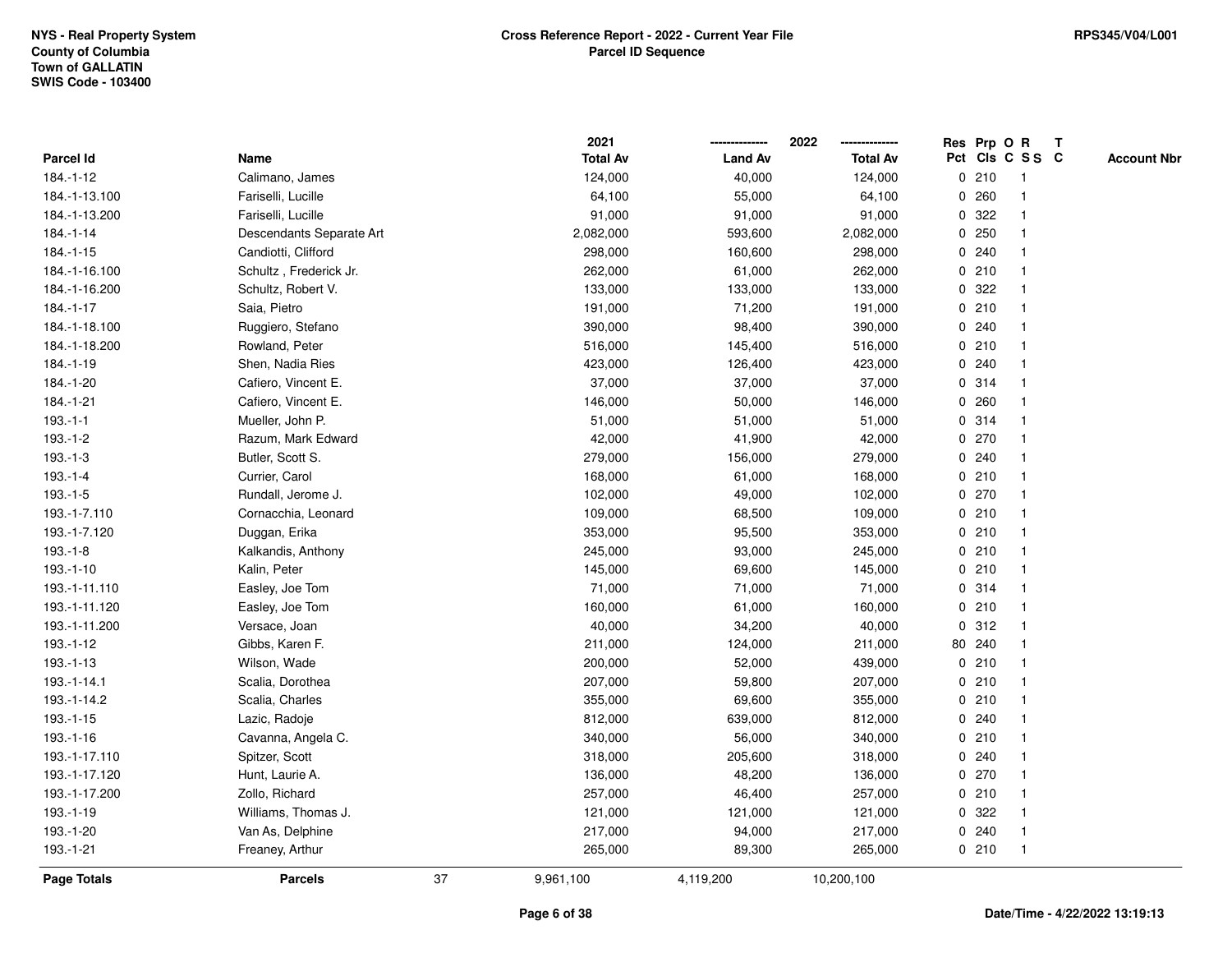NYS - Real Property System
County of Columbia
Town of GALLATIN
SWIS Code - 103400

# Cross Reference Report - 2022 - Current Year File
## Parcel ID Sequence

RPS345/V04/L001

| Parcel Id | Name | 2021 Total Av | 2022 Land Av | 2022 Total Av | Res Pct | Prp Cls | O C | R S S | T C | Account Nbr |
|---|---|---|---|---|---|---|---|---|---|---|
| 184.-1-12 | Calimano, James | 124,000 | 40,000 | 124,000 | 0 | 210 | | 1 | | |
| 184.-1-13.100 | Fariselli, Lucille | 64,100 | 55,000 | 64,100 | 0 | 260 | | 1 | | |
| 184.-1-13.200 | Fariselli, Lucille | 91,000 | 91,000 | 91,000 | 0 | 322 | | 1 | | |
| 184.-1-14 | Descendants Separate Art | 2,082,000 | 593,600 | 2,082,000 | 0 | 250 | | 1 | | |
| 184.-1-15 | Candiotti, Clifford | 298,000 | 160,600 | 298,000 | 0 | 240 | | 1 | | |
| 184.-1-16.100 | Schultz , Frederick Jr. | 262,000 | 61,000 | 262,000 | 0 | 210 | | 1 | | |
| 184.-1-16.200 | Schultz, Robert V. | 133,000 | 133,000 | 133,000 | 0 | 322 | | 1 | | |
| 184.-1-17 | Saia, Pietro | 191,000 | 71,200 | 191,000 | 0 | 210 | | 1 | | |
| 184.-1-18.100 | Ruggiero, Stefano | 390,000 | 98,400 | 390,000 | 0 | 240 | | 1 | | |
| 184.-1-18.200 | Rowland, Peter | 516,000 | 145,400 | 516,000 | 0 | 210 | | 1 | | |
| 184.-1-19 | Shen, Nadia Ries | 423,000 | 126,400 | 423,000 | 0 | 240 | | 1 | | |
| 184.-1-20 | Cafiero, Vincent E. | 37,000 | 37,000 | 37,000 | 0 | 314 | | 1 | | |
| 184.-1-21 | Cafiero, Vincent E. | 146,000 | 50,000 | 146,000 | 0 | 260 | | 1 | | |
| 193.-1-1 | Mueller, John P. | 51,000 | 51,000 | 51,000 | 0 | 314 | | 1 | | |
| 193.-1-2 | Razum, Mark Edward | 42,000 | 41,900 | 42,000 | 0 | 270 | | 1 | | |
| 193.-1-3 | Butler, Scott S. | 279,000 | 156,000 | 279,000 | 0 | 240 | | 1 | | |
| 193.-1-4 | Currier, Carol | 168,000 | 61,000 | 168,000 | 0 | 210 | | 1 | | |
| 193.-1-5 | Rundall, Jerome J. | 102,000 | 49,000 | 102,000 | 0 | 270 | | 1 | | |
| 193.-1-7.110 | Cornacchia, Leonard | 109,000 | 68,500 | 109,000 | 0 | 210 | | 1 | | |
| 193.-1-7.120 | Duggan, Erika | 353,000 | 95,500 | 353,000 | 0 | 210 | | 1 | | |
| 193.-1-8 | Kalkandis, Anthony | 245,000 | 93,000 | 245,000 | 0 | 210 | | 1 | | |
| 193.-1-10 | Kalin, Peter | 145,000 | 69,600 | 145,000 | 0 | 210 | | 1 | | |
| 193.-1-11.110 | Easley, Joe Tom | 71,000 | 71,000 | 71,000 | 0 | 314 | | 1 | | |
| 193.-1-11.120 | Easley, Joe Tom | 160,000 | 61,000 | 160,000 | 0 | 210 | | 1 | | |
| 193.-1-11.200 | Versace, Joan | 40,000 | 34,200 | 40,000 | 0 | 312 | | 1 | | |
| 193.-1-12 | Gibbs, Karen F. | 211,000 | 124,000 | 211,000 | 80 | 240 | | 1 | | |
| 193.-1-13 | Wilson, Wade | 200,000 | 52,000 | 439,000 | 0 | 210 | | 1 | | |
| 193.-1-14.1 | Scalia, Dorothea | 207,000 | 59,800 | 207,000 | 0 | 210 | | 1 | | |
| 193.-1-14.2 | Scalia, Charles | 355,000 | 69,600 | 355,000 | 0 | 210 | | 1 | | |
| 193.-1-15 | Lazic, Radoje | 812,000 | 639,000 | 812,000 | 0 | 240 | | 1 | | |
| 193.-1-16 | Cavanna, Angela C. | 340,000 | 56,000 | 340,000 | 0 | 210 | | 1 | | |
| 193.-1-17.110 | Spitzer, Scott | 318,000 | 205,600 | 318,000 | 0 | 240 | | 1 | | |
| 193.-1-17.120 | Hunt, Laurie A. | 136,000 | 48,200 | 136,000 | 0 | 270 | | 1 | | |
| 193.-1-17.200 | Zollo, Richard | 257,000 | 46,400 | 257,000 | 0 | 210 | | 1 | | |
| 193.-1-19 | Williams, Thomas J. | 121,000 | 121,000 | 121,000 | 0 | 322 | | 1 | | |
| 193.-1-20 | Van As, Delphine | 217,000 | 94,000 | 217,000 | 0 | 240 | | 1 | | |
| 193.-1-21 | Freaney, Arthur | 265,000 | 89,300 | 265,000 | 0 | 210 | | 1 | | |

| Page Totals | Parcels | 37 | 9,961,100 | 4,119,200 | 10,200,100 |
|---|---|---|---|---|---|

Date/Time - 4/22/2022 13:19:13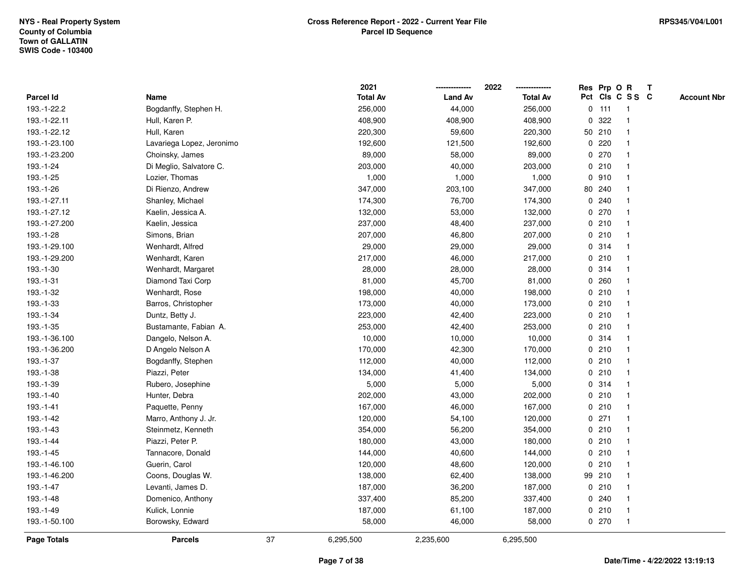NYS - Real Property System
County of Columbia
Town of GALLATIN
SWIS Code - 103400

# Cross Reference Report - 2022 - Current Year File
## Parcel ID Sequence

RPS345/V04/L001

| Parcel Id | Name | 2021 Total Av | 2022 Land Av | 2022 Total Av | Res Pct | Prp Cls | O C | R S S | T C | Account Nbr |
|---|---|---|---|---|---|---|---|---|---|---|
| 193.-1-22.2 | Bogdanffy, Stephen H. | 256,000 | 44,000 | 256,000 | 0 | 111 | | 1 | | |
| 193.-1-22.11 | Hull, Karen P. | 408,900 | 408,900 | 408,900 | 0 | 322 | | 1 | | |
| 193.-1-22.12 | Hull, Karen | 220,300 | 59,600 | 220,300 | 50 | 210 | | 1 | | |
| 193.-1-23.100 | Lavariega Lopez, Jeronimo | 192,600 | 121,500 | 192,600 | 0 | 220 | | 1 | | |
| 193.-1-23.200 | Choinsky, James | 89,000 | 58,000 | 89,000 | 0 | 270 | | 1 | | |
| 193.-1-24 | Di Meglio, Salvatore C. | 203,000 | 40,000 | 203,000 | 0 | 210 | | 1 | | |
| 193.-1-25 | Lozier, Thomas | 1,000 | 1,000 | 1,000 | 0 | 910 | | 1 | | |
| 193.-1-26 | Di Rienzo, Andrew | 347,000 | 203,100 | 347,000 | 80 | 240 | | 1 | | |
| 193.-1-27.11 | Shanley, Michael | 174,300 | 76,700 | 174,300 | 0 | 240 | | 1 | | |
| 193.-1-27.12 | Kaelin, Jessica A. | 132,000 | 53,000 | 132,000 | 0 | 270 | | 1 | | |
| 193.-1-27.200 | Kaelin, Jessica | 237,000 | 48,400 | 237,000 | 0 | 210 | | 1 | | |
| 193.-1-28 | Simons, Brian | 207,000 | 46,800 | 207,000 | 0 | 210 | | 1 | | |
| 193.-1-29.100 | Wenhardt, Alfred | 29,000 | 29,000 | 29,000 | 0 | 314 | | 1 | | |
| 193.-1-29.200 | Wenhardt, Karen | 217,000 | 46,000 | 217,000 | 0 | 210 | | 1 | | |
| 193.-1-30 | Wenhardt, Margaret | 28,000 | 28,000 | 28,000 | 0 | 314 | | 1 | | |
| 193.-1-31 | Diamond Taxi Corp | 81,000 | 45,700 | 81,000 | 0 | 260 | | 1 | | |
| 193.-1-32 | Wenhardt, Rose | 198,000 | 40,000 | 198,000 | 0 | 210 | | 1 | | |
| 193.-1-33 | Barros, Christopher | 173,000 | 40,000 | 173,000 | 0 | 210 | | 1 | | |
| 193.-1-34 | Duntz, Betty J. | 223,000 | 42,400 | 223,000 | 0 | 210 | | 1 | | |
| 193.-1-35 | Bustamante, Fabian A. | 253,000 | 42,400 | 253,000 | 0 | 210 | | 1 | | |
| 193.-1-36.100 | Dangelo, Nelson A. | 10,000 | 10,000 | 10,000 | 0 | 314 | | 1 | | |
| 193.-1-36.200 | D Angelo Nelson A | 170,000 | 42,300 | 170,000 | 0 | 210 | | 1 | | |
| 193.-1-37 | Bogdanffy, Stephen | 112,000 | 40,000 | 112,000 | 0 | 210 | | 1 | | |
| 193.-1-38 | Piazzi, Peter | 134,000 | 41,400 | 134,000 | 0 | 210 | | 1 | | |
| 193.-1-39 | Rubero, Josephine | 5,000 | 5,000 | 5,000 | 0 | 314 | | 1 | | |
| 193.-1-40 | Hunter, Debra | 202,000 | 43,000 | 202,000 | 0 | 210 | | 1 | | |
| 193.-1-41 | Paquette, Penny | 167,000 | 46,000 | 167,000 | 0 | 210 | | 1 | | |
| 193.-1-42 | Marro, Anthony J. Jr. | 120,000 | 54,100 | 120,000 | 0 | 271 | | 1 | | |
| 193.-1-43 | Steinmetz, Kenneth | 354,000 | 56,200 | 354,000 | 0 | 210 | | 1 | | |
| 193.-1-44 | Piazzi, Peter P. | 180,000 | 43,000 | 180,000 | 0 | 210 | | 1 | | |
| 193.-1-45 | Tannacore, Donald | 144,000 | 40,600 | 144,000 | 0 | 210 | | 1 | | |
| 193.-1-46.100 | Guerin, Carol | 120,000 | 48,600 | 120,000 | 0 | 210 | | 1 | | |
| 193.-1-46.200 | Coons, Douglas W. | 138,000 | 62,400 | 138,000 | 99 | 210 | | 1 | | |
| 193.-1-47 | Levanti, James D. | 187,000 | 36,200 | 187,000 | 0 | 210 | | 1 | | |
| 193.-1-48 | Domenico, Anthony | 337,400 | 85,200 | 337,400 | 0 | 240 | | 1 | | |
| 193.-1-49 | Kulick, Lonnie | 187,000 | 61,100 | 187,000 | 0 | 210 | | 1 | | |
| 193.-1-50.100 | Borowsky, Edward | 58,000 | 46,000 | 58,000 | 0 | 270 | | 1 | | |
| **Page Totals** | **Parcels** 37 | 6,295,500 | 2,235,600 | 6,295,500 | | | | | | |

Date/Time - 4/22/2022 13:19:13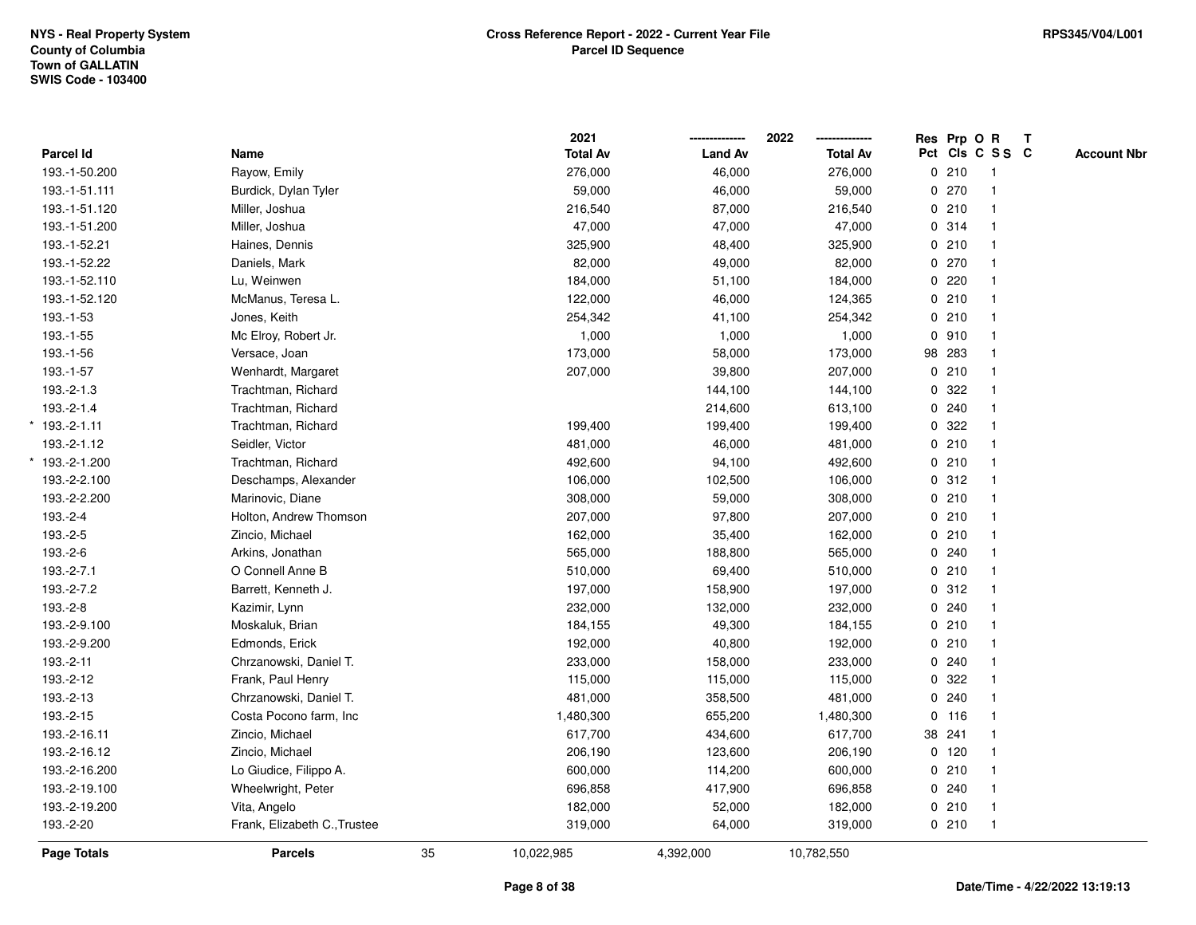NYS - Real Property System
County of Columbia
Town of GALLATIN
SWIS Code - 103400

# Cross Reference Report - 2022 - Current Year File
## Parcel ID Sequence

RPS345/V04/L001

| Parcel Id | Name | 2021 Total Av | 2022 Land Av | 2022 Total Av | Res Pct | Prp Cls | O C | R S S | T C | Account Nbr |
|---|---|---|---|---|---|---|---|---|---|---|
| 193.-1-50.200 | Rayow, Emily | 276,000 | 46,000 | 276,000 | 0 | 210 | | 1 | | |
| 193.-1-51.111 | Burdick, Dylan Tyler | 59,000 | 46,000 | 59,000 | 0 | 270 | | 1 | | |
| 193.-1-51.120 | Miller, Joshua | 216,540 | 87,000 | 216,540 | 0 | 210 | | 1 | | |
| 193.-1-51.200 | Miller, Joshua | 47,000 | 47,000 | 47,000 | 0 | 314 | | 1 | | |
| 193.-1-52.21 | Haines, Dennis | 325,900 | 48,400 | 325,900 | 0 | 210 | | 1 | | |
| 193.-1-52.22 | Daniels, Mark | 82,000 | 49,000 | 82,000 | 0 | 270 | | 1 | | |
| 193.-1-52.110 | Lu, Weinwen | 184,000 | 51,100 | 184,000 | 0 | 220 | | 1 | | |
| 193.-1-52.120 | McManus, Teresa L. | 122,000 | 46,000 | 124,365 | 0 | 210 | | 1 | | |
| 193.-1-53 | Jones, Keith | 254,342 | 41,100 | 254,342 | 0 | 210 | | 1 | | |
| 193.-1-55 | Mc Elroy, Robert Jr. | 1,000 | 1,000 | 1,000 | 0 | 910 | | 1 | | |
| 193.-1-56 | Versace, Joan | 173,000 | 58,000 | 173,000 | 98 | 283 | | 1 | | |
| 193.-1-57 | Wenhardt, Margaret | 207,000 | 39,800 | 207,000 | 0 | 210 | | 1 | | |
| 193.-2-1.3 | Trachtman, Richard | | 144,100 | 144,100 | 0 | 322 | | 1 | | |
| 193.-2-1.4 | Trachtman, Richard | | 214,600 | 613,100 | 0 | 240 | | 1 | | |
| * 193.-2-1.11 | Trachtman, Richard | 199,400 | 199,400 | 199,400 | 0 | 322 | | 1 | | |
| 193.-2-1.12 | Seidler, Victor | 481,000 | 46,000 | 481,000 | 0 | 210 | | 1 | | |
| * 193.-2-1.200 | Trachtman, Richard | 492,600 | 94,100 | 492,600 | 0 | 210 | | 1 | | |
| 193.-2-2.100 | Deschamps, Alexander | 106,000 | 102,500 | 106,000 | 0 | 312 | | 1 | | |
| 193.-2-2.200 | Marinovic, Diane | 308,000 | 59,000 | 308,000 | 0 | 210 | | 1 | | |
| 193.-2-4 | Holton, Andrew Thomson | 207,000 | 97,800 | 207,000 | 0 | 210 | | 1 | | |
| 193.-2-5 | Zincio, Michael | 162,000 | 35,400 | 162,000 | 0 | 210 | | 1 | | |
| 193.-2-6 | Arkins, Jonathan | 565,000 | 188,800 | 565,000 | 0 | 240 | | 1 | | |
| 193.-2-7.1 | O Connell Anne B | 510,000 | 69,400 | 510,000 | 0 | 210 | | 1 | | |
| 193.-2-7.2 | Barrett, Kenneth J. | 197,000 | 158,900 | 197,000 | 0 | 312 | | 1 | | |
| 193.-2-8 | Kazimir, Lynn | 232,000 | 132,000 | 232,000 | 0 | 240 | | 1 | | |
| 193.-2-9.100 | Moskaluk, Brian | 184,155 | 49,300 | 184,155 | 0 | 210 | | 1 | | |
| 193.-2-9.200 | Edmonds, Erick | 192,000 | 40,800 | 192,000 | 0 | 210 | | 1 | | |
| 193.-2-11 | Chrzanowski, Daniel T. | 233,000 | 158,000 | 233,000 | 0 | 240 | | 1 | | |
| 193.-2-12 | Frank, Paul Henry | 115,000 | 115,000 | 115,000 | 0 | 322 | | 1 | | |
| 193.-2-13 | Chrzanowski, Daniel T. | 481,000 | 358,500 | 481,000 | 0 | 240 | | 1 | | |
| 193.-2-15 | Costa Pocono farm, Inc | 1,480,300 | 655,200 | 1,480,300 | 0 | 116 | | 1 | | |
| 193.-2-16.11 | Zincio, Michael | 617,700 | 434,600 | 617,700 | 38 | 241 | | 1 | | |
| 193.-2-16.12 | Zincio, Michael | 206,190 | 123,600 | 206,190 | 0 | 120 | | 1 | | |
| 193.-2-16.200 | Lo Giudice, Filippo A. | 600,000 | 114,200 | 600,000 | 0 | 210 | | 1 | | |
| 193.-2-19.100 | Wheelwright, Peter | 696,858 | 417,900 | 696,858 | 0 | 240 | | 1 | | |
| 193.-2-19.200 | Vita, Angelo | 182,000 | 52,000 | 182,000 | 0 | 210 | | 1 | | |
| 193.-2-20 | Frank, Elizabeth C.,Trustee | 319,000 | 64,000 | 319,000 | 0 | 210 | | 1 | | |
| **Page Totals** | **Parcels** 35 | 10,022,985 | 4,392,000 | 10,782,550 | | | | | | |

Date/Time - 4/22/2022 13:19:13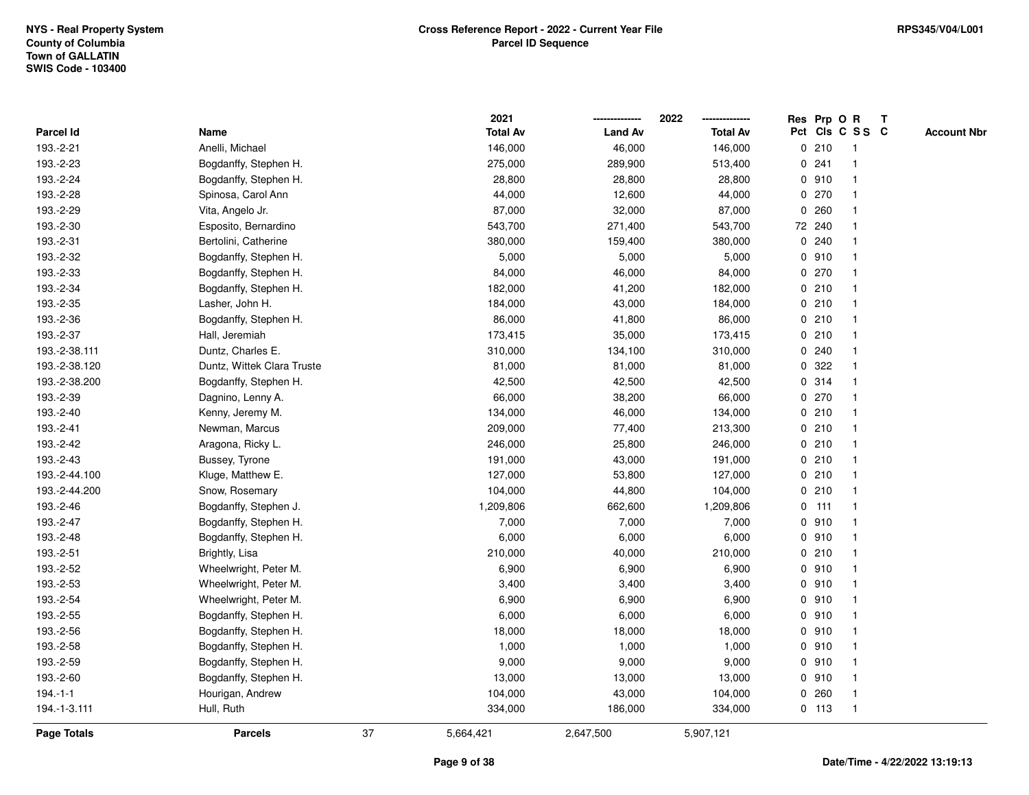NYS - Real Property System
County of Columbia
Town of GALLATIN
SWIS Code - 103400

**Cross Reference Report - 2022 - Current Year File**
**Parcel ID Sequence**

RPS345/V04/L001

| Parcel Id | Name | 2021 Total Av | 2022 Land Av | 2022 Total Av | Res Pct | Prp Cls | O C | R S S | T C | Account Nbr |
|---|---|---|---|---|---|---|---|---|---|---|
| 193.-2-21 | Anelli, Michael | 146,000 | 46,000 | 146,000 | 0 | 210 | | 1 | | |
| 193.-2-23 | Bogdanffy, Stephen H. | 275,000 | 289,900 | 513,400 | 0 | 241 | | 1 | | |
| 193.-2-24 | Bogdanffy, Stephen H. | 28,800 | 28,800 | 28,800 | 0 | 910 | | 1 | | |
| 193.-2-28 | Spinosa, Carol Ann | 44,000 | 12,600 | 44,000 | 0 | 270 | | 1 | | |
| 193.-2-29 | Vita, Angelo Jr. | 87,000 | 32,000 | 87,000 | 0 | 260 | | 1 | | |
| 193.-2-30 | Esposito, Bernardino | 543,700 | 271,400 | 543,700 | 72 | 240 | | 1 | | |
| 193.-2-31 | Bertolini, Catherine | 380,000 | 159,400 | 380,000 | 0 | 240 | | 1 | | |
| 193.-2-32 | Bogdanffy, Stephen H. | 5,000 | 5,000 | 5,000 | 0 | 910 | | 1 | | |
| 193.-2-33 | Bogdanffy, Stephen H. | 84,000 | 46,000 | 84,000 | 0 | 270 | | 1 | | |
| 193.-2-34 | Bogdanffy, Stephen H. | 182,000 | 41,200 | 182,000 | 0 | 210 | | 1 | | |
| 193.-2-35 | Lasher, John H. | 184,000 | 43,000 | 184,000 | 0 | 210 | | 1 | | |
| 193.-2-36 | Bogdanffy, Stephen H. | 86,000 | 41,800 | 86,000 | 0 | 210 | | 1 | | |
| 193.-2-37 | Hall, Jeremiah | 173,415 | 35,000 | 173,415 | 0 | 210 | | 1 | | |
| 193.-2-38.111 | Duntz, Charles E. | 310,000 | 134,100 | 310,000 | 0 | 240 | | 1 | | |
| 193.-2-38.120 | Duntz, Wittek Clara Truste | 81,000 | 81,000 | 81,000 | 0 | 322 | | 1 | | |
| 193.-2-38.200 | Bogdanffy, Stephen H. | 42,500 | 42,500 | 42,500 | 0 | 314 | | 1 | | |
| 193.-2-39 | Dagnino, Lenny A. | 66,000 | 38,200 | 66,000 | 0 | 270 | | 1 | | |
| 193.-2-40 | Kenny, Jeremy M. | 134,000 | 46,000 | 134,000 | 0 | 210 | | 1 | | |
| 193.-2-41 | Newman, Marcus | 209,000 | 77,400 | 213,300 | 0 | 210 | | 1 | | |
| 193.-2-42 | Aragona, Ricky L. | 246,000 | 25,800 | 246,000 | 0 | 210 | | 1 | | |
| 193.-2-43 | Bussey, Tyrone | 191,000 | 43,000 | 191,000 | 0 | 210 | | 1 | | |
| 193.-2-44.100 | Kluge, Matthew E. | 127,000 | 53,800 | 127,000 | 0 | 210 | | 1 | | |
| 193.-2-44.200 | Snow, Rosemary | 104,000 | 44,800 | 104,000 | 0 | 210 | | 1 | | |
| 193.-2-46 | Bogdanffy, Stephen J. | 1,209,806 | 662,600 | 1,209,806 | 0 | 111 | | 1 | | |
| 193.-2-47 | Bogdanffy, Stephen H. | 7,000 | 7,000 | 7,000 | 0 | 910 | | 1 | | |
| 193.-2-48 | Bogdanffy, Stephen H. | 6,000 | 6,000 | 6,000 | 0 | 910 | | 1 | | |
| 193.-2-51 | Brightly, Lisa | 210,000 | 40,000 | 210,000 | 0 | 210 | | 1 | | |
| 193.-2-52 | Wheelwright, Peter M. | 6,900 | 6,900 | 6,900 | 0 | 910 | | 1 | | |
| 193.-2-53 | Wheelwright, Peter M. | 3,400 | 3,400 | 3,400 | 0 | 910 | | 1 | | |
| 193.-2-54 | Wheelwright, Peter M. | 6,900 | 6,900 | 6,900 | 0 | 910 | | 1 | | |
| 193.-2-55 | Bogdanffy, Stephen H. | 6,000 | 6,000 | 6,000 | 0 | 910 | | 1 | | |
| 193.-2-56 | Bogdanffy, Stephen H. | 18,000 | 18,000 | 18,000 | 0 | 910 | | 1 | | |
| 193.-2-58 | Bogdanffy, Stephen H. | 1,000 | 1,000 | 1,000 | 0 | 910 | | 1 | | |
| 193.-2-59 | Bogdanffy, Stephen H. | 9,000 | 9,000 | 9,000 | 0 | 910 | | 1 | | |
| 193.-2-60 | Bogdanffy, Stephen H. | 13,000 | 13,000 | 13,000 | 0 | 910 | | 1 | | |
| 194.-1-1 | Hourigan, Andrew | 104,000 | 43,000 | 104,000 | 0 | 260 | | 1 | | |
| 194.-1-3.111 | Hull, Ruth | 334,000 | 186,000 | 334,000 | 0 | 113 | | 1 | | |
| **Page Totals** | **Parcels** 37 | 5,664,421 | 2,647,500 | 5,907,121 | | | | | | |

Date/Time - 4/22/2022 13:19:13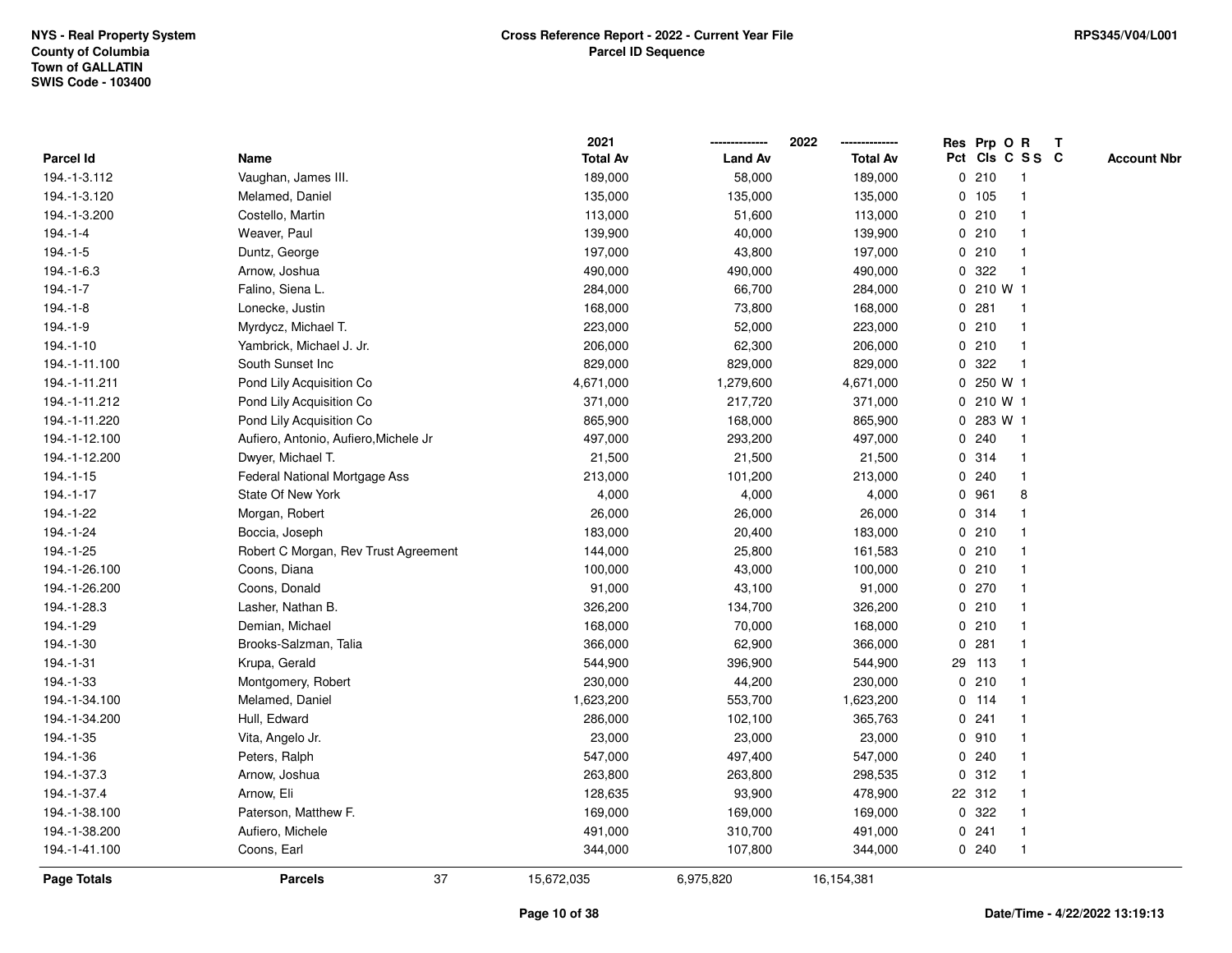NYS - Real Property System
County of Columbia
Town of GALLATIN
SWIS Code - 103400

**Cross Reference Report - 2022 - Current Year File**
**Parcel ID Sequence**

RPS345/V04/L001

| Parcel Id | Name | 2021 Total Av | 2022 Land Av | 2022 Total Av | Res Pct | Prp Cls | O C | R S S | T C | Account Nbr |
|---|---|---|---|---|---|---|---|---|---|---|
| 194.-1-3.112 | Vaughan, James III. | 189,000 | 58,000 | 189,000 | 0 | 210 | | 1 | | |
| 194.-1-3.120 | Melamed, Daniel | 135,000 | 135,000 | 135,000 | 0 | 105 | | 1 | | |
| 194.-1-3.200 | Costello, Martin | 113,000 | 51,600 | 113,000 | 0 | 210 | | 1 | | |
| 194.-1-4 | Weaver, Paul | 139,900 | 40,000 | 139,900 | 0 | 210 | | 1 | | |
| 194.-1-5 | Duntz, George | 197,000 | 43,800 | 197,000 | 0 | 210 | | 1 | | |
| 194.-1-6.3 | Arnow, Joshua | 490,000 | 490,000 | 490,000 | 0 | 322 | | 1 | | |
| 194.-1-7 | Falino, Siena L. | 284,000 | 66,700 | 284,000 | 0 | 210 | W | 1 | | |
| 194.-1-8 | Lonecke, Justin | 168,000 | 73,800 | 168,000 | 0 | 281 | | 1 | | |
| 194.-1-9 | Myrdycz, Michael T. | 223,000 | 52,000 | 223,000 | 0 | 210 | | 1 | | |
| 194.-1-10 | Yambrick, Michael J. Jr. | 206,000 | 62,300 | 206,000 | 0 | 210 | | 1 | | |
| 194.-1-11.100 | South Sunset Inc | 829,000 | 829,000 | 829,000 | 0 | 322 | | 1 | | |
| 194.-1-11.211 | Pond Lily Acquisition Co | 4,671,000 | 1,279,600 | 4,671,000 | 0 | 250 | W | 1 | | |
| 194.-1-11.212 | Pond Lily Acquisition Co | 371,000 | 217,720 | 371,000 | 0 | 210 | W | 1 | | |
| 194.-1-11.220 | Pond Lily Acquisition Co | 865,900 | 168,000 | 865,900 | 0 | 283 | W | 1 | | |
| 194.-1-12.100 | Aufiero, Antonio, Aufiero,Michele Jr | 497,000 | 293,200 | 497,000 | 0 | 240 | | 1 | | |
| 194.-1-12.200 | Dwyer, Michael T. | 21,500 | 21,500 | 21,500 | 0 | 314 | | 1 | | |
| 194.-1-15 | Federal National Mortgage Ass | 213,000 | 101,200 | 213,000 | 0 | 240 | | 1 | | |
| 194.-1-17 | State Of New York | 4,000 | 4,000 | 4,000 | 0 | 961 | | 8 | | |
| 194.-1-22 | Morgan, Robert | 26,000 | 26,000 | 26,000 | 0 | 314 | | 1 | | |
| 194.-1-24 | Boccia, Joseph | 183,000 | 20,400 | 183,000 | 0 | 210 | | 1 | | |
| 194.-1-25 | Robert C Morgan, Rev Trust Agreement | 144,000 | 25,800 | 161,583 | 0 | 210 | | 1 | | |
| 194.-1-26.100 | Coons, Diana | 100,000 | 43,000 | 100,000 | 0 | 210 | | 1 | | |
| 194.-1-26.200 | Coons, Donald | 91,000 | 43,100 | 91,000 | 0 | 270 | | 1 | | |
| 194.-1-28.3 | Lasher, Nathan B. | 326,200 | 134,700 | 326,200 | 0 | 210 | | 1 | | |
| 194.-1-29 | Demian, Michael | 168,000 | 70,000 | 168,000 | 0 | 210 | | 1 | | |
| 194.-1-30 | Brooks-Salzman, Talia | 366,000 | 62,900 | 366,000 | 0 | 281 | | 1 | | |
| 194.-1-31 | Krupa, Gerald | 544,900 | 396,900 | 544,900 | 29 | 113 | | 1 | | |
| 194.-1-33 | Montgomery, Robert | 230,000 | 44,200 | 230,000 | 0 | 210 | | 1 | | |
| 194.-1-34.100 | Melamed, Daniel | 1,623,200 | 553,700 | 1,623,200 | 0 | 114 | | 1 | | |
| 194.-1-34.200 | Hull, Edward | 286,000 | 102,100 | 365,763 | 0 | 241 | | 1 | | |
| 194.-1-35 | Vita, Angelo Jr. | 23,000 | 23,000 | 23,000 | 0 | 910 | | 1 | | |
| 194.-1-36 | Peters, Ralph | 547,000 | 497,400 | 547,000 | 0 | 240 | | 1 | | |
| 194.-1-37.3 | Arnow, Joshua | 263,800 | 263,800 | 298,535 | 0 | 312 | | 1 | | |
| 194.-1-37.4 | Arnow, Eli | 128,635 | 93,900 | 478,900 | 22 | 312 | | 1 | | |
| 194.-1-38.100 | Paterson, Matthew F. | 169,000 | 169,000 | 169,000 | 0 | 322 | | 1 | | |
| 194.-1-38.200 | Aufiero, Michele | 491,000 | 310,700 | 491,000 | 0 | 241 | | 1 | | |
| 194.-1-41.100 | Coons, Earl | 344,000 | 107,800 | 344,000 | 0 | 240 | | 1 | | |
| **Page Totals** | **Parcels** 37 | 15,672,035 | 6,975,820 | 16,154,381 | | | | | | |

Date/Time - 4/22/2022 13:19:13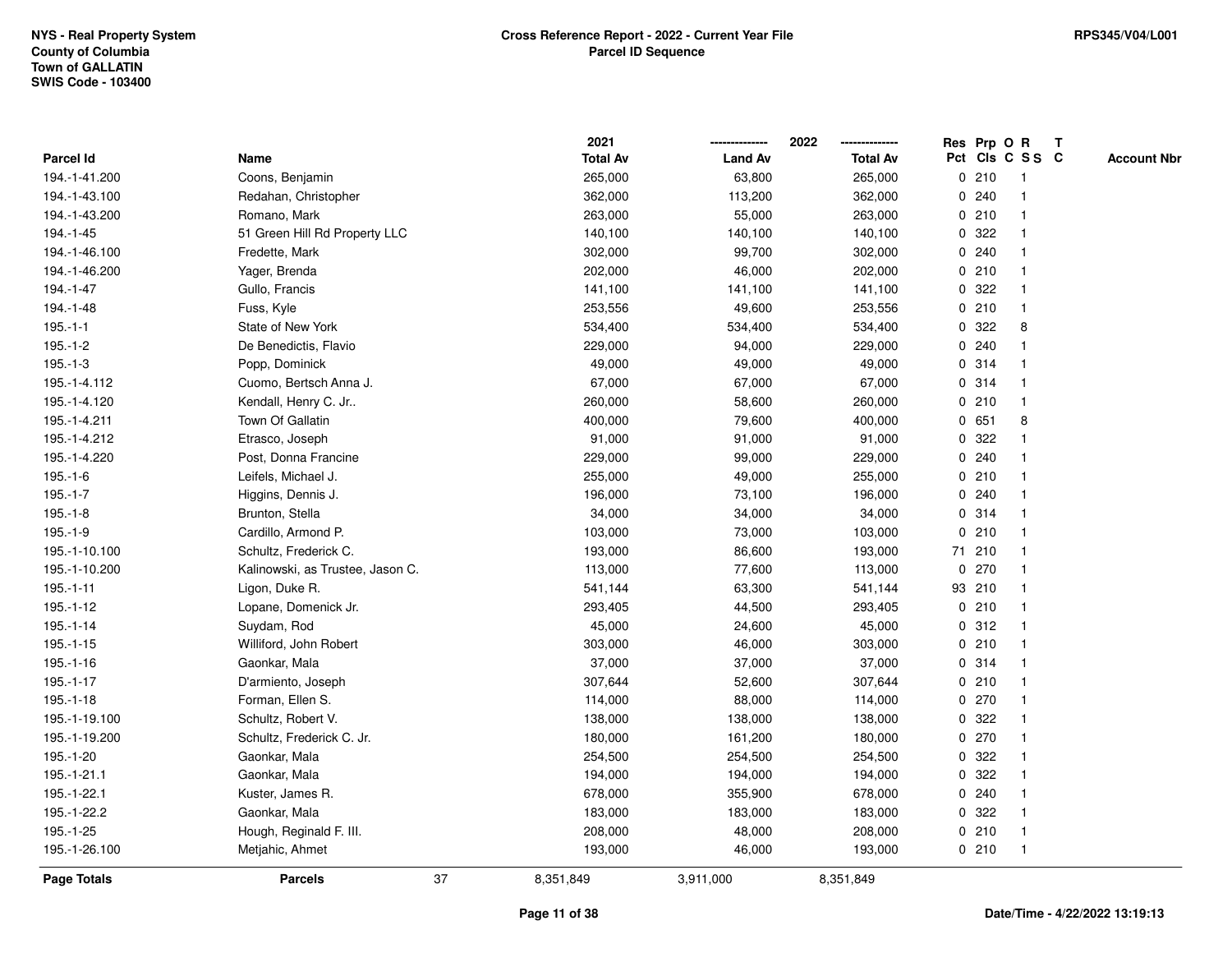**NYS - Real Property System**
**County of Columbia**
**Town of GALLATIN**
**SWIS Code - 103400**

**Cross Reference Report - 2022 - Current Year File**
**Parcel ID Sequence**

**RPS345/V04/L001**

| Parcel Id | Name | 2021 Total Av | 2022 Land Av | 2022 Total Av | Res Pct | Prp Cls | O C | R SS | T C | Account Nbr |
|---|---|---|---|---|---|---|---|---|---|---|
| 194.-1-41.200 | Coons, Benjamin | 265,000 | 63,800 | 265,000 | 0 | 210 | | 1 | | |
| 194.-1-43.100 | Redahan, Christopher | 362,000 | 113,200 | 362,000 | 0 | 240 | | 1 | | |
| 194.-1-43.200 | Romano, Mark | 263,000 | 55,000 | 263,000 | 0 | 210 | | 1 | | |
| 194.-1-45 | 51 Green Hill Rd Property LLC | 140,100 | 140,100 | 140,100 | 0 | 322 | | 1 | | |
| 194.-1-46.100 | Fredette, Mark | 302,000 | 99,700 | 302,000 | 0 | 240 | | 1 | | |
| 194.-1-46.200 | Yager, Brenda | 202,000 | 46,000 | 202,000 | 0 | 210 | | 1 | | |
| 194.-1-47 | Gullo, Francis | 141,100 | 141,100 | 141,100 | 0 | 322 | | 1 | | |
| 194.-1-48 | Fuss, Kyle | 253,556 | 49,600 | 253,556 | 0 | 210 | | 1 | | |
| 195.-1-1 | State of New York | 534,400 | 534,400 | 534,400 | 0 | 322 | | 8 | | |
| 195.-1-2 | De Benedictis, Flavio | 229,000 | 94,000 | 229,000 | 0 | 240 | | 1 | | |
| 195.-1-3 | Popp, Dominick | 49,000 | 49,000 | 49,000 | 0 | 314 | | 1 | | |
| 195.-1-4.112 | Cuomo, Bertsch Anna J. | 67,000 | 67,000 | 67,000 | 0 | 314 | | 1 | | |
| 195.-1-4.120 | Kendall, Henry C. Jr.. | 260,000 | 58,600 | 260,000 | 0 | 210 | | 1 | | |
| 195.-1-4.211 | Town Of Gallatin | 400,000 | 79,600 | 400,000 | 0 | 651 | | 8 | | |
| 195.-1-4.212 | Etrasco, Joseph | 91,000 | 91,000 | 91,000 | 0 | 322 | | 1 | | |
| 195.-1-4.220 | Post, Donna Francine | 229,000 | 99,000 | 229,000 | 0 | 240 | | 1 | | |
| 195.-1-6 | Leifels, Michael J. | 255,000 | 49,000 | 255,000 | 0 | 210 | | 1 | | |
| 195.-1-7 | Higgins, Dennis J. | 196,000 | 73,100 | 196,000 | 0 | 240 | | 1 | | |
| 195.-1-8 | Brunton, Stella | 34,000 | 34,000 | 34,000 | 0 | 314 | | 1 | | |
| 195.-1-9 | Cardillo, Armond P. | 103,000 | 73,000 | 103,000 | 0 | 210 | | 1 | | |
| 195.-1-10.100 | Schultz, Frederick C. | 193,000 | 86,600 | 193,000 | 71 | 210 | | 1 | | |
| 195.-1-10.200 | Kalinowski, as Trustee, Jason C. | 113,000 | 77,600 | 113,000 | 0 | 270 | | 1 | | |
| 195.-1-11 | Ligon, Duke R. | 541,144 | 63,300 | 541,144 | 93 | 210 | | 1 | | |
| 195.-1-12 | Lopane, Domenick Jr. | 293,405 | 44,500 | 293,405 | 0 | 210 | | 1 | | |
| 195.-1-14 | Suydam, Rod | 45,000 | 24,600 | 45,000 | 0 | 312 | | 1 | | |
| 195.-1-15 | Williford, John Robert | 303,000 | 46,000 | 303,000 | 0 | 210 | | 1 | | |
| 195.-1-16 | Gaonkar, Mala | 37,000 | 37,000 | 37,000 | 0 | 314 | | 1 | | |
| 195.-1-17 | D'armiento, Joseph | 307,644 | 52,600 | 307,644 | 0 | 210 | | 1 | | |
| 195.-1-18 | Forman, Ellen S. | 114,000 | 88,000 | 114,000 | 0 | 270 | | 1 | | |
| 195.-1-19.100 | Schultz, Robert V. | 138,000 | 138,000 | 138,000 | 0 | 322 | | 1 | | |
| 195.-1-19.200 | Schultz, Frederick C. Jr. | 180,000 | 161,200 | 180,000 | 0 | 270 | | 1 | | |
| 195.-1-20 | Gaonkar, Mala | 254,500 | 254,500 | 254,500 | 0 | 322 | | 1 | | |
| 195.-1-21.1 | Gaonkar, Mala | 194,000 | 194,000 | 194,000 | 0 | 322 | | 1 | | |
| 195.-1-22.1 | Kuster, James R. | 678,000 | 355,900 | 678,000 | 0 | 240 | | 1 | | |
| 195.-1-22.2 | Gaonkar, Mala | 183,000 | 183,000 | 183,000 | 0 | 322 | | 1 | | |
| 195.-1-25 | Hough, Reginald F. III. | 208,000 | 48,000 | 208,000 | 0 | 210 | | 1 | | |
| 195.-1-26.100 | Metjahic, Ahmet | 193,000 | 46,000 | 193,000 | 0 | 210 | | 1 | | |
| **Page Totals** | **Parcels** 37 | 8,351,849 | 3,911,000 | 8,351,849 | | | | | | |

**Date/Time - 4/22/2022 13:19:13**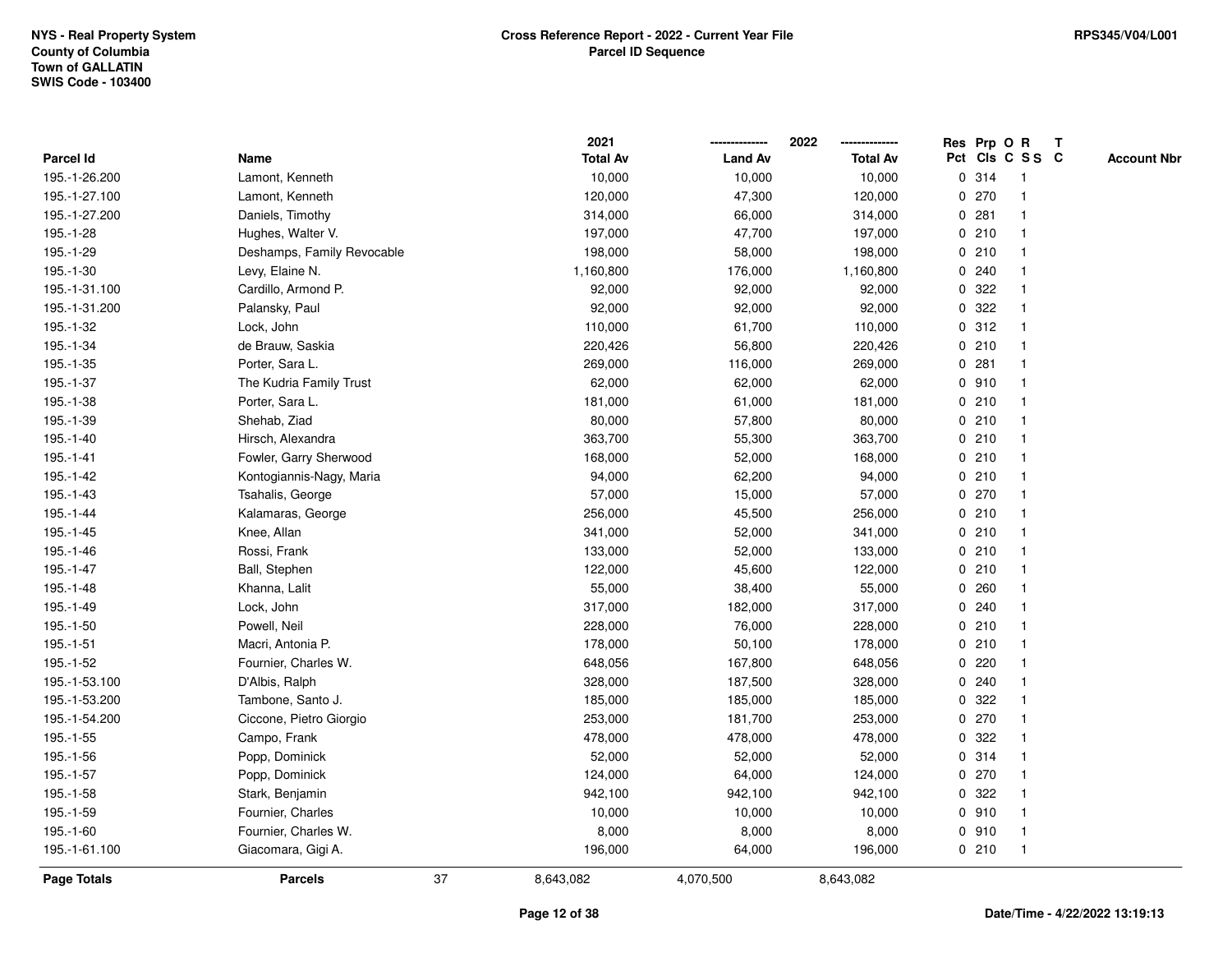| Parcel Id | Name | 2021 Total Av | 2022 Land Av | 2022 Total Av | Res Pct | Prp Cls | O C | R S S | T C | Account Nbr |
|---|---|---|---|---|---|---|---|---|---|---|
| 195.-1-26.200 | Lamont, Kenneth | 10,000 | 10,000 | 10,000 | 0 | 314 | | 1 | | |
| 195.-1-27.100 | Lamont, Kenneth | 120,000 | 47,300 | 120,000 | 0 | 270 | | 1 | | |
| 195.-1-27.200 | Daniels, Timothy | 314,000 | 66,000 | 314,000 | 0 | 281 | | 1 | | |
| 195.-1-28 | Hughes, Walter V. | 197,000 | 47,700 | 197,000 | 0 | 210 | | 1 | | |
| 195.-1-29 | Deshamps, Family Revocable | 198,000 | 58,000 | 198,000 | 0 | 210 | | 1 | | |
| 195.-1-30 | Levy, Elaine N. | 1,160,800 | 176,000 | 1,160,800 | 0 | 240 | | 1 | | |
| 195.-1-31.100 | Cardillo, Armond P. | 92,000 | 92,000 | 92,000 | 0 | 322 | | 1 | | |
| 195.-1-31.200 | Palansky, Paul | 92,000 | 92,000 | 92,000 | 0 | 322 | | 1 | | |
| 195.-1-32 | Lock, John | 110,000 | 61,700 | 110,000 | 0 | 312 | | 1 | | |
| 195.-1-34 | de Brauw, Saskia | 220,426 | 56,800 | 220,426 | 0 | 210 | | 1 | | |
| 195.-1-35 | Porter, Sara L. | 269,000 | 116,000 | 269,000 | 0 | 281 | | 1 | | |
| 195.-1-37 | The Kudria Family Trust | 62,000 | 62,000 | 62,000 | 0 | 910 | | 1 | | |
| 195.-1-38 | Porter, Sara L. | 181,000 | 61,000 | 181,000 | 0 | 210 | | 1 | | |
| 195.-1-39 | Shehab, Ziad | 80,000 | 57,800 | 80,000 | 0 | 210 | | 1 | | |
| 195.-1-40 | Hirsch, Alexandra | 363,700 | 55,300 | 363,700 | 0 | 210 | | 1 | | |
| 195.-1-41 | Fowler, Garry Sherwood | 168,000 | 52,000 | 168,000 | 0 | 210 | | 1 | | |
| 195.-1-42 | Kontogiannis-Nagy, Maria | 94,000 | 62,200 | 94,000 | 0 | 210 | | 1 | | |
| 195.-1-43 | Tsahalis, George | 57,000 | 15,000 | 57,000 | 0 | 270 | | 1 | | |
| 195.-1-44 | Kalamaras, George | 256,000 | 45,500 | 256,000 | 0 | 210 | | 1 | | |
| 195.-1-45 | Knee, Allan | 341,000 | 52,000 | 341,000 | 0 | 210 | | 1 | | |
| 195.-1-46 | Rossi, Frank | 133,000 | 52,000 | 133,000 | 0 | 210 | | 1 | | |
| 195.-1-47 | Ball, Stephen | 122,000 | 45,600 | 122,000 | 0 | 210 | | 1 | | |
| 195.-1-48 | Khanna, Lalit | 55,000 | 38,400 | 55,000 | 0 | 260 | | 1 | | |
| 195.-1-49 | Lock, John | 317,000 | 182,000 | 317,000 | 0 | 240 | | 1 | | |
| 195.-1-50 | Powell, Neil | 228,000 | 76,000 | 228,000 | 0 | 210 | | 1 | | |
| 195.-1-51 | Macri, Antonia P. | 178,000 | 50,100 | 178,000 | 0 | 210 | | 1 | | |
| 195.-1-52 | Fournier, Charles W. | 648,056 | 167,800 | 648,056 | 0 | 220 | | 1 | | |
| 195.-1-53.100 | D'Albis, Ralph | 328,000 | 187,500 | 328,000 | 0 | 240 | | 1 | | |
| 195.-1-53.200 | Tambone, Santo J. | 185,000 | 185,000 | 185,000 | 0 | 322 | | 1 | | |
| 195.-1-54.200 | Ciccone, Pietro Giorgio | 253,000 | 181,700 | 253,000 | 0 | 270 | | 1 | | |
| 195.-1-55 | Campo, Frank | 478,000 | 478,000 | 478,000 | 0 | 322 | | 1 | | |
| 195.-1-56 | Popp, Dominick | 52,000 | 52,000 | 52,000 | 0 | 314 | | 1 | | |
| 195.-1-57 | Popp, Dominick | 124,000 | 64,000 | 124,000 | 0 | 270 | | 1 | | |
| 195.-1-58 | Stark, Benjamin | 942,100 | 942,100 | 942,100 | 0 | 322 | | 1 | | |
| 195.-1-59 | Fournier, Charles | 10,000 | 10,000 | 10,000 | 0 | 910 | | 1 | | |
| 195.-1-60 | Fournier, Charles W. | 8,000 | 8,000 | 8,000 | 0 | 910 | | 1 | | |
| 195.-1-61.100 | Giacomara, Gigi A. | 196,000 | 64,000 | 196,000 | 0 | 210 | | 1 | | |
| **Page Totals** | **Parcels** 37 | 8,643,082 | 4,070,500 | 8,643,082 | | | | | | |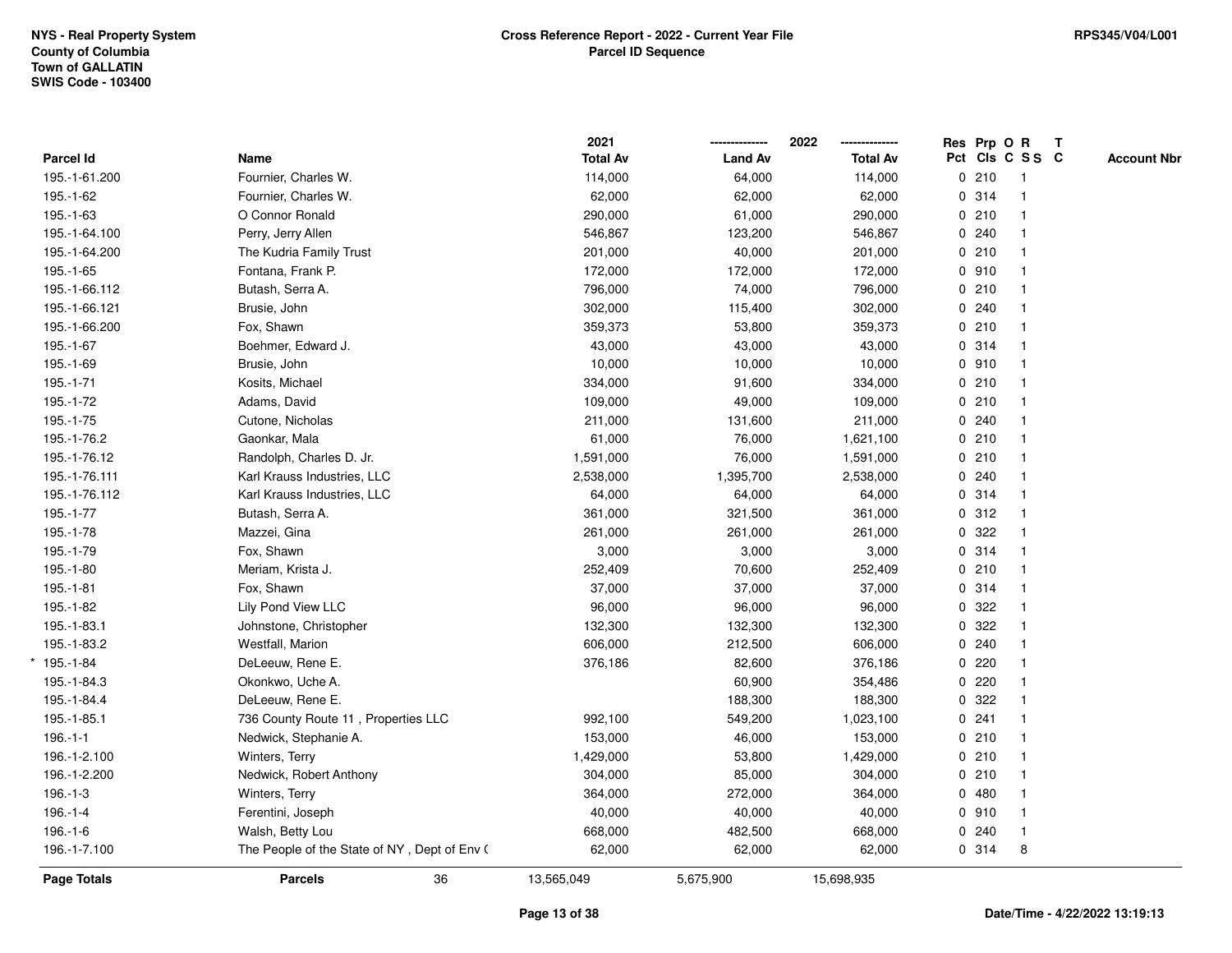**NYS - Real Property System**
**County of Columbia**
**Town of GALLATIN**
**SWIS Code - 103400**

**Cross Reference Report - 2022 - Current Year File**
**Parcel ID Sequence**

**RPS345/V04/L001**

| Parcel Id | Name | 2021 Total Av | 2022 Land Av | 2022 Total Av | Res Pct | Prp Cls | O C | R S S | T C | Account Nbr |
|---|---|---|---|---|---|---|---|---|---|---|
| 195.-1-61.200 | Fournier, Charles W. | 114,000 | 64,000 | 114,000 | 0 | 210 | | 1 | | |
| 195.-1-62 | Fournier, Charles W. | 62,000 | 62,000 | 62,000 | 0 | 314 | | 1 | | |
| 195.-1-63 | O Connor Ronald | 290,000 | 61,000 | 290,000 | 0 | 210 | | 1 | | |
| 195.-1-64.100 | Perry, Jerry Allen | 546,867 | 123,200 | 546,867 | 0 | 240 | | 1 | | |
| 195.-1-64.200 | The Kudria Family Trust | 201,000 | 40,000 | 201,000 | 0 | 210 | | 1 | | |
| 195.-1-65 | Fontana, Frank P. | 172,000 | 172,000 | 172,000 | 0 | 910 | | 1 | | |
| 195.-1-66.112 | Butash, Serra A. | 796,000 | 74,000 | 796,000 | 0 | 210 | | 1 | | |
| 195.-1-66.121 | Brusie, John | 302,000 | 115,400 | 302,000 | 0 | 240 | | 1 | | |
| 195.-1-66.200 | Fox, Shawn | 359,373 | 53,800 | 359,373 | 0 | 210 | | 1 | | |
| 195.-1-67 | Boehmer, Edward J. | 43,000 | 43,000 | 43,000 | 0 | 314 | | 1 | | |
| 195.-1-69 | Brusie, John | 10,000 | 10,000 | 10,000 | 0 | 910 | | 1 | | |
| 195.-1-71 | Kosits, Michael | 334,000 | 91,600 | 334,000 | 0 | 210 | | 1 | | |
| 195.-1-72 | Adams, David | 109,000 | 49,000 | 109,000 | 0 | 210 | | 1 | | |
| 195.-1-75 | Cutone, Nicholas | 211,000 | 131,600 | 211,000 | 0 | 240 | | 1 | | |
| 195.-1-76.2 | Gaonkar, Mala | 61,000 | 76,000 | 1,621,100 | 0 | 210 | | 1 | | |
| 195.-1-76.12 | Randolph, Charles D. Jr. | 1,591,000 | 76,000 | 1,591,000 | 0 | 210 | | 1 | | |
| 195.-1-76.111 | Karl Krauss Industries, LLC | 2,538,000 | 1,395,700 | 2,538,000 | 0 | 240 | | 1 | | |
| 195.-1-76.112 | Karl Krauss Industries, LLC | 64,000 | 64,000 | 64,000 | 0 | 314 | | 1 | | |
| 195.-1-77 | Butash, Serra A. | 361,000 | 321,500 | 361,000 | 0 | 312 | | 1 | | |
| 195.-1-78 | Mazzei, Gina | 261,000 | 261,000 | 261,000 | 0 | 322 | | 1 | | |
| 195.-1-79 | Fox, Shawn | 3,000 | 3,000 | 3,000 | 0 | 314 | | 1 | | |
| 195.-1-80 | Meriam, Krista J. | 252,409 | 70,600 | 252,409 | 0 | 210 | | 1 | | |
| 195.-1-81 | Fox, Shawn | 37,000 | 37,000 | 37,000 | 0 | 314 | | 1 | | |
| 195.-1-82 | Lily Pond View LLC | 96,000 | 96,000 | 96,000 | 0 | 322 | | 1 | | |
| 195.-1-83.1 | Johnstone, Christopher | 132,300 | 132,300 | 132,300 | 0 | 322 | | 1 | | |
| 195.-1-83.2 | Westfall, Marion | 606,000 | 212,500 | 606,000 | 0 | 240 | | 1 | | |
| * 195.-1-84 | DeLeeuw, Rene E. | 376,186 | 82,600 | 376,186 | 0 | 220 | | 1 | | |
| 195.-1-84.3 | Okonkwo, Uche A. | | 60,900 | 354,486 | 0 | 220 | | 1 | | |
| 195.-1-84.4 | DeLeeuw, Rene E. | | 188,300 | 188,300 | 0 | 322 | | 1 | | |
| 195.-1-85.1 | 736 County Route 11 , Properties LLC | 992,100 | 549,200 | 1,023,100 | 0 | 241 | | 1 | | |
| 196.-1-1 | Nedwick, Stephanie A. | 153,000 | 46,000 | 153,000 | 0 | 210 | | 1 | | |
| 196.-1-2.100 | Winters, Terry | 1,429,000 | 53,800 | 1,429,000 | 0 | 210 | | 1 | | |
| 196.-1-2.200 | Nedwick, Robert Anthony | 304,000 | 85,000 | 304,000 | 0 | 210 | | 1 | | |
| 196.-1-3 | Winters, Terry | 364,000 | 272,000 | 364,000 | 0 | 480 | | 1 | | |
| 196.-1-4 | Ferentini, Joseph | 40,000 | 40,000 | 40,000 | 0 | 910 | | 1 | | |
| 196.-1-6 | Walsh, Betty Lou | 668,000 | 482,500 | 668,000 | 0 | 240 | | 1 | | |
| 196.-1-7.100 | The People of the State of NY , Dept of Env ( | 62,000 | 62,000 | 62,000 | 0 | 314 | | 8 | | |
| **Page Totals** | **Parcels** 36 | 13,565,049 | 5,675,900 | 15,698,935 | | | | | | |

**Date/Time - 4/22/2022 13:19:13**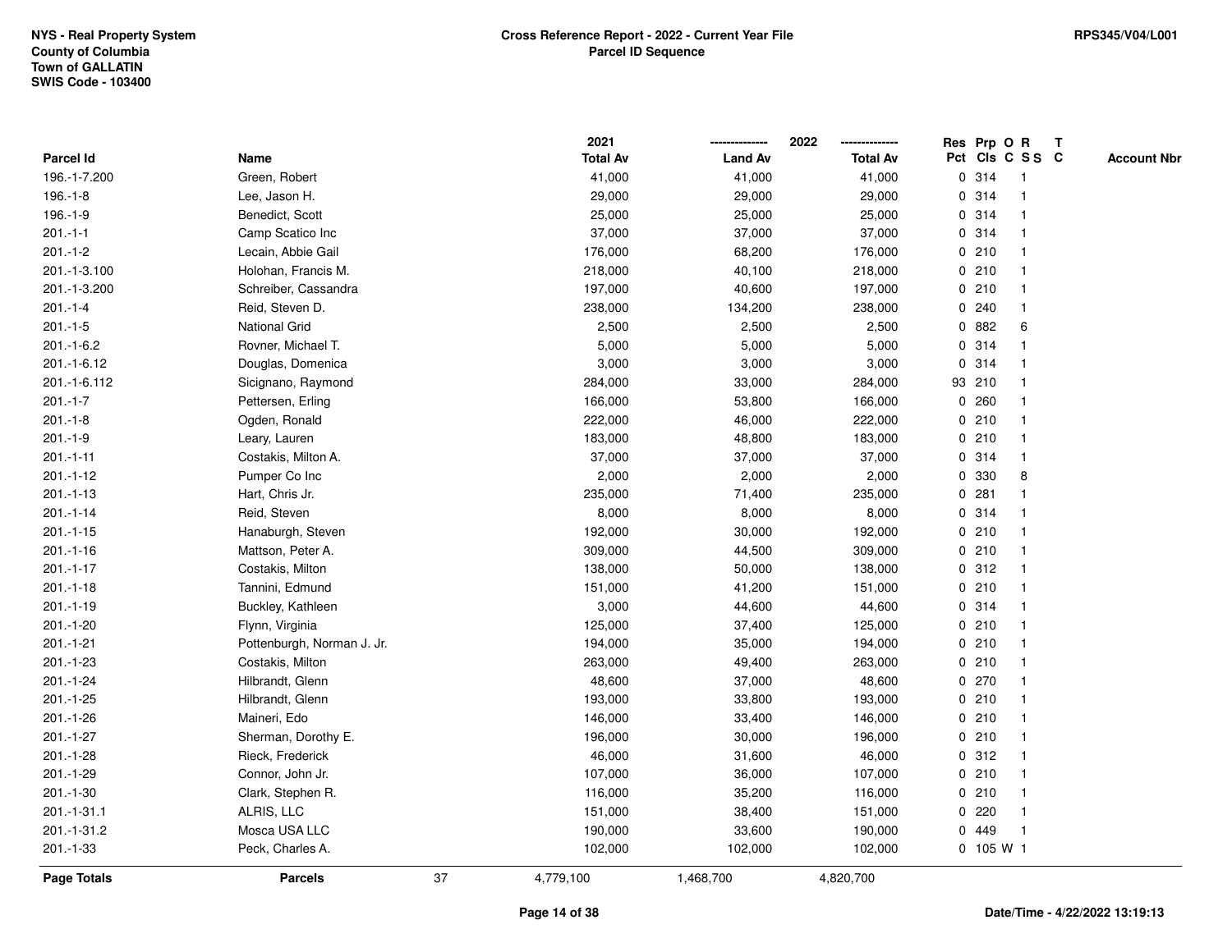NYS - Real Property System
County of Columbia
Town of GALLATIN
SWIS Code - 103400

**Cross Reference Report - 2022 - Current Year File**
**Parcel ID Sequence**

RPS345/V04/L001

| Parcel Id | Name | 2021 Total Av | 2022 Land Av | 2022 Total Av | Res Pct | Prp Cls | O C | R SS | T C | Account Nbr |
|---|---|---|---|---|---|---|---|---|---|---|
| 196.-1-7.200 | Green, Robert | 41,000 | 41,000 | 41,000 | 0 | 314 | | 1 | | |
| 196.-1-8 | Lee, Jason H. | 29,000 | 29,000 | 29,000 | 0 | 314 | | 1 | | |
| 196.-1-9 | Benedict, Scott | 25,000 | 25,000 | 25,000 | 0 | 314 | | 1 | | |
| 201.-1-1 | Camp Scatico Inc | 37,000 | 37,000 | 37,000 | 0 | 314 | | 1 | | |
| 201.-1-2 | Lecain, Abbie Gail | 176,000 | 68,200 | 176,000 | 0 | 210 | | 1 | | |
| 201.-1-3.100 | Holohan, Francis M. | 218,000 | 40,100 | 218,000 | 0 | 210 | | 1 | | |
| 201.-1-3.200 | Schreiber, Cassandra | 197,000 | 40,600 | 197,000 | 0 | 210 | | 1 | | |
| 201.-1-4 | Reid, Steven D. | 238,000 | 134,200 | 238,000 | 0 | 240 | | 1 | | |
| 201.-1-5 | National Grid | 2,500 | 2,500 | 2,500 | 0 | 882 | | 6 | | |
| 201.-1-6.2 | Rovner, Michael T. | 5,000 | 5,000 | 5,000 | 0 | 314 | | 1 | | |
| 201.-1-6.12 | Douglas, Domenica | 3,000 | 3,000 | 3,000 | 0 | 314 | | 1 | | |
| 201.-1-6.112 | Sicignano, Raymond | 284,000 | 33,000 | 284,000 | 93 | 210 | | 1 | | |
| 201.-1-7 | Pettersen, Erling | 166,000 | 53,800 | 166,000 | 0 | 260 | | 1 | | |
| 201.-1-8 | Ogden, Ronald | 222,000 | 46,000 | 222,000 | 0 | 210 | | 1 | | |
| 201.-1-9 | Leary, Lauren | 183,000 | 48,800 | 183,000 | 0 | 210 | | 1 | | |
| 201.-1-11 | Costakis, Milton A. | 37,000 | 37,000 | 37,000 | 0 | 314 | | 1 | | |
| 201.-1-12 | Pumper Co Inc | 2,000 | 2,000 | 2,000 | 0 | 330 | | 8 | | |
| 201.-1-13 | Hart, Chris Jr. | 235,000 | 71,400 | 235,000 | 0 | 281 | | 1 | | |
| 201.-1-14 | Reid, Steven | 8,000 | 8,000 | 8,000 | 0 | 314 | | 1 | | |
| 201.-1-15 | Hanaburgh, Steven | 192,000 | 30,000 | 192,000 | 0 | 210 | | 1 | | |
| 201.-1-16 | Mattson, Peter A. | 309,000 | 44,500 | 309,000 | 0 | 210 | | 1 | | |
| 201.-1-17 | Costakis, Milton | 138,000 | 50,000 | 138,000 | 0 | 312 | | 1 | | |
| 201.-1-18 | Tannini, Edmund | 151,000 | 41,200 | 151,000 | 0 | 210 | | 1 | | |
| 201.-1-19 | Buckley, Kathleen | 3,000 | 44,600 | 44,600 | 0 | 314 | | 1 | | |
| 201.-1-20 | Flynn, Virginia | 125,000 | 37,400 | 125,000 | 0 | 210 | | 1 | | |
| 201.-1-21 | Pottenburgh, Norman J. Jr. | 194,000 | 35,000 | 194,000 | 0 | 210 | | 1 | | |
| 201.-1-23 | Costakis, Milton | 263,000 | 49,400 | 263,000 | 0 | 210 | | 1 | | |
| 201.-1-24 | Hilbrandt, Glenn | 48,600 | 37,000 | 48,600 | 0 | 270 | | 1 | | |
| 201.-1-25 | Hilbrandt, Glenn | 193,000 | 33,800 | 193,000 | 0 | 210 | | 1 | | |
| 201.-1-26 | Maineri, Edo | 146,000 | 33,400 | 146,000 | 0 | 210 | | 1 | | |
| 201.-1-27 | Sherman, Dorothy E. | 196,000 | 30,000 | 196,000 | 0 | 210 | | 1 | | |
| 201.-1-28 | Rieck, Frederick | 46,000 | 31,600 | 46,000 | 0 | 312 | | 1 | | |
| 201.-1-29 | Connor, John Jr. | 107,000 | 36,000 | 107,000 | 0 | 210 | | 1 | | |
| 201.-1-30 | Clark, Stephen R. | 116,000 | 35,200 | 116,000 | 0 | 210 | | 1 | | |
| 201.-1-31.1 | ALRIS, LLC | 151,000 | 38,400 | 151,000 | 0 | 220 | | 1 | | |
| 201.-1-31.2 | Mosca USA LLC | 190,000 | 33,600 | 190,000 | 0 | 449 | | 1 | | |
| 201.-1-33 | Peck, Charles A. | 102,000 | 102,000 | 102,000 | 0 | 105 | W | 1 | | |
| **Page Totals** | **Parcels** 37 | 4,779,100 | 1,468,700 | 4,820,700 | | | | | | |

Date/Time - 4/22/2022 13:19:13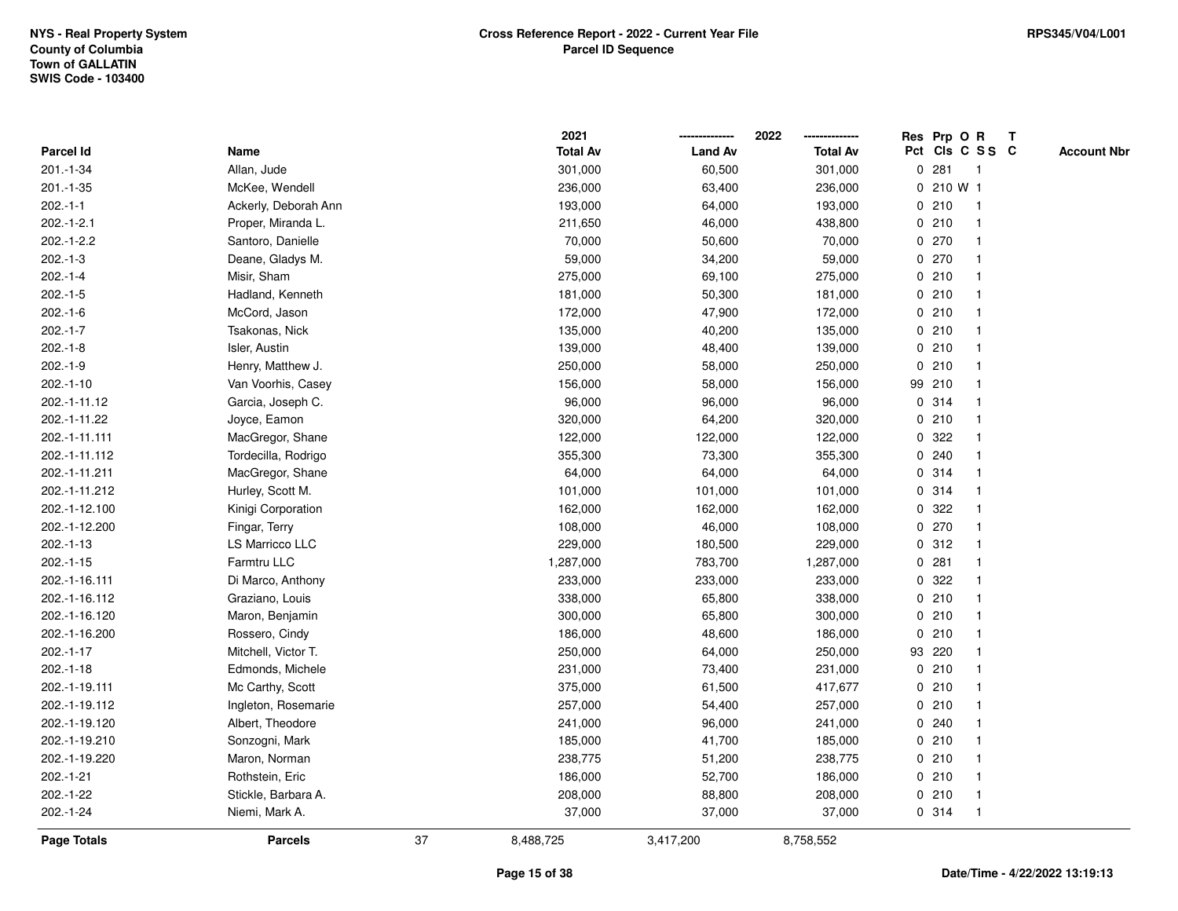NYS - Real Property System
County of Columbia
Town of GALLATIN
SWIS Code - 103400

**Cross Reference Report - 2022 - Current Year File**
**Parcel ID Sequence**

RPS345/V04/L001

| Parcel Id | Name | 2021 Total Av | 2022 Land Av | 2022 Total Av | Res Pct | Prp Cls | O C | R S S | T C | Account Nbr |
|---|---|---|---|---|---|---|---|---|---|---|
| 201.-1-34 | Allan, Jude | 301,000 | 60,500 | 301,000 | 0 | 281 | | 1 | | |
| 201.-1-35 | McKee, Wendell | 236,000 | 63,400 | 236,000 | 0 | 210 | W | 1 | | |
| 202.-1-1 | Ackerly, Deborah Ann | 193,000 | 64,000 | 193,000 | 0 | 210 | | 1 | | |
| 202.-1-2.1 | Proper, Miranda L. | 211,650 | 46,000 | 438,800 | 0 | 210 | | 1 | | |
| 202.-1-2.2 | Santoro, Danielle | 70,000 | 50,600 | 70,000 | 0 | 270 | | 1 | | |
| 202.-1-3 | Deane, Gladys M. | 59,000 | 34,200 | 59,000 | 0 | 270 | | 1 | | |
| 202.-1-4 | Misir, Sham | 275,000 | 69,100 | 275,000 | 0 | 210 | | 1 | | |
| 202.-1-5 | Hadland, Kenneth | 181,000 | 50,300 | 181,000 | 0 | 210 | | 1 | | |
| 202.-1-6 | McCord, Jason | 172,000 | 47,900 | 172,000 | 0 | 210 | | 1 | | |
| 202.-1-7 | Tsakonas, Nick | 135,000 | 40,200 | 135,000 | 0 | 210 | | 1 | | |
| 202.-1-8 | Isler, Austin | 139,000 | 48,400 | 139,000 | 0 | 210 | | 1 | | |
| 202.-1-9 | Henry, Matthew J. | 250,000 | 58,000 | 250,000 | 0 | 210 | | 1 | | |
| 202.-1-10 | Van Voorhis, Casey | 156,000 | 58,000 | 156,000 | 99 | 210 | | 1 | | |
| 202.-1-11.12 | Garcia, Joseph C. | 96,000 | 96,000 | 96,000 | 0 | 314 | | 1 | | |
| 202.-1-11.22 | Joyce, Eamon | 320,000 | 64,200 | 320,000 | 0 | 210 | | 1 | | |
| 202.-1-11.111 | MacGregor, Shane | 122,000 | 122,000 | 122,000 | 0 | 322 | | 1 | | |
| 202.-1-11.112 | Tordecilla, Rodrigo | 355,300 | 73,300 | 355,300 | 0 | 240 | | 1 | | |
| 202.-1-11.211 | MacGregor, Shane | 64,000 | 64,000 | 64,000 | 0 | 314 | | 1 | | |
| 202.-1-11.212 | Hurley, Scott M. | 101,000 | 101,000 | 101,000 | 0 | 314 | | 1 | | |
| 202.-1-12.100 | Kinigi Corporation | 162,000 | 162,000 | 162,000 | 0 | 322 | | 1 | | |
| 202.-1-12.200 | Fingar, Terry | 108,000 | 46,000 | 108,000 | 0 | 270 | | 1 | | |
| 202.-1-13 | LS Marricco LLC | 229,000 | 180,500 | 229,000 | 0 | 312 | | 1 | | |
| 202.-1-15 | Farmtru LLC | 1,287,000 | 783,700 | 1,287,000 | 0 | 281 | | 1 | | |
| 202.-1-16.111 | Di Marco, Anthony | 233,000 | 233,000 | 233,000 | 0 | 322 | | 1 | | |
| 202.-1-16.112 | Graziano, Louis | 338,000 | 65,800 | 338,000 | 0 | 210 | | 1 | | |
| 202.-1-16.120 | Maron, Benjamin | 300,000 | 65,800 | 300,000 | 0 | 210 | | 1 | | |
| 202.-1-16.200 | Rossero, Cindy | 186,000 | 48,600 | 186,000 | 0 | 210 | | 1 | | |
| 202.-1-17 | Mitchell, Victor T. | 250,000 | 64,000 | 250,000 | 93 | 220 | | 1 | | |
| 202.-1-18 | Edmonds, Michele | 231,000 | 73,400 | 231,000 | 0 | 210 | | 1 | | |
| 202.-1-19.111 | Mc Carthy, Scott | 375,000 | 61,500 | 417,677 | 0 | 210 | | 1 | | |
| 202.-1-19.112 | Ingleton, Rosemarie | 257,000 | 54,400 | 257,000 | 0 | 210 | | 1 | | |
| 202.-1-19.120 | Albert, Theodore | 241,000 | 96,000 | 241,000 | 0 | 240 | | 1 | | |
| 202.-1-19.210 | Sonzogni, Mark | 185,000 | 41,700 | 185,000 | 0 | 210 | | 1 | | |
| 202.-1-19.220 | Maron, Norman | 238,775 | 51,200 | 238,775 | 0 | 210 | | 1 | | |
| 202.-1-21 | Rothstein, Eric | 186,000 | 52,700 | 186,000 | 0 | 210 | | 1 | | |
| 202.-1-22 | Stickle, Barbara A. | 208,000 | 88,800 | 208,000 | 0 | 210 | | 1 | | |
| 202.-1-24 | Niemi, Mark A. | 37,000 | 37,000 | 37,000 | 0 | 314 | | 1 | | |
| **Page Totals** | **Parcels** 37 | 8,488,725 | 3,417,200 | 8,758,552 | | | | | | |

**Date/Time - 4/22/2022 13:19:13**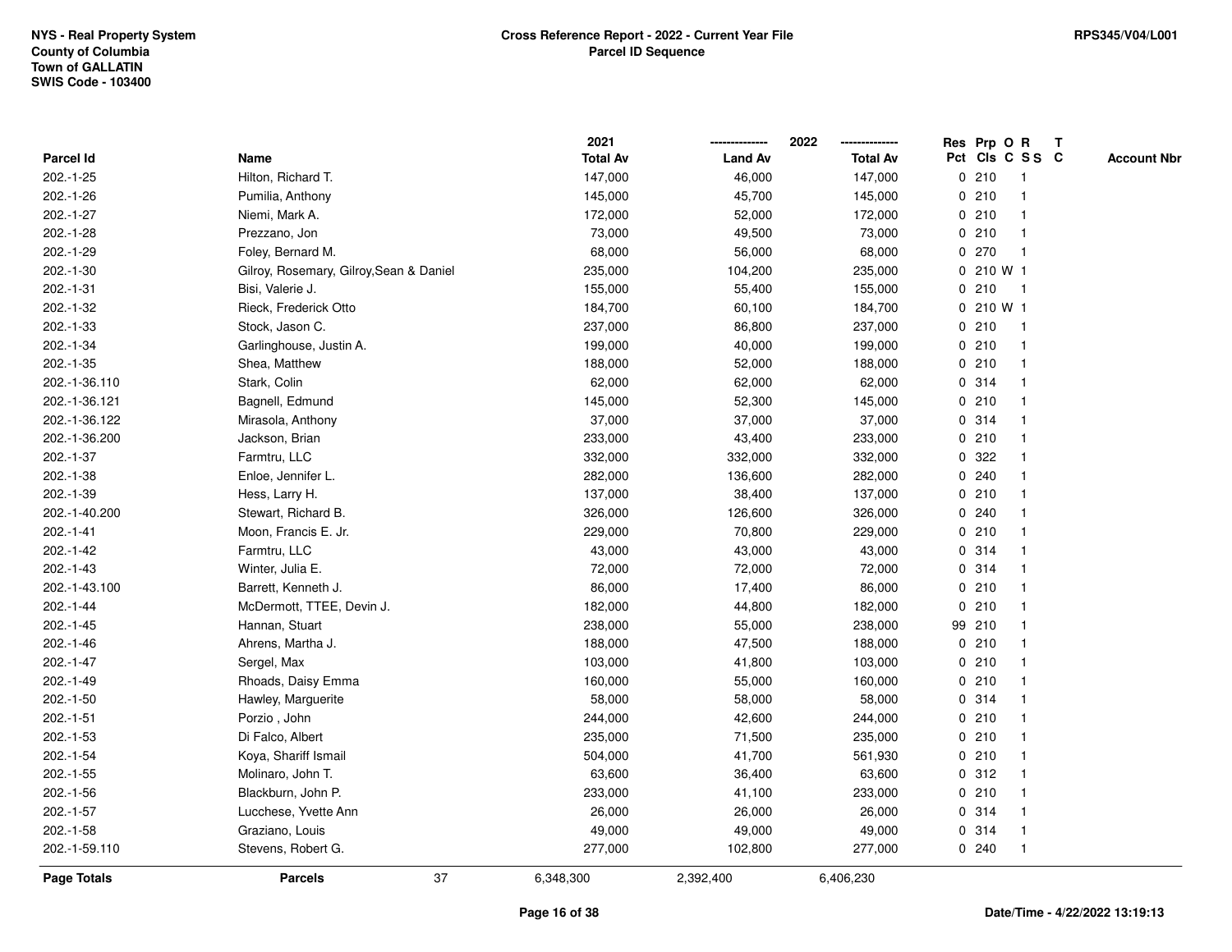NYS - Real Property System
County of Columbia
Town of GALLATIN
SWIS Code - 103400

**Cross Reference Report - 2022 - Current Year File**
**Parcel ID Sequence**

RPS345/V04/L001

| Parcel Id | Name | 2021 Total Av | 2022 Land Av | 2022 Total Av | Res Pct | Prp Cls | O C | R SS | T C | Account Nbr |
|---|---|---|---|---|---|---|---|---|---|---|
| 202.-1-25 | Hilton, Richard T. | 147,000 | 46,000 | 147,000 | 0 | 210 | | 1 | | |
| 202.-1-26 | Pumilia, Anthony | 145,000 | 45,700 | 145,000 | 0 | 210 | | 1 | | |
| 202.-1-27 | Niemi, Mark A. | 172,000 | 52,000 | 172,000 | 0 | 210 | | 1 | | |
| 202.-1-28 | Prezzano, Jon | 73,000 | 49,500 | 73,000 | 0 | 210 | | 1 | | |
| 202.-1-29 | Foley, Bernard M. | 68,000 | 56,000 | 68,000 | 0 | 270 | | 1 | | |
| 202.-1-30 | Gilroy, Rosemary, Gilroy,Sean & Daniel | 235,000 | 104,200 | 235,000 | 0 | 210 | W | 1 | | |
| 202.-1-31 | Bisi, Valerie J. | 155,000 | 55,400 | 155,000 | 0 | 210 | | 1 | | |
| 202.-1-32 | Rieck, Frederick Otto | 184,700 | 60,100 | 184,700 | 0 | 210 | W | 1 | | |
| 202.-1-33 | Stock, Jason C. | 237,000 | 86,800 | 237,000 | 0 | 210 | | 1 | | |
| 202.-1-34 | Garlinghouse, Justin A. | 199,000 | 40,000 | 199,000 | 0 | 210 | | 1 | | |
| 202.-1-35 | Shea, Matthew | 188,000 | 52,000 | 188,000 | 0 | 210 | | 1 | | |
| 202.-1-36.110 | Stark, Colin | 62,000 | 62,000 | 62,000 | 0 | 314 | | 1 | | |
| 202.-1-36.121 | Bagnell, Edmund | 145,000 | 52,300 | 145,000 | 0 | 210 | | 1 | | |
| 202.-1-36.122 | Mirasola, Anthony | 37,000 | 37,000 | 37,000 | 0 | 314 | | 1 | | |
| 202.-1-36.200 | Jackson, Brian | 233,000 | 43,400 | 233,000 | 0 | 210 | | 1 | | |
| 202.-1-37 | Farmtru, LLC | 332,000 | 332,000 | 332,000 | 0 | 322 | | 1 | | |
| 202.-1-38 | Enloe, Jennifer L. | 282,000 | 136,600 | 282,000 | 0 | 240 | | 1 | | |
| 202.-1-39 | Hess, Larry H. | 137,000 | 38,400 | 137,000 | 0 | 210 | | 1 | | |
| 202.-1-40.200 | Stewart, Richard B. | 326,000 | 126,600 | 326,000 | 0 | 240 | | 1 | | |
| 202.-1-41 | Moon, Francis E. Jr. | 229,000 | 70,800 | 229,000 | 0 | 210 | | 1 | | |
| 202.-1-42 | Farmtru, LLC | 43,000 | 43,000 | 43,000 | 0 | 314 | | 1 | | |
| 202.-1-43 | Winter, Julia E. | 72,000 | 72,000 | 72,000 | 0 | 314 | | 1 | | |
| 202.-1-43.100 | Barrett, Kenneth J. | 86,000 | 17,400 | 86,000 | 0 | 210 | | 1 | | |
| 202.-1-44 | McDermott, TTEE, Devin J. | 182,000 | 44,800 | 182,000 | 0 | 210 | | 1 | | |
| 202.-1-45 | Hannan, Stuart | 238,000 | 55,000 | 238,000 | 99 | 210 | | 1 | | |
| 202.-1-46 | Ahrens, Martha J. | 188,000 | 47,500 | 188,000 | 0 | 210 | | 1 | | |
| 202.-1-47 | Sergel, Max | 103,000 | 41,800 | 103,000 | 0 | 210 | | 1 | | |
| 202.-1-49 | Rhoads, Daisy Emma | 160,000 | 55,000 | 160,000 | 0 | 210 | | 1 | | |
| 202.-1-50 | Hawley, Marguerite | 58,000 | 58,000 | 58,000 | 0 | 314 | | 1 | | |
| 202.-1-51 | Porzio , John | 244,000 | 42,600 | 244,000 | 0 | 210 | | 1 | | |
| 202.-1-53 | Di Falco, Albert | 235,000 | 71,500 | 235,000 | 0 | 210 | | 1 | | |
| 202.-1-54 | Koya, Shariff Ismail | 504,000 | 41,700 | 561,930 | 0 | 210 | | 1 | | |
| 202.-1-55 | Molinaro, John T. | 63,600 | 36,400 | 63,600 | 0 | 312 | | 1 | | |
| 202.-1-56 | Blackburn, John P. | 233,000 | 41,100 | 233,000 | 0 | 210 | | 1 | | |
| 202.-1-57 | Lucchese, Yvette Ann | 26,000 | 26,000 | 26,000 | 0 | 314 | | 1 | | |
| 202.-1-58 | Graziano, Louis | 49,000 | 49,000 | 49,000 | 0 | 314 | | 1 | | |
| 202.-1-59.110 | Stevens, Robert G. | 277,000 | 102,800 | 277,000 | 0 | 240 | | 1 | | |
| **Page Totals** | **Parcels** 37 | 6,348,300 | 2,392,400 | 6,406,230 | | | | | | |

Date/Time - 4/22/2022 13:19:13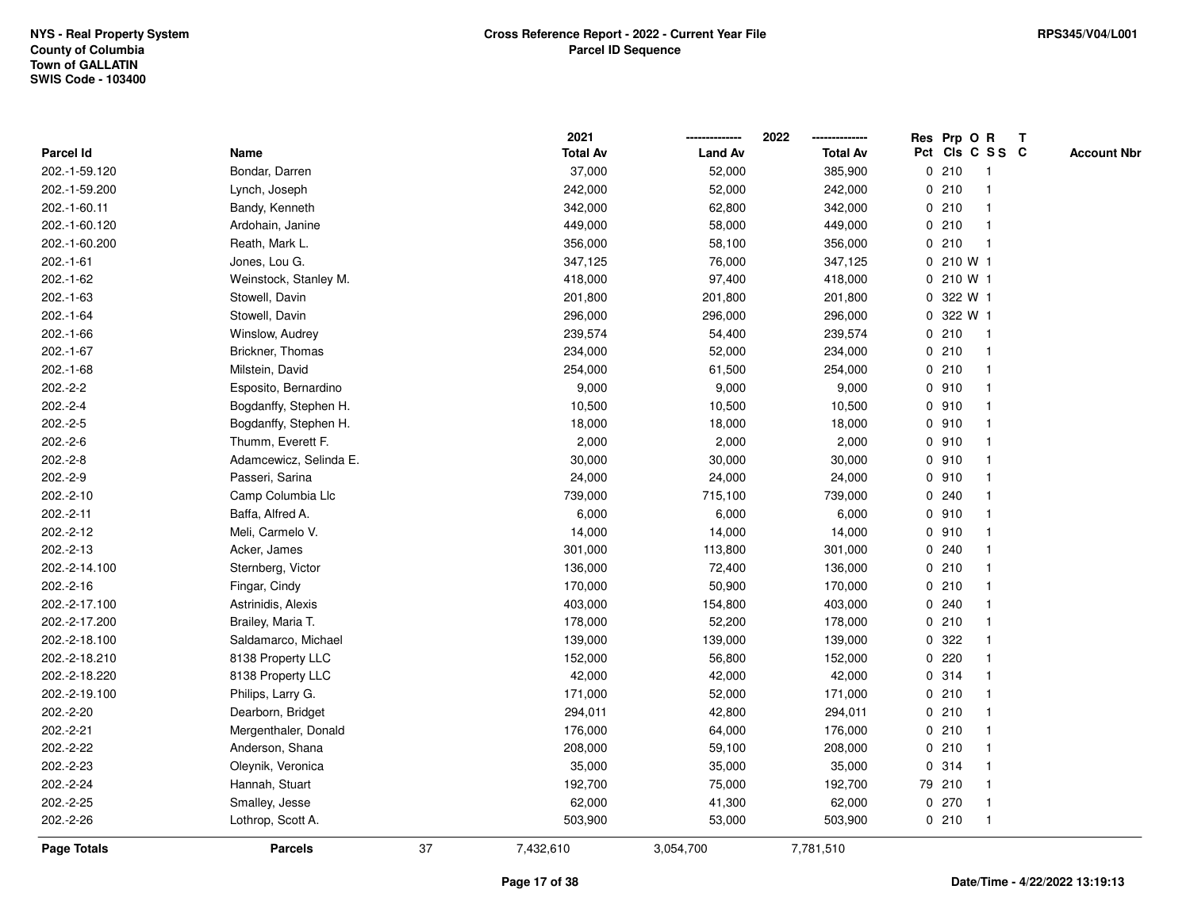NYS - Real Property System
County of Columbia
Town of GALLATIN
SWIS Code - 103400

**Cross Reference Report - 2022 - Current Year File**
**Parcel ID Sequence**

RPS345/V04/L001

| Parcel Id | Name | 2021 Total Av | 2022 Land Av | 2022 Total Av | Res Pct | Prp Cls | O C | R S S | T C | Account Nbr |
|---|---|---|---|---|---|---|---|---|---|---|
| 202.-1-59.120 | Bondar, Darren | 37,000 | 52,000 | 385,900 | 0 | 210 | | 1 | | |
| 202.-1-59.200 | Lynch, Joseph | 242,000 | 52,000 | 242,000 | 0 | 210 | | 1 | | |
| 202.-1-60.11 | Bandy, Kenneth | 342,000 | 62,800 | 342,000 | 0 | 210 | | 1 | | |
| 202.-1-60.120 | Ardohain, Janine | 449,000 | 58,000 | 449,000 | 0 | 210 | | 1 | | |
| 202.-1-60.200 | Reath, Mark L. | 356,000 | 58,100 | 356,000 | 0 | 210 | | 1 | | |
| 202.-1-61 | Jones, Lou G. | 347,125 | 76,000 | 347,125 | 0 | 210 | W | 1 | | |
| 202.-1-62 | Weinstock, Stanley M. | 418,000 | 97,400 | 418,000 | 0 | 210 | W | 1 | | |
| 202.-1-63 | Stowell, Davin | 201,800 | 201,800 | 201,800 | 0 | 322 | W | 1 | | |
| 202.-1-64 | Stowell, Davin | 296,000 | 296,000 | 296,000 | 0 | 322 | W | 1 | | |
| 202.-1-66 | Winslow, Audrey | 239,574 | 54,400 | 239,574 | 0 | 210 | | 1 | | |
| 202.-1-67 | Brickner, Thomas | 234,000 | 52,000 | 234,000 | 0 | 210 | | 1 | | |
| 202.-1-68 | Milstein, David | 254,000 | 61,500 | 254,000 | 0 | 210 | | 1 | | |
| 202.-2-2 | Esposito, Bernardino | 9,000 | 9,000 | 9,000 | 0 | 910 | | 1 | | |
| 202.-2-4 | Bogdanffy, Stephen H. | 10,500 | 10,500 | 10,500 | 0 | 910 | | 1 | | |
| 202.-2-5 | Bogdanffy, Stephen H. | 18,000 | 18,000 | 18,000 | 0 | 910 | | 1 | | |
| 202.-2-6 | Thumm, Everett F. | 2,000 | 2,000 | 2,000 | 0 | 910 | | 1 | | |
| 202.-2-8 | Adamcewicz, Selinda E. | 30,000 | 30,000 | 30,000 | 0 | 910 | | 1 | | |
| 202.-2-9 | Passeri, Sarina | 24,000 | 24,000 | 24,000 | 0 | 910 | | 1 | | |
| 202.-2-10 | Camp Columbia Llc | 739,000 | 715,100 | 739,000 | 0 | 240 | | 1 | | |
| 202.-2-11 | Baffa, Alfred A. | 6,000 | 6,000 | 6,000 | 0 | 910 | | 1 | | |
| 202.-2-12 | Meli, Carmelo V. | 14,000 | 14,000 | 14,000 | 0 | 910 | | 1 | | |
| 202.-2-13 | Acker, James | 301,000 | 113,800 | 301,000 | 0 | 240 | | 1 | | |
| 202.-2-14.100 | Sternberg, Victor | 136,000 | 72,400 | 136,000 | 0 | 210 | | 1 | | |
| 202.-2-16 | Fingar, Cindy | 170,000 | 50,900 | 170,000 | 0 | 210 | | 1 | | |
| 202.-2-17.100 | Astrinidis, Alexis | 403,000 | 154,800 | 403,000 | 0 | 240 | | 1 | | |
| 202.-2-17.200 | Brailey, Maria T. | 178,000 | 52,200 | 178,000 | 0 | 210 | | 1 | | |
| 202.-2-18.100 | Saldamarco, Michael | 139,000 | 139,000 | 139,000 | 0 | 322 | | 1 | | |
| 202.-2-18.210 | 8138 Property LLC | 152,000 | 56,800 | 152,000 | 0 | 220 | | 1 | | |
| 202.-2-18.220 | 8138 Property LLC | 42,000 | 42,000 | 42,000 | 0 | 314 | | 1 | | |
| 202.-2-19.100 | Philips, Larry G. | 171,000 | 52,000 | 171,000 | 0 | 210 | | 1 | | |
| 202.-2-20 | Dearborn, Bridget | 294,011 | 42,800 | 294,011 | 0 | 210 | | 1 | | |
| 202.-2-21 | Mergenthaler, Donald | 176,000 | 64,000 | 176,000 | 0 | 210 | | 1 | | |
| 202.-2-22 | Anderson, Shana | 208,000 | 59,100 | 208,000 | 0 | 210 | | 1 | | |
| 202.-2-23 | Oleynik, Veronica | 35,000 | 35,000 | 35,000 | 0 | 314 | | 1 | | |
| 202.-2-24 | Hannah, Stuart | 192,700 | 75,000 | 192,700 | 79 | 210 | | 1 | | |
| 202.-2-25 | Smalley, Jesse | 62,000 | 41,300 | 62,000 | 0 | 270 | | 1 | | |
| 202.-2-26 | Lothrop, Scott A. | 503,900 | 53,000 | 503,900 | 0 | 210 | | 1 | | |
| **Page Totals** | **Parcels** 37 | 7,432,610 | 3,054,700 | 7,781,510 | | | | | | |

**Date/Time - 4/22/2022 13:19:13**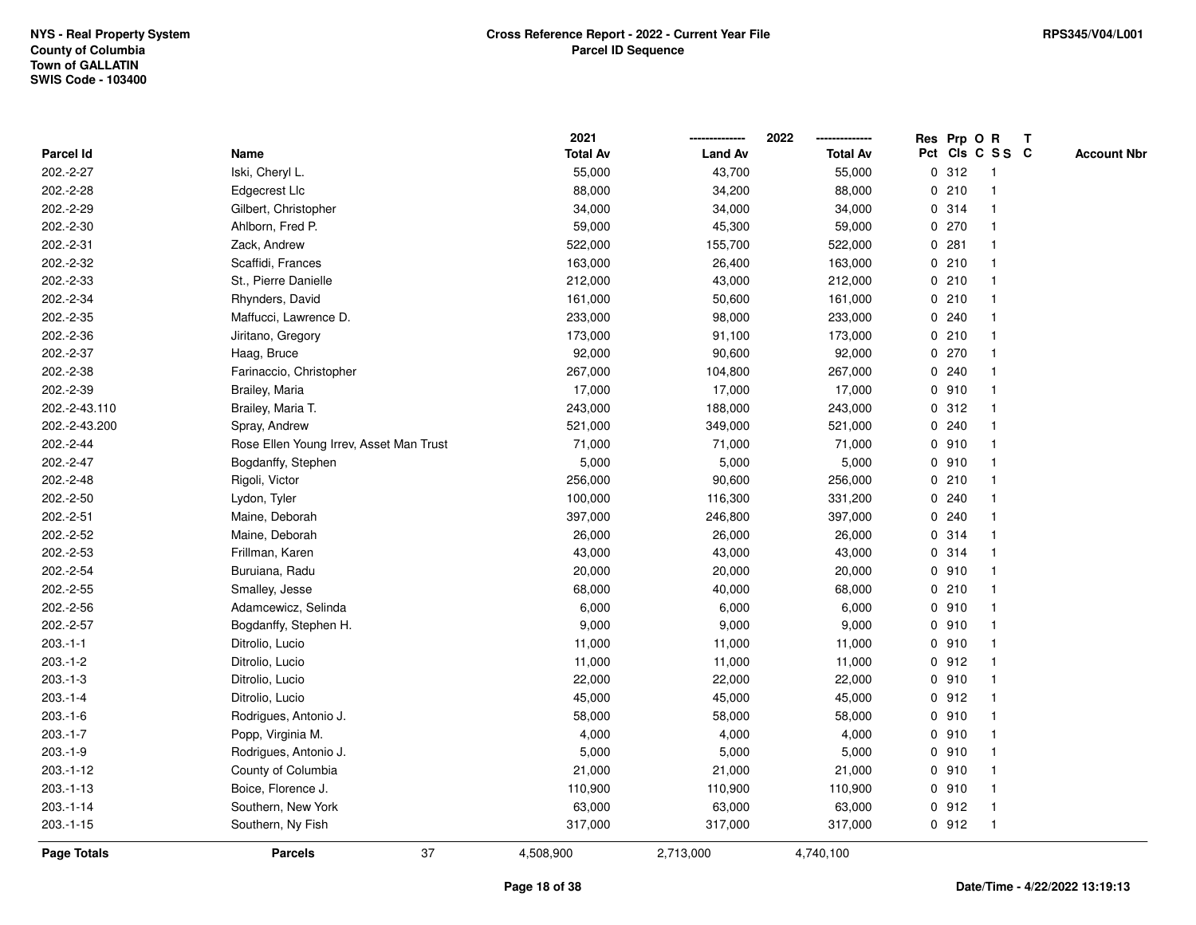NYS - Real Property System
County of Columbia
Town of GALLATIN
SWIS Code - 103400

**Cross Reference Report - 2022 - Current Year File**
**Parcel ID Sequence**

RPS345/V04/L001

| Parcel Id | Name | 2021 Total Av | 2022 Land Av | 2022 Total Av | Res Pct | Prp Cls | O C | R S S | T C | Account Nbr |
|---|---|---|---|---|---|---|---|---|---|---|
| 202.-2-27 | Iski, Cheryl L. | 55,000 | 43,700 | 55,000 | 0 | 312 | | 1 | | |
| 202.-2-28 | Edgecrest Llc | 88,000 | 34,200 | 88,000 | 0 | 210 | | 1 | | |
| 202.-2-29 | Gilbert, Christopher | 34,000 | 34,000 | 34,000 | 0 | 314 | | 1 | | |
| 202.-2-30 | Ahlborn, Fred P. | 59,000 | 45,300 | 59,000 | 0 | 270 | | 1 | | |
| 202.-2-31 | Zack, Andrew | 522,000 | 155,700 | 522,000 | 0 | 281 | | 1 | | |
| 202.-2-32 | Scaffidi, Frances | 163,000 | 26,400 | 163,000 | 0 | 210 | | 1 | | |
| 202.-2-33 | St., Pierre Danielle | 212,000 | 43,000 | 212,000 | 0 | 210 | | 1 | | |
| 202.-2-34 | Rhynders, David | 161,000 | 50,600 | 161,000 | 0 | 210 | | 1 | | |
| 202.-2-35 | Maffucci, Lawrence D. | 233,000 | 98,000 | 233,000 | 0 | 240 | | 1 | | |
| 202.-2-36 | Jiritano, Gregory | 173,000 | 91,100 | 173,000 | 0 | 210 | | 1 | | |
| 202.-2-37 | Haag, Bruce | 92,000 | 90,600 | 92,000 | 0 | 270 | | 1 | | |
| 202.-2-38 | Farinaccio, Christopher | 267,000 | 104,800 | 267,000 | 0 | 240 | | 1 | | |
| 202.-2-39 | Brailey, Maria | 17,000 | 17,000 | 17,000 | 0 | 910 | | 1 | | |
| 202.-2-43.110 | Brailey, Maria T. | 243,000 | 188,000 | 243,000 | 0 | 312 | | 1 | | |
| 202.-2-43.200 | Spray, Andrew | 521,000 | 349,000 | 521,000 | 0 | 240 | | 1 | | |
| 202.-2-44 | Rose Ellen Young Irrev, Asset Man Trust | 71,000 | 71,000 | 71,000 | 0 | 910 | | 1 | | |
| 202.-2-47 | Bogdanffy, Stephen | 5,000 | 5,000 | 5,000 | 0 | 910 | | 1 | | |
| 202.-2-48 | Rigoli, Victor | 256,000 | 90,600 | 256,000 | 0 | 210 | | 1 | | |
| 202.-2-50 | Lydon, Tyler | 100,000 | 116,300 | 331,200 | 0 | 240 | | 1 | | |
| 202.-2-51 | Maine, Deborah | 397,000 | 246,800 | 397,000 | 0 | 240 | | 1 | | |
| 202.-2-52 | Maine, Deborah | 26,000 | 26,000 | 26,000 | 0 | 314 | | 1 | | |
| 202.-2-53 | Frillman, Karen | 43,000 | 43,000 | 43,000 | 0 | 314 | | 1 | | |
| 202.-2-54 | Buruiana, Radu | 20,000 | 20,000 | 20,000 | 0 | 910 | | 1 | | |
| 202.-2-55 | Smalley, Jesse | 68,000 | 40,000 | 68,000 | 0 | 210 | | 1 | | |
| 202.-2-56 | Adamcewicz, Selinda | 6,000 | 6,000 | 6,000 | 0 | 910 | | 1 | | |
| 202.-2-57 | Bogdanffy, Stephen H. | 9,000 | 9,000 | 9,000 | 0 | 910 | | 1 | | |
| 203.-1-1 | Ditrolio, Lucio | 11,000 | 11,000 | 11,000 | 0 | 910 | | 1 | | |
| 203.-1-2 | Ditrolio, Lucio | 11,000 | 11,000 | 11,000 | 0 | 912 | | 1 | | |
| 203.-1-3 | Ditrolio, Lucio | 22,000 | 22,000 | 22,000 | 0 | 910 | | 1 | | |
| 203.-1-4 | Ditrolio, Lucio | 45,000 | 45,000 | 45,000 | 0 | 912 | | 1 | | |
| 203.-1-6 | Rodrigues, Antonio J. | 58,000 | 58,000 | 58,000 | 0 | 910 | | 1 | | |
| 203.-1-7 | Popp, Virginia M. | 4,000 | 4,000 | 4,000 | 0 | 910 | | 1 | | |
| 203.-1-9 | Rodrigues, Antonio J. | 5,000 | 5,000 | 5,000 | 0 | 910 | | 1 | | |
| 203.-1-12 | County of Columbia | 21,000 | 21,000 | 21,000 | 0 | 910 | | 1 | | |
| 203.-1-13 | Boice, Florence J. | 110,900 | 110,900 | 110,900 | 0 | 910 | | 1 | | |
| 203.-1-14 | Southern, New York | 63,000 | 63,000 | 63,000 | 0 | 912 | | 1 | | |
| 203.-1-15 | Southern, Ny Fish | 317,000 | 317,000 | 317,000 | 0 | 912 | | 1 | | |
| **Page Totals** | **Parcels** 37 | 4,508,900 | 2,713,000 | 4,740,100 | | | | | | |

**Date/Time - 4/22/2022 13:19:13**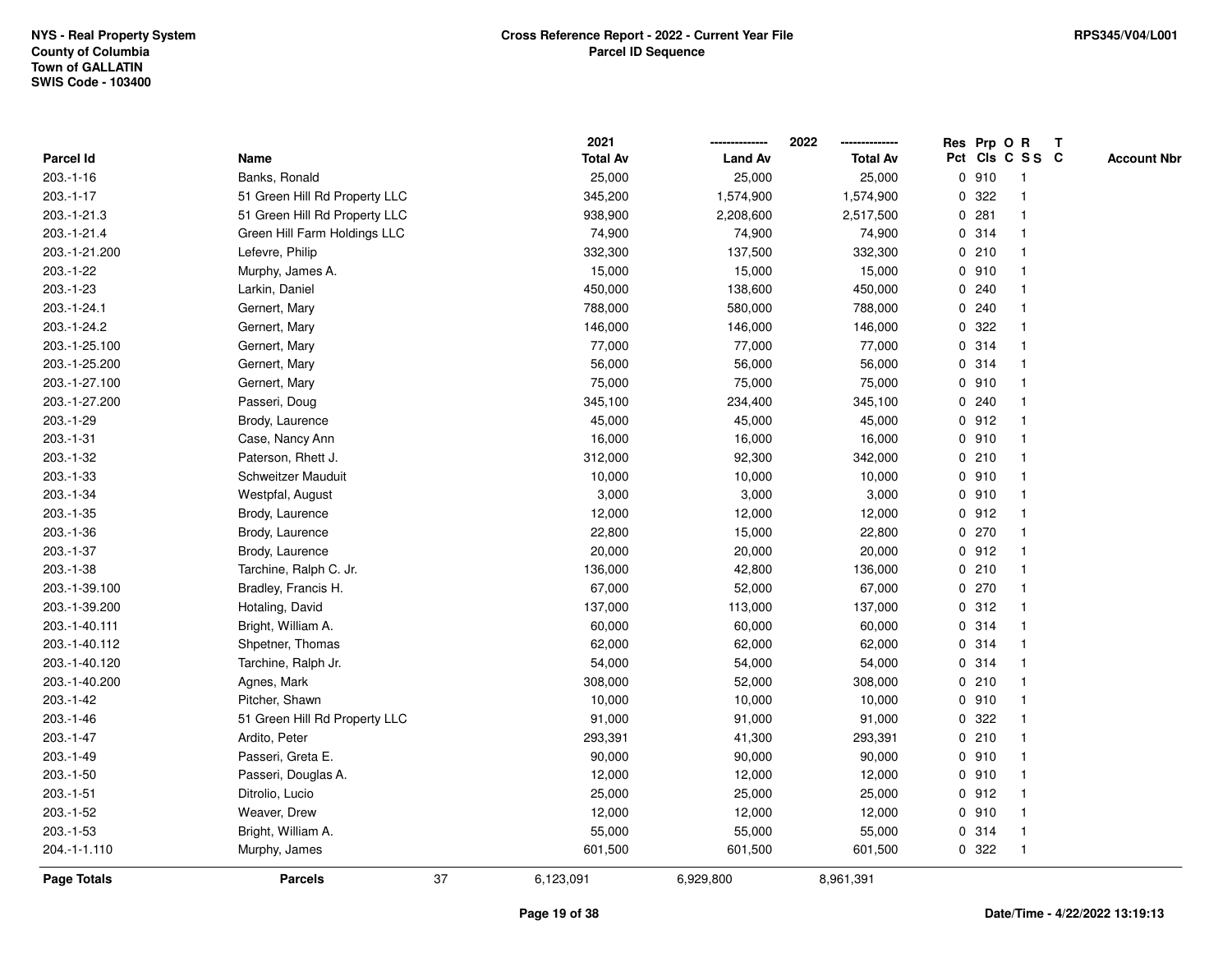NYS - Real Property System
County of Columbia
Town of GALLATIN
SWIS Code - 103400

**Cross Reference Report - 2022 - Current Year File**
**Parcel ID Sequence**

RPS345/V04/L001

| Parcel Id | Name | 2021 Total Av | 2022 Land Av | 2022 Total Av | Res Pct | Prp Cls | O C | R S S | T C | Account Nbr |
|---|---|---|---|---|---|---|---|---|---|---|
| 203.-1-16 | Banks, Ronald | 25,000 | 25,000 | 25,000 | 0 | 910 | | 1 | | |
| 203.-1-17 | 51 Green Hill Rd Property LLC | 345,200 | 1,574,900 | 1,574,900 | 0 | 322 | | 1 | | |
| 203.-1-21.3 | 51 Green Hill Rd Property LLC | 938,900 | 2,208,600 | 2,517,500 | 0 | 281 | | 1 | | |
| 203.-1-21.4 | Green Hill Farm Holdings LLC | 74,900 | 74,900 | 74,900 | 0 | 314 | | 1 | | |
| 203.-1-21.200 | Lefevre, Philip | 332,300 | 137,500 | 332,300 | 0 | 210 | | 1 | | |
| 203.-1-22 | Murphy, James A. | 15,000 | 15,000 | 15,000 | 0 | 910 | | 1 | | |
| 203.-1-23 | Larkin, Daniel | 450,000 | 138,600 | 450,000 | 0 | 240 | | 1 | | |
| 203.-1-24.1 | Gernert, Mary | 788,000 | 580,000 | 788,000 | 0 | 240 | | 1 | | |
| 203.-1-24.2 | Gernert, Mary | 146,000 | 146,000 | 146,000 | 0 | 322 | | 1 | | |
| 203.-1-25.100 | Gernert, Mary | 77,000 | 77,000 | 77,000 | 0 | 314 | | 1 | | |
| 203.-1-25.200 | Gernert, Mary | 56,000 | 56,000 | 56,000 | 0 | 314 | | 1 | | |
| 203.-1-27.100 | Gernert, Mary | 75,000 | 75,000 | 75,000 | 0 | 910 | | 1 | | |
| 203.-1-27.200 | Passeri, Doug | 345,100 | 234,400 | 345,100 | 0 | 240 | | 1 | | |
| 203.-1-29 | Brody, Laurence | 45,000 | 45,000 | 45,000 | 0 | 912 | | 1 | | |
| 203.-1-31 | Case, Nancy Ann | 16,000 | 16,000 | 16,000 | 0 | 910 | | 1 | | |
| 203.-1-32 | Paterson, Rhett J. | 312,000 | 92,300 | 342,000 | 0 | 210 | | 1 | | |
| 203.-1-33 | Schweitzer Mauduit | 10,000 | 10,000 | 10,000 | 0 | 910 | | 1 | | |
| 203.-1-34 | Westpfal, August | 3,000 | 3,000 | 3,000 | 0 | 910 | | 1 | | |
| 203.-1-35 | Brody, Laurence | 12,000 | 12,000 | 12,000 | 0 | 912 | | 1 | | |
| 203.-1-36 | Brody, Laurence | 22,800 | 15,000 | 22,800 | 0 | 270 | | 1 | | |
| 203.-1-37 | Brody, Laurence | 20,000 | 20,000 | 20,000 | 0 | 912 | | 1 | | |
| 203.-1-38 | Tarchine, Ralph C. Jr. | 136,000 | 42,800 | 136,000 | 0 | 210 | | 1 | | |
| 203.-1-39.100 | Bradley, Francis H. | 67,000 | 52,000 | 67,000 | 0 | 270 | | 1 | | |
| 203.-1-39.200 | Hotaling, David | 137,000 | 113,000 | 137,000 | 0 | 312 | | 1 | | |
| 203.-1-40.111 | Bright, William A. | 60,000 | 60,000 | 60,000 | 0 | 314 | | 1 | | |
| 203.-1-40.112 | Shpetner, Thomas | 62,000 | 62,000 | 62,000 | 0 | 314 | | 1 | | |
| 203.-1-40.120 | Tarchine, Ralph Jr. | 54,000 | 54,000 | 54,000 | 0 | 314 | | 1 | | |
| 203.-1-40.200 | Agnes, Mark | 308,000 | 52,000 | 308,000 | 0 | 210 | | 1 | | |
| 203.-1-42 | Pitcher, Shawn | 10,000 | 10,000 | 10,000 | 0 | 910 | | 1 | | |
| 203.-1-46 | 51 Green Hill Rd Property LLC | 91,000 | 91,000 | 91,000 | 0 | 322 | | 1 | | |
| 203.-1-47 | Ardito, Peter | 293,391 | 41,300 | 293,391 | 0 | 210 | | 1 | | |
| 203.-1-49 | Passeri, Greta E. | 90,000 | 90,000 | 90,000 | 0 | 910 | | 1 | | |
| 203.-1-50 | Passeri, Douglas A. | 12,000 | 12,000 | 12,000 | 0 | 910 | | 1 | | |
| 203.-1-51 | Ditrolio, Lucio | 25,000 | 25,000 | 25,000 | 0 | 912 | | 1 | | |
| 203.-1-52 | Weaver, Drew | 12,000 | 12,000 | 12,000 | 0 | 910 | | 1 | | |
| 203.-1-53 | Bright, William A. | 55,000 | 55,000 | 55,000 | 0 | 314 | | 1 | | |
| 204.-1-1.110 | Murphy, James | 601,500 | 601,500 | 601,500 | 0 | 322 | | 1 | | |
| **Page Totals** | **Parcels** 37 | 6,123,091 | 6,929,800 | 8,961,391 | | | | | | |

Date/Time - 4/22/2022 13:19:13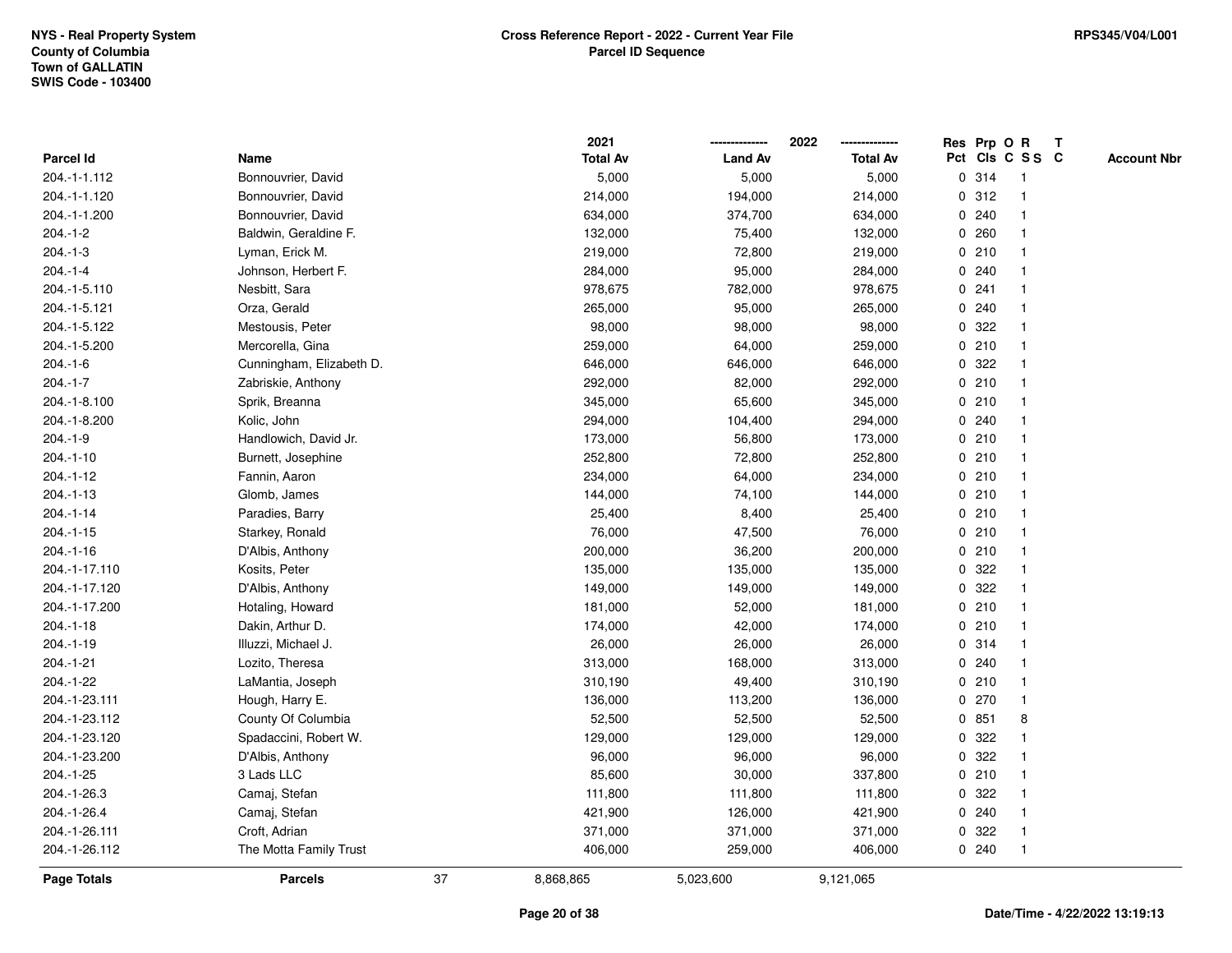NYS - Real Property System
County of Columbia
Town of GALLATIN
SWIS Code - 103400

**Cross Reference Report - 2022 - Current Year File**
**Parcel ID Sequence**

RPS345/V04/L001

| Parcel Id | Name | 2021 Total Av | 2022 Land Av | 2022 Total Av | Res Pct | Prp Cls | O C | R S S | T C | Account Nbr |
|---|---|---|---|---|---|---|---|---|---|---|
| 204.-1-1.112 | Bonnouvrier, David | 5,000 | 5,000 | 5,000 | 0 | 314 | | 1 | | |
| 204.-1-1.120 | Bonnouvrier, David | 214,000 | 194,000 | 214,000 | 0 | 312 | | 1 | | |
| 204.-1-1.200 | Bonnouvrier, David | 634,000 | 374,700 | 634,000 | 0 | 240 | | 1 | | |
| 204.-1-2 | Baldwin, Geraldine F. | 132,000 | 75,400 | 132,000 | 0 | 260 | | 1 | | |
| 204.-1-3 | Lyman, Erick M. | 219,000 | 72,800 | 219,000 | 0 | 210 | | 1 | | |
| 204.-1-4 | Johnson, Herbert F. | 284,000 | 95,000 | 284,000 | 0 | 240 | | 1 | | |
| 204.-1-5.110 | Nesbitt, Sara | 978,675 | 782,000 | 978,675 | 0 | 241 | | 1 | | |
| 204.-1-5.121 | Orza, Gerald | 265,000 | 95,000 | 265,000 | 0 | 240 | | 1 | | |
| 204.-1-5.122 | Mestousis, Peter | 98,000 | 98,000 | 98,000 | 0 | 322 | | 1 | | |
| 204.-1-5.200 | Mercorella, Gina | 259,000 | 64,000 | 259,000 | 0 | 210 | | 1 | | |
| 204.-1-6 | Cunningham, Elizabeth D. | 646,000 | 646,000 | 646,000 | 0 | 322 | | 1 | | |
| 204.-1-7 | Zabriskie, Anthony | 292,000 | 82,000 | 292,000 | 0 | 210 | | 1 | | |
| 204.-1-8.100 | Sprik, Breanna | 345,000 | 65,600 | 345,000 | 0 | 210 | | 1 | | |
| 204.-1-8.200 | Kolic, John | 294,000 | 104,400 | 294,000 | 0 | 240 | | 1 | | |
| 204.-1-9 | Handlowich, David Jr. | 173,000 | 56,800 | 173,000 | 0 | 210 | | 1 | | |
| 204.-1-10 | Burnett, Josephine | 252,800 | 72,800 | 252,800 | 0 | 210 | | 1 | | |
| 204.-1-12 | Fannin, Aaron | 234,000 | 64,000 | 234,000 | 0 | 210 | | 1 | | |
| 204.-1-13 | Glomb, James | 144,000 | 74,100 | 144,000 | 0 | 210 | | 1 | | |
| 204.-1-14 | Paradies, Barry | 25,400 | 8,400 | 25,400 | 0 | 210 | | 1 | | |
| 204.-1-15 | Starkey, Ronald | 76,000 | 47,500 | 76,000 | 0 | 210 | | 1 | | |
| 204.-1-16 | D'Albis, Anthony | 200,000 | 36,200 | 200,000 | 0 | 210 | | 1 | | |
| 204.-1-17.110 | Kosits, Peter | 135,000 | 135,000 | 135,000 | 0 | 322 | | 1 | | |
| 204.-1-17.120 | D'Albis, Anthony | 149,000 | 149,000 | 149,000 | 0 | 322 | | 1 | | |
| 204.-1-17.200 | Hotaling, Howard | 181,000 | 52,000 | 181,000 | 0 | 210 | | 1 | | |
| 204.-1-18 | Dakin, Arthur D. | 174,000 | 42,000 | 174,000 | 0 | 210 | | 1 | | |
| 204.-1-19 | Illuzzi, Michael J. | 26,000 | 26,000 | 26,000 | 0 | 314 | | 1 | | |
| 204.-1-21 | Lozito, Theresa | 313,000 | 168,000 | 313,000 | 0 | 240 | | 1 | | |
| 204.-1-22 | LaMantia, Joseph | 310,190 | 49,400 | 310,190 | 0 | 210 | | 1 | | |
| 204.-1-23.111 | Hough, Harry E. | 136,000 | 113,200 | 136,000 | 0 | 270 | | 1 | | |
| 204.-1-23.112 | County Of Columbia | 52,500 | 52,500 | 52,500 | 0 | 851 | | 8 | | |
| 204.-1-23.120 | Spadaccini, Robert W. | 129,000 | 129,000 | 129,000 | 0 | 322 | | 1 | | |
| 204.-1-23.200 | D'Albis, Anthony | 96,000 | 96,000 | 96,000 | 0 | 322 | | 1 | | |
| 204.-1-25 | 3 Lads LLC | 85,600 | 30,000 | 337,800 | 0 | 210 | | 1 | | |
| 204.-1-26.3 | Camaj, Stefan | 111,800 | 111,800 | 111,800 | 0 | 322 | | 1 | | |
| 204.-1-26.4 | Camaj, Stefan | 421,900 | 126,000 | 421,900 | 0 | 240 | | 1 | | |
| 204.-1-26.111 | Croft, Adrian | 371,000 | 371,000 | 371,000 | 0 | 322 | | 1 | | |
| 204.-1-26.112 | The Motta Family Trust | 406,000 | 259,000 | 406,000 | 0 | 240 | | 1 | | |
| **Page Totals** | **Parcels** 37 | 8,868,865 | 5,023,600 | 9,121,065 | | | | | | |

Date/Time - 4/22/2022 13:19:13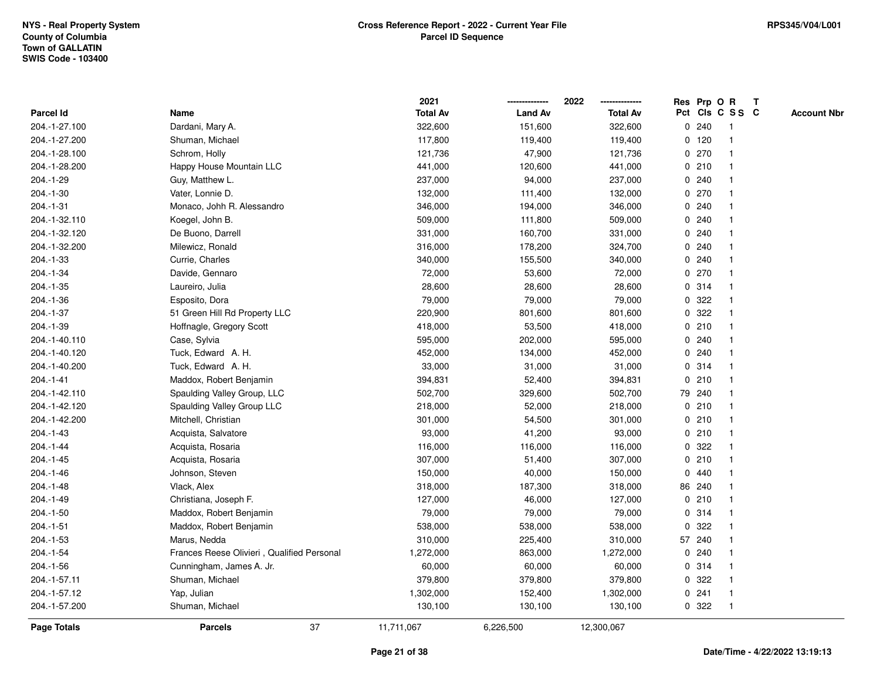NYS - Real Property System
County of Columbia
Town of GALLATIN
SWIS Code - 103400

**Cross Reference Report - 2022 - Current Year File**
**Parcel ID Sequence**

RPS345/V04/L001

| Parcel Id | Name | 2021 Total Av | 2022 Land Av | 2022 Total Av | Res Pct | Prp Cls | O C | R SS | T C | Account Nbr |
|---|---|---|---|---|---|---|---|---|---|---|
| 204.-1-27.100 | Dardani, Mary A. | 322,600 | 151,600 | 322,600 | 0 | 240 | | 1 | | |
| 204.-1-27.200 | Shuman, Michael | 117,800 | 119,400 | 119,400 | 0 | 120 | | 1 | | |
| 204.-1-28.100 | Schrom, Holly | 121,736 | 47,900 | 121,736 | 0 | 270 | | 1 | | |
| 204.-1-28.200 | Happy House Mountain LLC | 441,000 | 120,600 | 441,000 | 0 | 210 | | 1 | | |
| 204.-1-29 | Guy, Matthew L. | 237,000 | 94,000 | 237,000 | 0 | 240 | | 1 | | |
| 204.-1-30 | Vater, Lonnie D. | 132,000 | 111,400 | 132,000 | 0 | 270 | | 1 | | |
| 204.-1-31 | Monaco, John R. Alessandro | 346,000 | 194,000 | 346,000 | 0 | 240 | | 1 | | |
| 204.-1-32.110 | Koegel, John B. | 509,000 | 111,800 | 509,000 | 0 | 240 | | 1 | | |
| 204.-1-32.120 | De Buono, Darrell | 331,000 | 160,700 | 331,000 | 0 | 240 | | 1 | | |
| 204.-1-32.200 | Milewicz, Ronald | 316,000 | 178,200 | 324,700 | 0 | 240 | | 1 | | |
| 204.-1-33 | Currie, Charles | 340,000 | 155,500 | 340,000 | 0 | 240 | | 1 | | |
| 204.-1-34 | Davide, Gennaro | 72,000 | 53,600 | 72,000 | 0 | 270 | | 1 | | |
| 204.-1-35 | Laureiro, Julia | 28,600 | 28,600 | 28,600 | 0 | 314 | | 1 | | |
| 204.-1-36 | Esposito, Dora | 79,000 | 79,000 | 79,000 | 0 | 322 | | 1 | | |
| 204.-1-37 | 51 Green Hill Rd Property LLC | 220,900 | 801,600 | 801,600 | 0 | 322 | | 1 | | |
| 204.-1-39 | Hoffnagle, Gregory Scott | 418,000 | 53,500 | 418,000 | 0 | 210 | | 1 | | |
| 204.-1-40.110 | Case, Sylvia | 595,000 | 202,000 | 595,000 | 0 | 240 | | 1 | | |
| 204.-1-40.120 | Tuck, Edward A. H. | 452,000 | 134,000 | 452,000 | 0 | 240 | | 1 | | |
| 204.-1-40.200 | Tuck, Edward A. H. | 33,000 | 31,000 | 31,000 | 0 | 314 | | 1 | | |
| 204.-1-41 | Maddox, Robert Benjamin | 394,831 | 52,400 | 394,831 | 0 | 210 | | 1 | | |
| 204.-1-42.110 | Spaulding Valley Group, LLC | 502,700 | 329,600 | 502,700 | 79 | 240 | | 1 | | |
| 204.-1-42.120 | Spaulding Valley Group LLC | 218,000 | 52,000 | 218,000 | 0 | 210 | | 1 | | |
| 204.-1-42.200 | Mitchell, Christian | 301,000 | 54,500 | 301,000 | 0 | 210 | | 1 | | |
| 204.-1-43 | Acquista, Salvatore | 93,000 | 41,200 | 93,000 | 0 | 210 | | 1 | | |
| 204.-1-44 | Acquista, Rosaria | 116,000 | 116,000 | 116,000 | 0 | 322 | | 1 | | |
| 204.-1-45 | Acquista, Rosaria | 307,000 | 51,400 | 307,000 | 0 | 210 | | 1 | | |
| 204.-1-46 | Johnson, Steven | 150,000 | 40,000 | 150,000 | 0 | 440 | | 1 | | |
| 204.-1-48 | Vlack, Alex | 318,000 | 187,300 | 318,000 | 86 | 240 | | 1 | | |
| 204.-1-49 | Christiana, Joseph F. | 127,000 | 46,000 | 127,000 | 0 | 210 | | 1 | | |
| 204.-1-50 | Maddox, Robert Benjamin | 79,000 | 79,000 | 79,000 | 0 | 314 | | 1 | | |
| 204.-1-51 | Maddox, Robert Benjamin | 538,000 | 538,000 | 538,000 | 0 | 322 | | 1 | | |
| 204.-1-53 | Marus, Nedda | 310,000 | 225,400 | 310,000 | 57 | 240 | | 1 | | |
| 204.-1-54 | Frances Reese Olivieri , Qualified Personal | 1,272,000 | 863,000 | 1,272,000 | 0 | 240 | | 1 | | |
| 204.-1-56 | Cunningham, James A. Jr. | 60,000 | 60,000 | 60,000 | 0 | 314 | | 1 | | |
| 204.-1-57.11 | Shuman, Michael | 379,800 | 379,800 | 379,800 | 0 | 322 | | 1 | | |
| 204.-1-57.12 | Yap, Julian | 1,302,000 | 152,400 | 1,302,000 | 0 | 241 | | 1 | | |
| 204.-1-57.200 | Shuman, Michael | 130,100 | 130,100 | 130,100 | 0 | 322 | | 1 | | |
| **Page Totals** | **Parcels** 37 | 11,711,067 | 6,226,500 | 12,300,067 | | | | | | |

Date/Time - 4/22/2022 13:19:13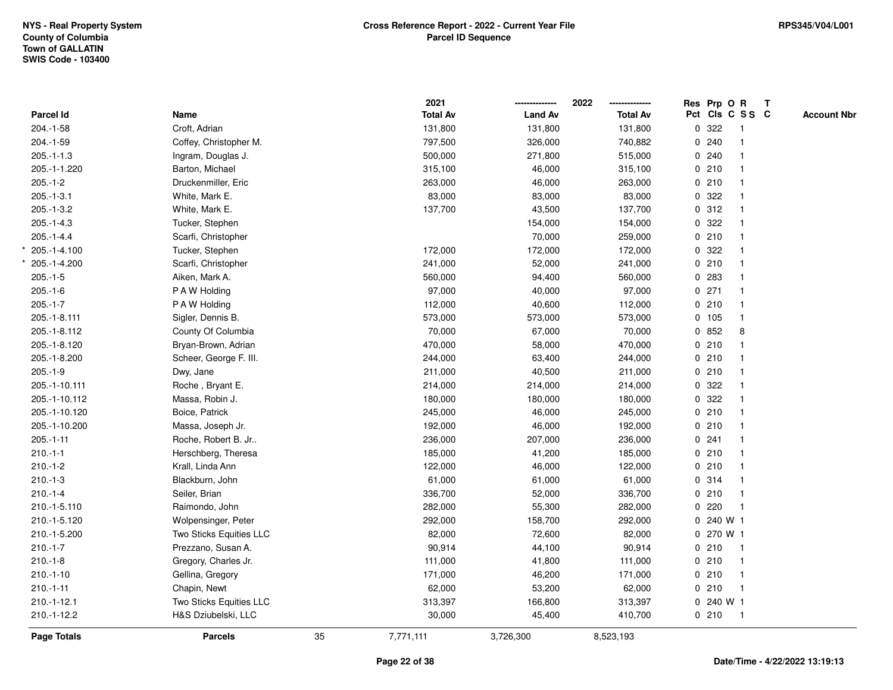NYS - Real Property System
County of Columbia
Town of GALLATIN
SWIS Code - 103400

**Cross Reference Report - 2022 - Current Year File**
**Parcel ID Sequence**

RPS345/V04/L001

| | Parcel Id | Name | 2021 Total Av | 2022 Land Av | 2022 Total Av | Res Pct | Prp Cls | O C | R S S | T C | Account Nbr |
|---|---|---|---|---|---|---|---|---|---|---|---|
| | 204.-1-58 | Croft, Adrian | 131,800 | 131,800 | 131,800 | 0 | 322 | | 1 | | |
| | 204.-1-59 | Coffey, Christopher M. | 797,500 | 326,000 | 740,882 | 0 | 240 | | 1 | | |
| | 205.-1-1.3 | Ingram, Douglas J. | 500,000 | 271,800 | 515,000 | 0 | 240 | | 1 | | |
| | 205.-1-1.220 | Barton, Michael | 315,100 | 46,000 | 315,100 | 0 | 210 | | 1 | | |
| | 205.-1-2 | Druckenmiller, Eric | 263,000 | 46,000 | 263,000 | 0 | 210 | | 1 | | |
| | 205.-1-3.1 | White, Mark E. | 83,000 | 83,000 | 83,000 | 0 | 322 | | 1 | | |
| | 205.-1-3.2 | White, Mark E. | 137,700 | 43,500 | 137,700 | 0 | 312 | | 1 | | |
| | 205.-1-4.3 | Tucker, Stephen | | 154,000 | 154,000 | 0 | 322 | | 1 | | |
| | 205.-1-4.4 | Scarfi, Christopher | | 70,000 | 259,000 | 0 | 210 | | 1 | | |
| * | 205.-1-4.100 | Tucker, Stephen | 172,000 | 172,000 | 172,000 | 0 | 322 | | 1 | | |
| * | 205.-1-4.200 | Scarfi, Christopher | 241,000 | 52,000 | 241,000 | 0 | 210 | | 1 | | |
| | 205.-1-5 | Aiken, Mark A. | 560,000 | 94,400 | 560,000 | 0 | 283 | | 1 | | |
| | 205.-1-6 | P A W Holding | 97,000 | 40,000 | 97,000 | 0 | 271 | | 1 | | |
| | 205.-1-7 | P A W Holding | 112,000 | 40,600 | 112,000 | 0 | 210 | | 1 | | |
| | 205.-1-8.111 | Sigler, Dennis B. | 573,000 | 573,000 | 573,000 | 0 | 105 | | 1 | | |
| | 205.-1-8.112 | County Of Columbia | 70,000 | 67,000 | 70,000 | 0 | 852 | | 8 | | |
| | 205.-1-8.120 | Bryan-Brown, Adrian | 470,000 | 58,000 | 470,000 | 0 | 210 | | 1 | | |
| | 205.-1-8.200 | Scheer, George F. III. | 244,000 | 63,400 | 244,000 | 0 | 210 | | 1 | | |
| | 205.-1-9 | Dwy, Jane | 211,000 | 40,500 | 211,000 | 0 | 210 | | 1 | | |
| | 205.-1-10.111 | Roche , Bryant E. | 214,000 | 214,000 | 214,000 | 0 | 322 | | 1 | | |
| | 205.-1-10.112 | Massa, Robin J. | 180,000 | 180,000 | 180,000 | 0 | 322 | | 1 | | |
| | 205.-1-10.120 | Boice, Patrick | 245,000 | 46,000 | 245,000 | 0 | 210 | | 1 | | |
| | 205.-1-10.200 | Massa, Joseph Jr. | 192,000 | 46,000 | 192,000 | 0 | 210 | | 1 | | |
| | 205.-1-11 | Roche, Robert B. Jr.. | 236,000 | 207,000 | 236,000 | 0 | 241 | | 1 | | |
| | 210.-1-1 | Herschberg, Theresa | 185,000 | 41,200 | 185,000 | 0 | 210 | | 1 | | |
| | 210.-1-2 | Krall, Linda Ann | 122,000 | 46,000 | 122,000 | 0 | 210 | | 1 | | |
| | 210.-1-3 | Blackburn, John | 61,000 | 61,000 | 61,000 | 0 | 314 | | 1 | | |
| | 210.-1-4 | Seiler, Brian | 336,700 | 52,000 | 336,700 | 0 | 210 | | 1 | | |
| | 210.-1-5.110 | Raimondo, John | 282,000 | 55,300 | 282,000 | 0 | 220 | | 1 | | |
| | 210.-1-5.120 | Wolpensinger, Peter | 292,000 | 158,700 | 292,000 | 0 | 240 | W | 1 | | |
| | 210.-1-5.200 | Two Sticks Equities LLC | 82,000 | 72,600 | 82,000 | 0 | 270 | W | 1 | | |
| | 210.-1-7 | Prezzano, Susan A. | 90,914 | 44,100 | 90,914 | 0 | 210 | | 1 | | |
| | 210.-1-8 | Gregory, Charles Jr. | 111,000 | 41,800 | 111,000 | 0 | 210 | | 1 | | |
| | 210.-1-10 | Gellina, Gregory | 171,000 | 46,200 | 171,000 | 0 | 210 | | 1 | | |
| | 210.-1-11 | Chapin, Newt | 62,000 | 53,200 | 62,000 | 0 | 210 | | 1 | | |
| | 210.-1-12.1 | Two Sticks Equities LLC | 313,397 | 166,800 | 313,397 | 0 | 240 | W | 1 | | |
| | 210.-1-12.2 | H&S Dziubelski, LLC | 30,000 | 45,400 | 410,700 | 0 | 210 | | 1 | | |

| Page Totals | Parcels | 35 | 7,771,111 | 3,726,300 | 8,523,193 |
|---|---|---|---|---|---|

Date/Time - 4/22/2022 13:19:13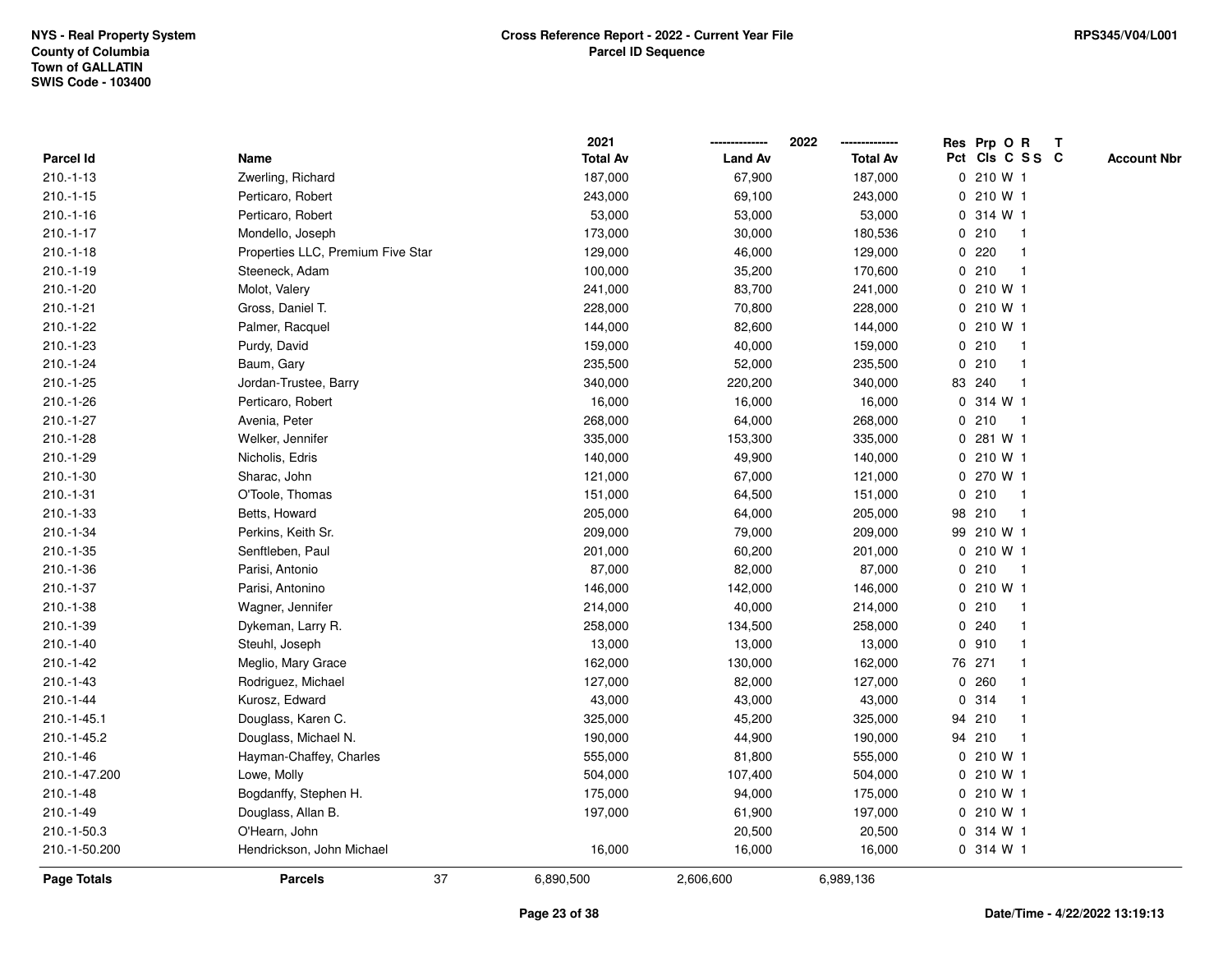**NYS - Real Property System**
**County of Columbia**
**Town of GALLATIN**
**SWIS Code - 103400**

**Cross Reference Report - 2022 - Current Year File**
**Parcel ID Sequence**

**RPS345/V04/L001**

| Parcel Id | Name | 2021 Total Av | 2022 Land Av | 2022 Total Av | Res Pct | Prp Cls | O C | R S S | T C | Account Nbr |
|---|---|---|---|---|---|---|---|---|---|---|
| 210.-1-13 | Zwerling, Richard | 187,000 | 67,900 | 187,000 | 0 | 210 | W | 1 | | |
| 210.-1-15 | Perticaro, Robert | 243,000 | 69,100 | 243,000 | 0 | 210 | W | 1 | | |
| 210.-1-16 | Perticaro, Robert | 53,000 | 53,000 | 53,000 | 0 | 314 | W | 1 | | |
| 210.-1-17 | Mondello, Joseph | 173,000 | 30,000 | 180,536 | 0 | 210 | | 1 | | |
| 210.-1-18 | Properties LLC, Premium Five Star | 129,000 | 46,000 | 129,000 | 0 | 220 | | 1 | | |
| 210.-1-19 | Steeneck, Adam | 100,000 | 35,200 | 170,600 | 0 | 210 | | 1 | | |
| 210.-1-20 | Molot, Valery | 241,000 | 83,700 | 241,000 | 0 | 210 | W | 1 | | |
| 210.-1-21 | Gross, Daniel T. | 228,000 | 70,800 | 228,000 | 0 | 210 | W | 1 | | |
| 210.-1-22 | Palmer, Racquel | 144,000 | 82,600 | 144,000 | 0 | 210 | W | 1 | | |
| 210.-1-23 | Purdy, David | 159,000 | 40,000 | 159,000 | 0 | 210 | | 1 | | |
| 210.-1-24 | Baum, Gary | 235,500 | 52,000 | 235,500 | 0 | 210 | | 1 | | |
| 210.-1-25 | Jordan-Trustee, Barry | 340,000 | 220,200 | 340,000 | 83 | 240 | | 1 | | |
| 210.-1-26 | Perticaro, Robert | 16,000 | 16,000 | 16,000 | 0 | 314 | W | 1 | | |
| 210.-1-27 | Avenia, Peter | 268,000 | 64,000 | 268,000 | 0 | 210 | | 1 | | |
| 210.-1-28 | Welker, Jennifer | 335,000 | 153,300 | 335,000 | 0 | 281 | W | 1 | | |
| 210.-1-29 | Nicholis, Edris | 140,000 | 49,900 | 140,000 | 0 | 210 | W | 1 | | |
| 210.-1-30 | Sharac, John | 121,000 | 67,000 | 121,000 | 0 | 270 | W | 1 | | |
| 210.-1-31 | O'Toole, Thomas | 151,000 | 64,500 | 151,000 | 0 | 210 | | 1 | | |
| 210.-1-33 | Betts, Howard | 205,000 | 64,000 | 205,000 | 98 | 210 | | 1 | | |
| 210.-1-34 | Perkins, Keith Sr. | 209,000 | 79,000 | 209,000 | 99 | 210 | W | 1 | | |
| 210.-1-35 | Senftleben, Paul | 201,000 | 60,200 | 201,000 | 0 | 210 | W | 1 | | |
| 210.-1-36 | Parisi, Antonio | 87,000 | 82,000 | 87,000 | 0 | 210 | | 1 | | |
| 210.-1-37 | Parisi, Antonino | 146,000 | 142,000 | 146,000 | 0 | 210 | W | 1 | | |
| 210.-1-38 | Wagner, Jennifer | 214,000 | 40,000 | 214,000 | 0 | 210 | | 1 | | |
| 210.-1-39 | Dykeman, Larry R. | 258,000 | 134,500 | 258,000 | 0 | 240 | | 1 | | |
| 210.-1-40 | Steuhl, Joseph | 13,000 | 13,000 | 13,000 | 0 | 910 | | 1 | | |
| 210.-1-42 | Meglio, Mary Grace | 162,000 | 130,000 | 162,000 | 76 | 271 | | 1 | | |
| 210.-1-43 | Rodriguez, Michael | 127,000 | 82,000 | 127,000 | 0 | 260 | | 1 | | |
| 210.-1-44 | Kurosz, Edward | 43,000 | 43,000 | 43,000 | 0 | 314 | | 1 | | |
| 210.-1-45.1 | Douglass, Karen C. | 325,000 | 45,200 | 325,000 | 94 | 210 | | 1 | | |
| 210.-1-45.2 | Douglass, Michael N. | 190,000 | 44,900 | 190,000 | 94 | 210 | | 1 | | |
| 210.-1-46 | Hayman-Chaffey, Charles | 555,000 | 81,800 | 555,000 | 0 | 210 | W | 1 | | |
| 210.-1-47.200 | Lowe, Molly | 504,000 | 107,400 | 504,000 | 0 | 210 | W | 1 | | |
| 210.-1-48 | Bogdanffy, Stephen H. | 175,000 | 94,000 | 175,000 | 0 | 210 | W | 1 | | |
| 210.-1-49 | Douglass, Allan B. | 197,000 | 61,900 | 197,000 | 0 | 210 | W | 1 | | |
| 210.-1-50.3 | O'Hearn, John | | 20,500 | 20,500 | 0 | 314 | W | 1 | | |
| 210.-1-50.200 | Hendrickson, John Michael | 16,000 | 16,000 | 16,000 | 0 | 314 | W | 1 | | |
| **Page Totals** | **Parcels** 37 | 6,890,500 | 2,606,600 | 6,989,136 | | | | | | |

**Date/Time - 4/22/2022 13:19:13**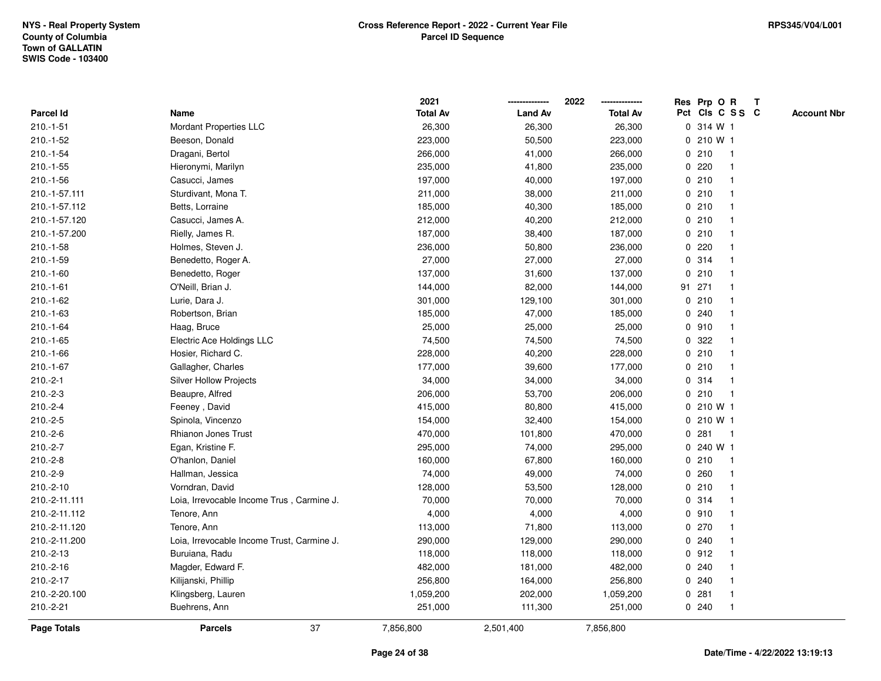NYS - Real Property System
County of Columbia
Town of GALLATIN
SWIS Code - 103400

**Cross Reference Report - 2022 - Current Year File**
**Parcel ID Sequence**

RPS345/V04/L001

| Parcel Id | Name | 2021 Total Av | 2022 Land Av | 2022 Total Av | Res Pct | Prp Cls | O C | R S S | T C | Account Nbr |
|---|---|---|---|---|---|---|---|---|---|---|
| 210.-1-51 | Mordant Properties LLC | 26,300 | 26,300 | 26,300 | 0 | 314 | W | 1 | | |
| 210.-1-52 | Beeson, Donald | 223,000 | 50,500 | 223,000 | 0 | 210 | W | 1 | | |
| 210.-1-54 | Dragani, Bertol | 266,000 | 41,000 | 266,000 | 0 | 210 | | 1 | | |
| 210.-1-55 | Hieronymi, Marilyn | 235,000 | 41,800 | 235,000 | 0 | 220 | | 1 | | |
| 210.-1-56 | Casucci, James | 197,000 | 40,000 | 197,000 | 0 | 210 | | 1 | | |
| 210.-1-57.111 | Sturdivant, Mona T. | 211,000 | 38,000 | 211,000 | 0 | 210 | | 1 | | |
| 210.-1-57.112 | Betts, Lorraine | 185,000 | 40,300 | 185,000 | 0 | 210 | | 1 | | |
| 210.-1-57.120 | Casucci, James A. | 212,000 | 40,200 | 212,000 | 0 | 210 | | 1 | | |
| 210.-1-57.200 | Rielly, James R. | 187,000 | 38,400 | 187,000 | 0 | 210 | | 1 | | |
| 210.-1-58 | Holmes, Steven J. | 236,000 | 50,800 | 236,000 | 0 | 220 | | 1 | | |
| 210.-1-59 | Benedetto, Roger A. | 27,000 | 27,000 | 27,000 | 0 | 314 | | 1 | | |
| 210.-1-60 | Benedetto, Roger | 137,000 | 31,600 | 137,000 | 0 | 210 | | 1 | | |
| 210.-1-61 | O'Neill, Brian J. | 144,000 | 82,000 | 144,000 | 91 | 271 | | 1 | | |
| 210.-1-62 | Lurie, Dara J. | 301,000 | 129,100 | 301,000 | 0 | 210 | | 1 | | |
| 210.-1-63 | Robertson, Brian | 185,000 | 47,000 | 185,000 | 0 | 240 | | 1 | | |
| 210.-1-64 | Haag, Bruce | 25,000 | 25,000 | 25,000 | 0 | 910 | | 1 | | |
| 210.-1-65 | Electric Ace Holdings LLC | 74,500 | 74,500 | 74,500 | 0 | 322 | | 1 | | |
| 210.-1-66 | Hosier, Richard C. | 228,000 | 40,200 | 228,000 | 0 | 210 | | 1 | | |
| 210.-1-67 | Gallagher, Charles | 177,000 | 39,600 | 177,000 | 0 | 210 | | 1 | | |
| 210.-2-1 | Silver Hollow Projects | 34,000 | 34,000 | 34,000 | 0 | 314 | | 1 | | |
| 210.-2-3 | Beaupre, Alfred | 206,000 | 53,700 | 206,000 | 0 | 210 | | 1 | | |
| 210.-2-4 | Feeney , David | 415,000 | 80,800 | 415,000 | 0 | 210 | W | 1 | | |
| 210.-2-5 | Spinola, Vincenzo | 154,000 | 32,400 | 154,000 | 0 | 210 | W | 1 | | |
| 210.-2-6 | Rhianon Jones Trust | 470,000 | 101,800 | 470,000 | 0 | 281 | | 1 | | |
| 210.-2-7 | Egan, Kristine F. | 295,000 | 74,000 | 295,000 | 0 | 240 | W | 1 | | |
| 210.-2-8 | O'hanlon, Daniel | 160,000 | 67,800 | 160,000 | 0 | 210 | | 1 | | |
| 210.-2-9 | Hallman, Jessica | 74,000 | 49,000 | 74,000 | 0 | 260 | | 1 | | |
| 210.-2-10 | Vorndran, David | 128,000 | 53,500 | 128,000 | 0 | 210 | | 1 | | |
| 210.-2-11.111 | Loia, Irrevocable Income Trus , Carmine J. | 70,000 | 70,000 | 70,000 | 0 | 314 | | 1 | | |
| 210.-2-11.112 | Tenore, Ann | 4,000 | 4,000 | 4,000 | 0 | 910 | | 1 | | |
| 210.-2-11.120 | Tenore, Ann | 113,000 | 71,800 | 113,000 | 0 | 270 | | 1 | | |
| 210.-2-11.200 | Loia, Irrevocable Income Trust, Carmine J. | 290,000 | 129,000 | 290,000 | 0 | 240 | | 1 | | |
| 210.-2-13 | Buruiana, Radu | 118,000 | 118,000 | 118,000 | 0 | 912 | | 1 | | |
| 210.-2-16 | Magder, Edward F. | 482,000 | 181,000 | 482,000 | 0 | 240 | | 1 | | |
| 210.-2-17 | Kilijanski, Phillip | 256,800 | 164,000 | 256,800 | 0 | 240 | | 1 | | |
| 210.-2-20.100 | Klingsberg, Lauren | 1,059,200 | 202,000 | 1,059,200 | 0 | 281 | | 1 | | |
| 210.-2-21 | Buehrens, Ann | 251,000 | 111,300 | 251,000 | 0 | 240 | | 1 | | |
| **Page Totals** | **Parcels** 37 | 7,856,800 | 2,501,400 | 7,856,800 | | | | | | |

Date/Time - 4/22/2022 13:19:13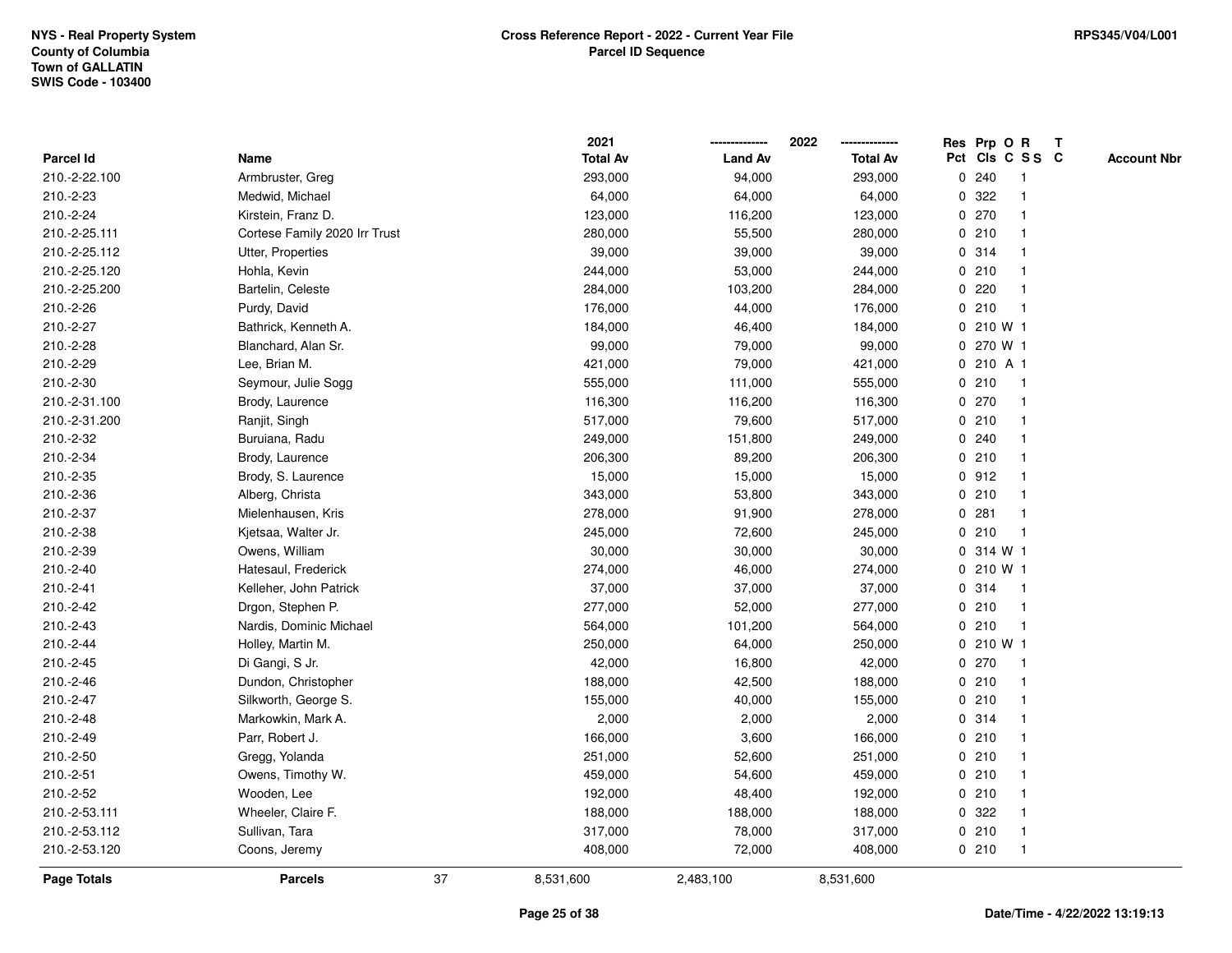**NYS - Real Property System**
**County of Columbia**
**Town of GALLATIN**
**SWIS Code - 103400**

**Cross Reference Report - 2022 - Current Year File**
**Parcel ID Sequence**

**RPS345/V04/L001**

| Parcel Id | Name | 2021 Total Av | 2022 Land Av | 2022 Total Av | Res Pct | Prp Cls | O C | R S S | T C | Account Nbr |
|---|---|---|---|---|---|---|---|---|---|---|
| 210.-2-22.100 | Armbruster, Greg | 293,000 | 94,000 | 293,000 | 0 | 240 | | 1 | | |
| 210.-2-23 | Medwid, Michael | 64,000 | 64,000 | 64,000 | 0 | 322 | | 1 | | |
| 210.-2-24 | Kirstein, Franz D. | 123,000 | 116,200 | 123,000 | 0 | 270 | | 1 | | |
| 210.-2-25.111 | Cortese Family 2020 Irr Trust | 280,000 | 55,500 | 280,000 | 0 | 210 | | 1 | | |
| 210.-2-25.112 | Utter, Properties | 39,000 | 39,000 | 39,000 | 0 | 314 | | 1 | | |
| 210.-2-25.120 | Hohla, Kevin | 244,000 | 53,000 | 244,000 | 0 | 210 | | 1 | | |
| 210.-2-25.200 | Bartelin, Celeste | 284,000 | 103,200 | 284,000 | 0 | 220 | | 1 | | |
| 210.-2-26 | Purdy, David | 176,000 | 44,000 | 176,000 | 0 | 210 | | 1 | | |
| 210.-2-27 | Bathrick, Kenneth A. | 184,000 | 46,400 | 184,000 | 0 | 210 | W | 1 | | |
| 210.-2-28 | Blanchard, Alan Sr. | 99,000 | 79,000 | 99,000 | 0 | 270 | W | 1 | | |
| 210.-2-29 | Lee, Brian M. | 421,000 | 79,000 | 421,000 | 0 | 210 | A | 1 | | |
| 210.-2-30 | Seymour, Julie Sogg | 555,000 | 111,000 | 555,000 | 0 | 210 | | 1 | | |
| 210.-2-31.100 | Brody, Laurence | 116,300 | 116,200 | 116,300 | 0 | 270 | | 1 | | |
| 210.-2-31.200 | Ranjit, Singh | 517,000 | 79,600 | 517,000 | 0 | 210 | | 1 | | |
| 210.-2-32 | Buruiana, Radu | 249,000 | 151,800 | 249,000 | 0 | 240 | | 1 | | |
| 210.-2-34 | Brody, Laurence | 206,300 | 89,200 | 206,300 | 0 | 210 | | 1 | | |
| 210.-2-35 | Brody, S. Laurence | 15,000 | 15,000 | 15,000 | 0 | 912 | | 1 | | |
| 210.-2-36 | Alberg, Christa | 343,000 | 53,800 | 343,000 | 0 | 210 | | 1 | | |
| 210.-2-37 | Mielenhausen, Kris | 278,000 | 91,900 | 278,000 | 0 | 281 | | 1 | | |
| 210.-2-38 | Kjetsaa, Walter Jr. | 245,000 | 72,600 | 245,000 | 0 | 210 | | 1 | | |
| 210.-2-39 | Owens, William | 30,000 | 30,000 | 30,000 | 0 | 314 | W | 1 | | |
| 210.-2-40 | Hatesaul, Frederick | 274,000 | 46,000 | 274,000 | 0 | 210 | W | 1 | | |
| 210.-2-41 | Kelleher, John Patrick | 37,000 | 37,000 | 37,000 | 0 | 314 | | 1 | | |
| 210.-2-42 | Drgon, Stephen P. | 277,000 | 52,000 | 277,000 | 0 | 210 | | 1 | | |
| 210.-2-43 | Nardis, Dominic Michael | 564,000 | 101,200 | 564,000 | 0 | 210 | | 1 | | |
| 210.-2-44 | Holley, Martin M. | 250,000 | 64,000 | 250,000 | 0 | 210 | W | 1 | | |
| 210.-2-45 | Di Gangi, S Jr. | 42,000 | 16,800 | 42,000 | 0 | 270 | | 1 | | |
| 210.-2-46 | Dundon, Christopher | 188,000 | 42,500 | 188,000 | 0 | 210 | | 1 | | |
| 210.-2-47 | Silkworth, George S. | 155,000 | 40,000 | 155,000 | 0 | 210 | | 1 | | |
| 210.-2-48 | Markowkin, Mark A. | 2,000 | 2,000 | 2,000 | 0 | 314 | | 1 | | |
| 210.-2-49 | Parr, Robert J. | 166,000 | 3,600 | 166,000 | 0 | 210 | | 1 | | |
| 210.-2-50 | Gregg, Yolanda | 251,000 | 52,600 | 251,000 | 0 | 210 | | 1 | | |
| 210.-2-51 | Owens, Timothy W. | 459,000 | 54,600 | 459,000 | 0 | 210 | | 1 | | |
| 210.-2-52 | Wooden, Lee | 192,000 | 48,400 | 192,000 | 0 | 210 | | 1 | | |
| 210.-2-53.111 | Wheeler, Claire F. | 188,000 | 188,000 | 188,000 | 0 | 322 | | 1 | | |
| 210.-2-53.112 | Sullivan, Tara | 317,000 | 78,000 | 317,000 | 0 | 210 | | 1 | | |
| 210.-2-53.120 | Coons, Jeremy | 408,000 | 72,000 | 408,000 | 0 | 210 | | 1 | | |
| **Page Totals** | **Parcels** 37 | 8,531,600 | 2,483,100 | 8,531,600 | | | | | | |

**Date/Time - 4/22/2022 13:19:13**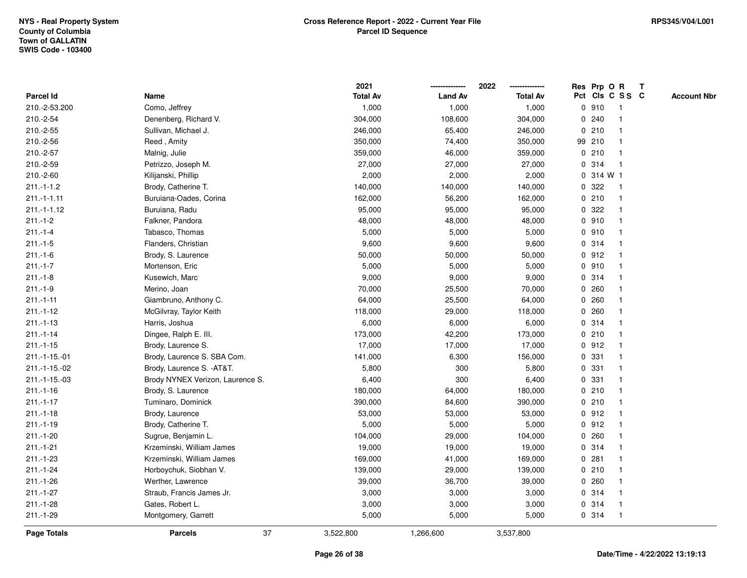**NYS - Real Property System**
**County of Columbia**
**Town of GALLATIN**
**SWIS Code - 103400**

**Cross Reference Report - 2022 - Current Year File**
**Parcel ID Sequence**

**RPS345/V04/L001**

| Parcel Id | Name | 2021 Total Av | 2022 Land Av | 2022 Total Av | Res Pct | Prp Cls | O C | R S S | T C | Account Nbr |
|---|---|---|---|---|---|---|---|---|---|---|
| 210.-2-53.200 | Como, Jeffrey | 1,000 | 1,000 | 1,000 | 0 | 910 | | 1 | | |
| 210.-2-54 | Denenberg, Richard V. | 304,000 | 108,600 | 304,000 | 0 | 240 | | 1 | | |
| 210.-2-55 | Sullivan, Michael J. | 246,000 | 65,400 | 246,000 | 0 | 210 | | 1 | | |
| 210.-2-56 | Reed , Amity | 350,000 | 74,400 | 350,000 | 99 | 210 | | 1 | | |
| 210.-2-57 | Malnig, Julie | 359,000 | 46,000 | 359,000 | 0 | 210 | | 1 | | |
| 210.-2-59 | Petrizzo, Joseph M. | 27,000 | 27,000 | 27,000 | 0 | 314 | | 1 | | |
| 210.-2-60 | Kilijanski, Phillip | 2,000 | 2,000 | 2,000 | 0 | 314 | W | 1 | | |
| 211.-1-1.2 | Brody, Catherine T. | 140,000 | 140,000 | 140,000 | 0 | 322 | | 1 | | |
| 211.-1-1.11 | Buruiana-Oades, Corina | 162,000 | 56,200 | 162,000 | 0 | 210 | | 1 | | |
| 211.-1-1.12 | Buruiana, Radu | 95,000 | 95,000 | 95,000 | 0 | 322 | | 1 | | |
| 211.-1-2 | Falkner, Pandora | 48,000 | 48,000 | 48,000 | 0 | 910 | | 1 | | |
| 211.-1-4 | Tabasco, Thomas | 5,000 | 5,000 | 5,000 | 0 | 910 | | 1 | | |
| 211.-1-5 | Flanders, Christian | 9,600 | 9,600 | 9,600 | 0 | 314 | | 1 | | |
| 211.-1-6 | Brody, S. Laurence | 50,000 | 50,000 | 50,000 | 0 | 912 | | 1 | | |
| 211.-1-7 | Mortenson, Eric | 5,000 | 5,000 | 5,000 | 0 | 910 | | 1 | | |
| 211.-1-8 | Kusewich, Marc | 9,000 | 9,000 | 9,000 | 0 | 314 | | 1 | | |
| 211.-1-9 | Merino, Joan | 70,000 | 25,500 | 70,000 | 0 | 260 | | 1 | | |
| 211.-1-11 | Giambruno, Anthony C. | 64,000 | 25,500 | 64,000 | 0 | 260 | | 1 | | |
| 211.-1-12 | McGilvray, Taylor Keith | 118,000 | 29,000 | 118,000 | 0 | 260 | | 1 | | |
| 211.-1-13 | Harris, Joshua | 6,000 | 6,000 | 6,000 | 0 | 314 | | 1 | | |
| 211.-1-14 | Dingee, Ralph E. III. | 173,000 | 42,200 | 173,000 | 0 | 210 | | 1 | | |
| 211.-1-15 | Brody, Laurence S. | 17,000 | 17,000 | 17,000 | 0 | 912 | | 1 | | |
| 211.-1-15.-01 | Brody, Laurence S. SBA Com. | 141,000 | 6,300 | 156,000 | 0 | 331 | | 1 | | |
| 211.-1-15.-02 | Brody, Laurence S. -AT&T. | 5,800 | 300 | 5,800 | 0 | 331 | | 1 | | |
| 211.-1-15.-03 | Brody NYNEX Verizon, Laurence S. | 6,400 | 300 | 6,400 | 0 | 331 | | 1 | | |
| 211.-1-16 | Brody, S. Laurence | 180,000 | 64,000 | 180,000 | 0 | 210 | | 1 | | |
| 211.-1-17 | Tuminaro, Dominick | 390,000 | 84,600 | 390,000 | 0 | 210 | | 1 | | |
| 211.-1-18 | Brody, Laurence | 53,000 | 53,000 | 53,000 | 0 | 912 | | 1 | | |
| 211.-1-19 | Brody, Catherine T. | 5,000 | 5,000 | 5,000 | 0 | 912 | | 1 | | |
| 211.-1-20 | Sugrue, Benjamin L. | 104,000 | 29,000 | 104,000 | 0 | 260 | | 1 | | |
| 211.-1-21 | Krzeminski, William James | 19,000 | 19,000 | 19,000 | 0 | 314 | | 1 | | |
| 211.-1-23 | Krzeminski, William James | 169,000 | 41,000 | 169,000 | 0 | 281 | | 1 | | |
| 211.-1-24 | Horboychuk, Siobhan V. | 139,000 | 29,000 | 139,000 | 0 | 210 | | 1 | | |
| 211.-1-26 | Werther, Lawrence | 39,000 | 36,700 | 39,000 | 0 | 260 | | 1 | | |
| 211.-1-27 | Straub, Francis James Jr. | 3,000 | 3,000 | 3,000 | 0 | 314 | | 1 | | |
| 211.-1-28 | Gates, Robert L. | 3,000 | 3,000 | 3,000 | 0 | 314 | | 1 | | |
| 211.-1-29 | Montgomery, Garrett | 5,000 | 5,000 | 5,000 | 0 | 314 | | 1 | | |
| **Page Totals** | **Parcels** 37 | 3,522,800 | 1,266,600 | 3,537,800 | | | | | | |

**Date/Time - 4/22/2022 13:19:13**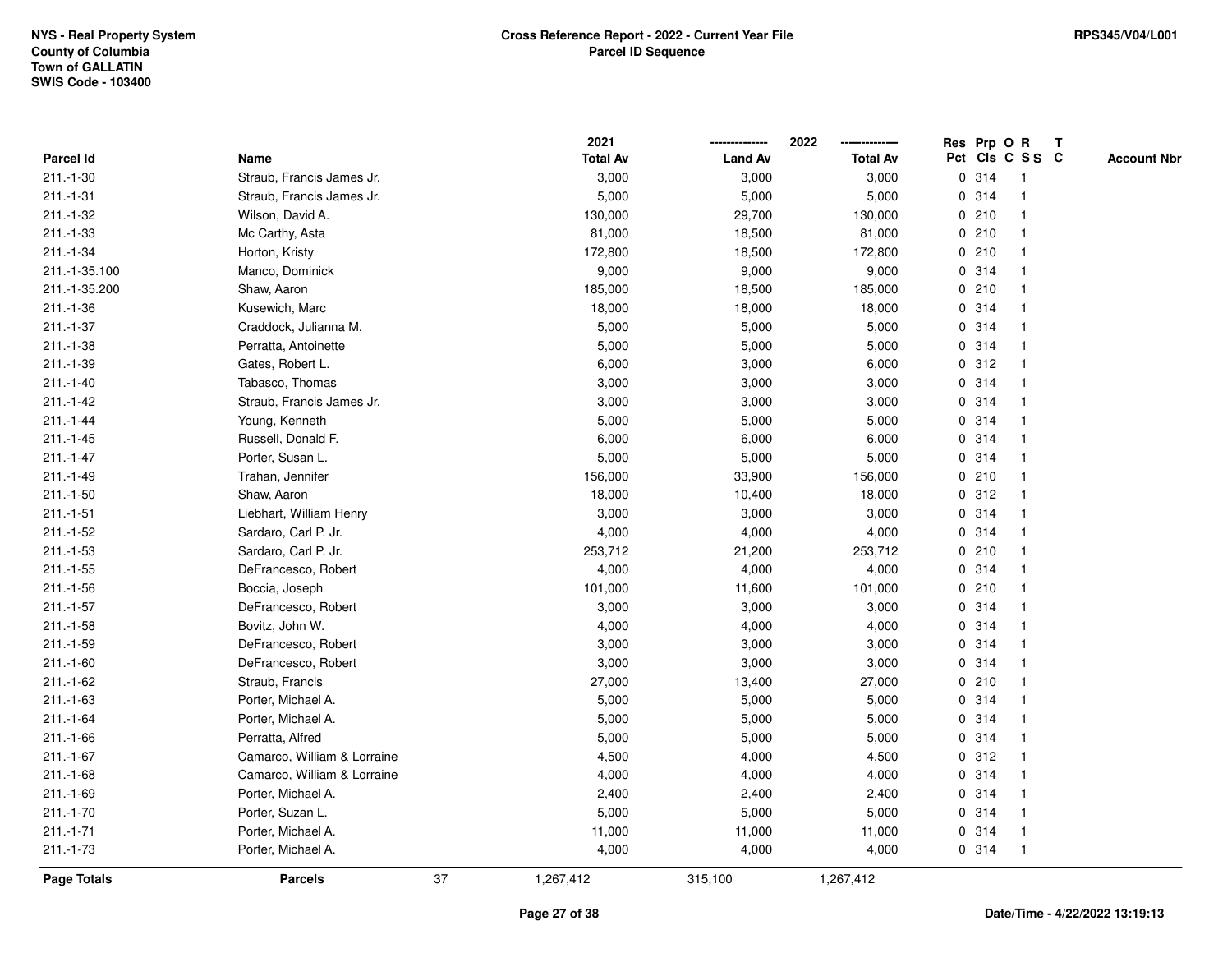NYS - Real Property System
County of Columbia
Town of GALLATIN
SWIS Code - 103400

**Cross Reference Report - 2022 - Current Year File**
**Parcel ID Sequence**

RPS345/V04/L001

| Parcel Id | Name | 2021 Total Av | 2022 Land Av | 2022 Total Av | Res Pct | Prp Cls | O C | R S S | T C | Account Nbr |
|---|---|---|---|---|---|---|---|---|---|---|
| 211.-1-30 | Straub, Francis James Jr. | 3,000 | 3,000 | 3,000 | 0 | 314 | | 1 | | |
| 211.-1-31 | Straub, Francis James Jr. | 5,000 | 5,000 | 5,000 | 0 | 314 | | 1 | | |
| 211.-1-32 | Wilson, David A. | 130,000 | 29,700 | 130,000 | 0 | 210 | | 1 | | |
| 211.-1-33 | Mc Carthy, Asta | 81,000 | 18,500 | 81,000 | 0 | 210 | | 1 | | |
| 211.-1-34 | Horton, Kristy | 172,800 | 18,500 | 172,800 | 0 | 210 | | 1 | | |
| 211.-1-35.100 | Manco, Dominick | 9,000 | 9,000 | 9,000 | 0 | 314 | | 1 | | |
| 211.-1-35.200 | Shaw, Aaron | 185,000 | 18,500 | 185,000 | 0 | 210 | | 1 | | |
| 211.-1-36 | Kusewich, Marc | 18,000 | 18,000 | 18,000 | 0 | 314 | | 1 | | |
| 211.-1-37 | Craddock, Julianna M. | 5,000 | 5,000 | 5,000 | 0 | 314 | | 1 | | |
| 211.-1-38 | Perratta, Antoinette | 5,000 | 5,000 | 5,000 | 0 | 314 | | 1 | | |
| 211.-1-39 | Gates, Robert L. | 6,000 | 3,000 | 6,000 | 0 | 312 | | 1 | | |
| 211.-1-40 | Tabasco, Thomas | 3,000 | 3,000 | 3,000 | 0 | 314 | | 1 | | |
| 211.-1-42 | Straub, Francis James Jr. | 3,000 | 3,000 | 3,000 | 0 | 314 | | 1 | | |
| 211.-1-44 | Young, Kenneth | 5,000 | 5,000 | 5,000 | 0 | 314 | | 1 | | |
| 211.-1-45 | Russell, Donald F. | 6,000 | 6,000 | 6,000 | 0 | 314 | | 1 | | |
| 211.-1-47 | Porter, Susan L. | 5,000 | 5,000 | 5,000 | 0 | 314 | | 1 | | |
| 211.-1-49 | Trahan, Jennifer | 156,000 | 33,900 | 156,000 | 0 | 210 | | 1 | | |
| 211.-1-50 | Shaw, Aaron | 18,000 | 10,400 | 18,000 | 0 | 312 | | 1 | | |
| 211.-1-51 | Liebhart, William Henry | 3,000 | 3,000 | 3,000 | 0 | 314 | | 1 | | |
| 211.-1-52 | Sardaro, Carl P. Jr. | 4,000 | 4,000 | 4,000 | 0 | 314 | | 1 | | |
| 211.-1-53 | Sardaro, Carl P. Jr. | 253,712 | 21,200 | 253,712 | 0 | 210 | | 1 | | |
| 211.-1-55 | DeFrancesco, Robert | 4,000 | 4,000 | 4,000 | 0 | 314 | | 1 | | |
| 211.-1-56 | Boccia, Joseph | 101,000 | 11,600 | 101,000 | 0 | 210 | | 1 | | |
| 211.-1-57 | DeFrancesco, Robert | 3,000 | 3,000 | 3,000 | 0 | 314 | | 1 | | |
| 211.-1-58 | Bovitz, John W. | 4,000 | 4,000 | 4,000 | 0 | 314 | | 1 | | |
| 211.-1-59 | DeFrancesco, Robert | 3,000 | 3,000 | 3,000 | 0 | 314 | | 1 | | |
| 211.-1-60 | DeFrancesco, Robert | 3,000 | 3,000 | 3,000 | 0 | 314 | | 1 | | |
| 211.-1-62 | Straub, Francis | 27,000 | 13,400 | 27,000 | 0 | 210 | | 1 | | |
| 211.-1-63 | Porter, Michael A. | 5,000 | 5,000 | 5,000 | 0 | 314 | | 1 | | |
| 211.-1-64 | Porter, Michael A. | 5,000 | 5,000 | 5,000 | 0 | 314 | | 1 | | |
| 211.-1-66 | Perratta, Alfred | 5,000 | 5,000 | 5,000 | 0 | 314 | | 1 | | |
| 211.-1-67 | Camarco, William & Lorraine | 4,500 | 4,000 | 4,500 | 0 | 312 | | 1 | | |
| 211.-1-68 | Camarco, William & Lorraine | 4,000 | 4,000 | 4,000 | 0 | 314 | | 1 | | |
| 211.-1-69 | Porter, Michael A. | 2,400 | 2,400 | 2,400 | 0 | 314 | | 1 | | |
| 211.-1-70 | Porter, Suzan L. | 5,000 | 5,000 | 5,000 | 0 | 314 | | 1 | | |
| 211.-1-71 | Porter, Michael A. | 11,000 | 11,000 | 11,000 | 0 | 314 | | 1 | | |
| 211.-1-73 | Porter, Michael A. | 4,000 | 4,000 | 4,000 | 0 | 314 | | 1 | | |
| **Page Totals** | **Parcels** 37 | 1,267,412 | 315,100 | 1,267,412 | | | | | | |

Date/Time - 4/22/2022 13:19:13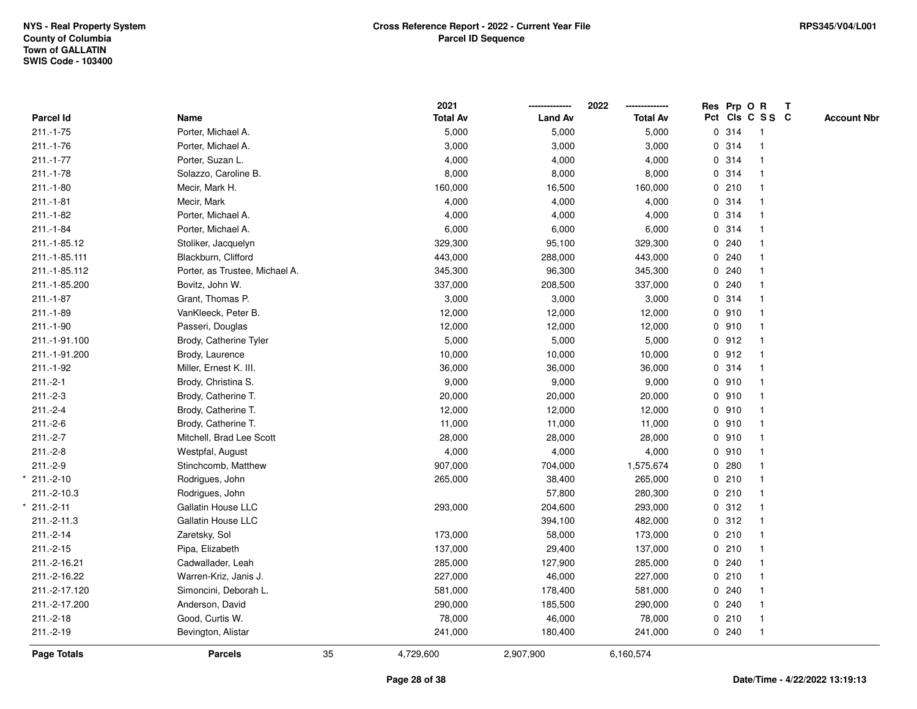NYS - Real Property System
County of Columbia
Town of GALLATIN
SWIS Code - 103400

RPS345/V04/L001

**Cross Reference Report - 2022 - Current Year File**
**Parcel ID Sequence**

| Parcel Id | Name | 2021 Total Av | 2022 Land Av | 2022 Total Av | Res Pct | Prp Cls | O C | R S S | T C | Account Nbr |
|---|---|---|---|---|---|---|---|---|---|---|
| 211.-1-75 | Porter, Michael A. | 5,000 | 5,000 | 5,000 | 0 | 314 | | 1 | | |
| 211.-1-76 | Porter, Michael A. | 3,000 | 3,000 | 3,000 | 0 | 314 | | 1 | | |
| 211.-1-77 | Porter, Suzan L. | 4,000 | 4,000 | 4,000 | 0 | 314 | | 1 | | |
| 211.-1-78 | Solazzo, Caroline B. | 8,000 | 8,000 | 8,000 | 0 | 314 | | 1 | | |
| 211.-1-80 | Mecir, Mark H. | 160,000 | 16,500 | 160,000 | 0 | 210 | | 1 | | |
| 211.-1-81 | Mecir, Mark | 4,000 | 4,000 | 4,000 | 0 | 314 | | 1 | | |
| 211.-1-82 | Porter, Michael A. | 4,000 | 4,000 | 4,000 | 0 | 314 | | 1 | | |
| 211.-1-84 | Porter, Michael A. | 6,000 | 6,000 | 6,000 | 0 | 314 | | 1 | | |
| 211.-1-85.12 | Stoliker, Jacquelyn | 329,300 | 95,100 | 329,300 | 0 | 240 | | 1 | | |
| 211.-1-85.111 | Blackburn, Clifford | 443,000 | 288,000 | 443,000 | 0 | 240 | | 1 | | |
| 211.-1-85.112 | Porter, as Trustee, Michael A. | 345,300 | 96,300 | 345,300 | 0 | 240 | | 1 | | |
| 211.-1-85.200 | Bovitz, John W. | 337,000 | 208,500 | 337,000 | 0 | 240 | | 1 | | |
| 211.-1-87 | Grant, Thomas P. | 3,000 | 3,000 | 3,000 | 0 | 314 | | 1 | | |
| 211.-1-89 | VanKleeck, Peter B. | 12,000 | 12,000 | 12,000 | 0 | 910 | | 1 | | |
| 211.-1-90 | Passeri, Douglas | 12,000 | 12,000 | 12,000 | 0 | 910 | | 1 | | |
| 211.-1-91.100 | Brody, Catherine Tyler | 5,000 | 5,000 | 5,000 | 0 | 912 | | 1 | | |
| 211.-1-91.200 | Brody, Laurence | 10,000 | 10,000 | 10,000 | 0 | 912 | | 1 | | |
| 211.-1-92 | Miller, Ernest K. III. | 36,000 | 36,000 | 36,000 | 0 | 314 | | 1 | | |
| 211.-2-1 | Brody, Christina S. | 9,000 | 9,000 | 9,000 | 0 | 910 | | 1 | | |
| 211.-2-3 | Brody, Catherine T. | 20,000 | 20,000 | 20,000 | 0 | 910 | | 1 | | |
| 211.-2-4 | Brody, Catherine T. | 12,000 | 12,000 | 12,000 | 0 | 910 | | 1 | | |
| 211.-2-6 | Brody, Catherine T. | 11,000 | 11,000 | 11,000 | 0 | 910 | | 1 | | |
| 211.-2-7 | Mitchell, Brad Lee Scott | 28,000 | 28,000 | 28,000 | 0 | 910 | | 1 | | |
| 211.-2-8 | Westpfal, August | 4,000 | 4,000 | 4,000 | 0 | 910 | | 1 | | |
| 211.-2-9 | Stinchcomb, Matthew | 907,000 | 704,000 | 1,575,674 | 0 | 280 | | 1 | | |
| * 211.-2-10 | Rodrigues, John | 265,000 | 38,400 | 265,000 | 0 | 210 | | 1 | | |
| 211.-2-10.3 | Rodrigues, John | | 57,800 | 280,300 | 0 | 210 | | 1 | | |
| * 211.-2-11 | Gallatin House LLC | 293,000 | 204,600 | 293,000 | 0 | 312 | | 1 | | |
| 211.-2-11.3 | Gallatin House LLC | | 394,100 | 482,000 | 0 | 312 | | 1 | | |
| 211.-2-14 | Zaretsky, Sol | 173,000 | 58,000 | 173,000 | 0 | 210 | | 1 | | |
| 211.-2-15 | Pipa, Elizabeth | 137,000 | 29,400 | 137,000 | 0 | 210 | | 1 | | |
| 211.-2-16.21 | Cadwallader, Leah | 285,000 | 127,900 | 285,000 | 0 | 240 | | 1 | | |
| 211.-2-16.22 | Warren-Kriz, Janis J. | 227,000 | 46,000 | 227,000 | 0 | 210 | | 1 | | |
| 211.-2-17.120 | Simoncini, Deborah L. | 581,000 | 178,400 | 581,000 | 0 | 240 | | 1 | | |
| 211.-2-17.200 | Anderson, David | 290,000 | 185,500 | 290,000 | 0 | 240 | | 1 | | |
| 211.-2-18 | Good, Curtis W. | 78,000 | 46,000 | 78,000 | 0 | 210 | | 1 | | |
| 211.-2-19 | Bevington, Alistar | 241,000 | 180,400 | 241,000 | 0 | 240 | | 1 | | |
| **Page Totals** | **Parcels** 35 | 4,729,600 | 2,907,900 | 6,160,574 | | | | | | |

Date/Time - 4/22/2022 13:19:13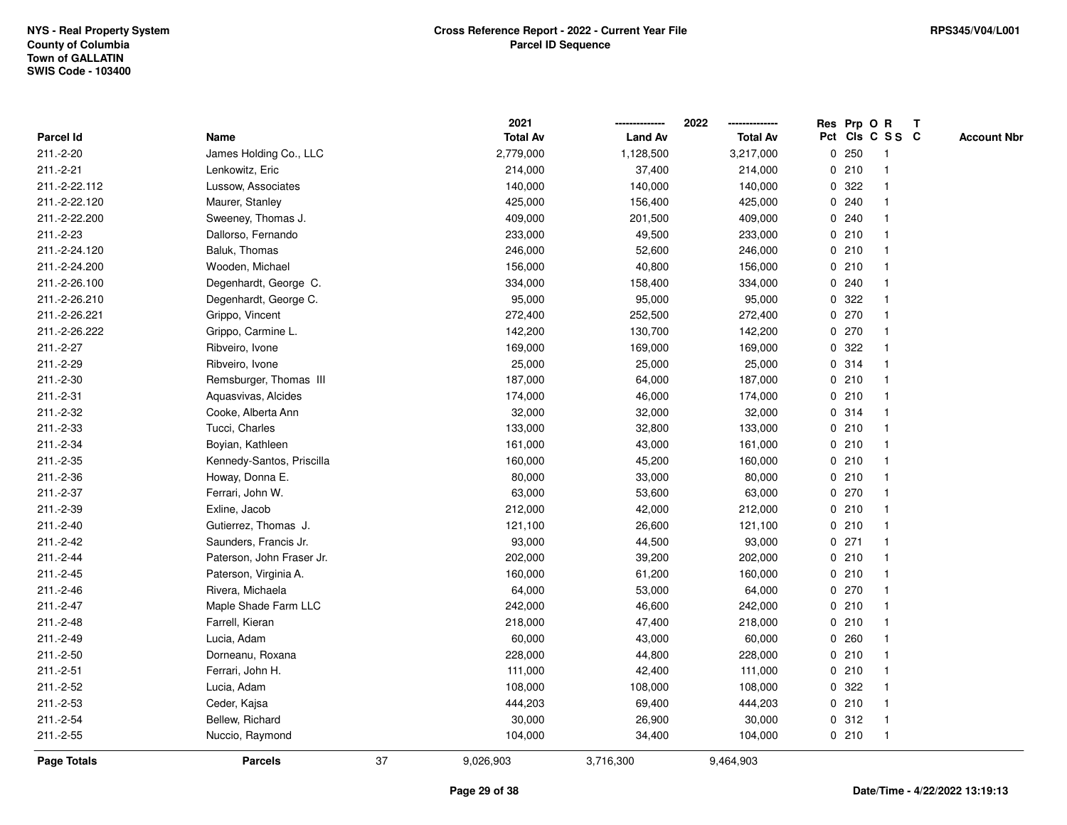NYS - Real Property System
County of Columbia
Town of GALLATIN
SWIS Code - 103400

**Cross Reference Report - 2022 - Current Year File**
**Parcel ID Sequence**

RPS345/V04/L001

| Parcel Id | Name | 2021 Total Av | 2022 Land Av | 2022 Total Av | Res Pct | Prp Cls | O C | R S S | T C | Account Nbr |
|---|---|---|---|---|---|---|---|---|---|---|
| 211.-2-20 | James Holding Co., LLC | 2,779,000 | 1,128,500 | 3,217,000 | 0 | 250 | | 1 | | |
| 211.-2-21 | Lenkowitz, Eric | 214,000 | 37,400 | 214,000 | 0 | 210 | | 1 | | |
| 211.-2-22.112 | Lussow, Associates | 140,000 | 140,000 | 140,000 | 0 | 322 | | 1 | | |
| 211.-2-22.120 | Maurer, Stanley | 425,000 | 156,400 | 425,000 | 0 | 240 | | 1 | | |
| 211.-2-22.200 | Sweeney, Thomas J. | 409,000 | 201,500 | 409,000 | 0 | 240 | | 1 | | |
| 211.-2-23 | Dallorso, Fernando | 233,000 | 49,500 | 233,000 | 0 | 210 | | 1 | | |
| 211.-2-24.120 | Baluk, Thomas | 246,000 | 52,600 | 246,000 | 0 | 210 | | 1 | | |
| 211.-2-24.200 | Wooden, Michael | 156,000 | 40,800 | 156,000 | 0 | 210 | | 1 | | |
| 211.-2-26.100 | Degenhardt, George C. | 334,000 | 158,400 | 334,000 | 0 | 240 | | 1 | | |
| 211.-2-26.210 | Degenhardt, George C. | 95,000 | 95,000 | 95,000 | 0 | 322 | | 1 | | |
| 211.-2-26.221 | Grippo, Vincent | 272,400 | 252,500 | 272,400 | 0 | 270 | | 1 | | |
| 211.-2-26.222 | Grippo, Carmine L. | 142,200 | 130,700 | 142,200 | 0 | 270 | | 1 | | |
| 211.-2-27 | Ribveiro, Ivone | 169,000 | 169,000 | 169,000 | 0 | 322 | | 1 | | |
| 211.-2-29 | Ribveiro, Ivone | 25,000 | 25,000 | 25,000 | 0 | 314 | | 1 | | |
| 211.-2-30 | Remsburger, Thomas III | 187,000 | 64,000 | 187,000 | 0 | 210 | | 1 | | |
| 211.-2-31 | Aquasvivas, Alcides | 174,000 | 46,000 | 174,000 | 0 | 210 | | 1 | | |
| 211.-2-32 | Cooke, Alberta Ann | 32,000 | 32,000 | 32,000 | 0 | 314 | | 1 | | |
| 211.-2-33 | Tucci, Charles | 133,000 | 32,800 | 133,000 | 0 | 210 | | 1 | | |
| 211.-2-34 | Boyian, Kathleen | 161,000 | 43,000 | 161,000 | 0 | 210 | | 1 | | |
| 211.-2-35 | Kennedy-Santos, Priscilla | 160,000 | 45,200 | 160,000 | 0 | 210 | | 1 | | |
| 211.-2-36 | Howay, Donna E. | 80,000 | 33,000 | 80,000 | 0 | 210 | | 1 | | |
| 211.-2-37 | Ferrari, John W. | 63,000 | 53,600 | 63,000 | 0 | 270 | | 1 | | |
| 211.-2-39 | Exline, Jacob | 212,000 | 42,000 | 212,000 | 0 | 210 | | 1 | | |
| 211.-2-40 | Gutierrez, Thomas J. | 121,100 | 26,600 | 121,100 | 0 | 210 | | 1 | | |
| 211.-2-42 | Saunders, Francis Jr. | 93,000 | 44,500 | 93,000 | 0 | 271 | | 1 | | |
| 211.-2-44 | Paterson, John Fraser Jr. | 202,000 | 39,200 | 202,000 | 0 | 210 | | 1 | | |
| 211.-2-45 | Paterson, Virginia A. | 160,000 | 61,200 | 160,000 | 0 | 210 | | 1 | | |
| 211.-2-46 | Rivera, Michaela | 64,000 | 53,000 | 64,000 | 0 | 270 | | 1 | | |
| 211.-2-47 | Maple Shade Farm LLC | 242,000 | 46,600 | 242,000 | 0 | 210 | | 1 | | |
| 211.-2-48 | Farrell, Kieran | 218,000 | 47,400 | 218,000 | 0 | 210 | | 1 | | |
| 211.-2-49 | Lucia, Adam | 60,000 | 43,000 | 60,000 | 0 | 260 | | 1 | | |
| 211.-2-50 | Dorneanu, Roxana | 228,000 | 44,800 | 228,000 | 0 | 210 | | 1 | | |
| 211.-2-51 | Ferrari, John H. | 111,000 | 42,400 | 111,000 | 0 | 210 | | 1 | | |
| 211.-2-52 | Lucia, Adam | 108,000 | 108,000 | 108,000 | 0 | 322 | | 1 | | |
| 211.-2-53 | Ceder, Kajsa | 444,203 | 69,400 | 444,203 | 0 | 210 | | 1 | | |
| 211.-2-54 | Bellew, Richard | 30,000 | 26,900 | 30,000 | 0 | 312 | | 1 | | |
| 211.-2-55 | Nuccio, Raymond | 104,000 | 34,400 | 104,000 | 0 | 210 | | 1 | | |
| **Page Totals** | **Parcels** 37 | 9,026,903 | 3,716,300 | 9,464,903 | | | | | | |

**Date/Time - 4/22/2022 13:19:13**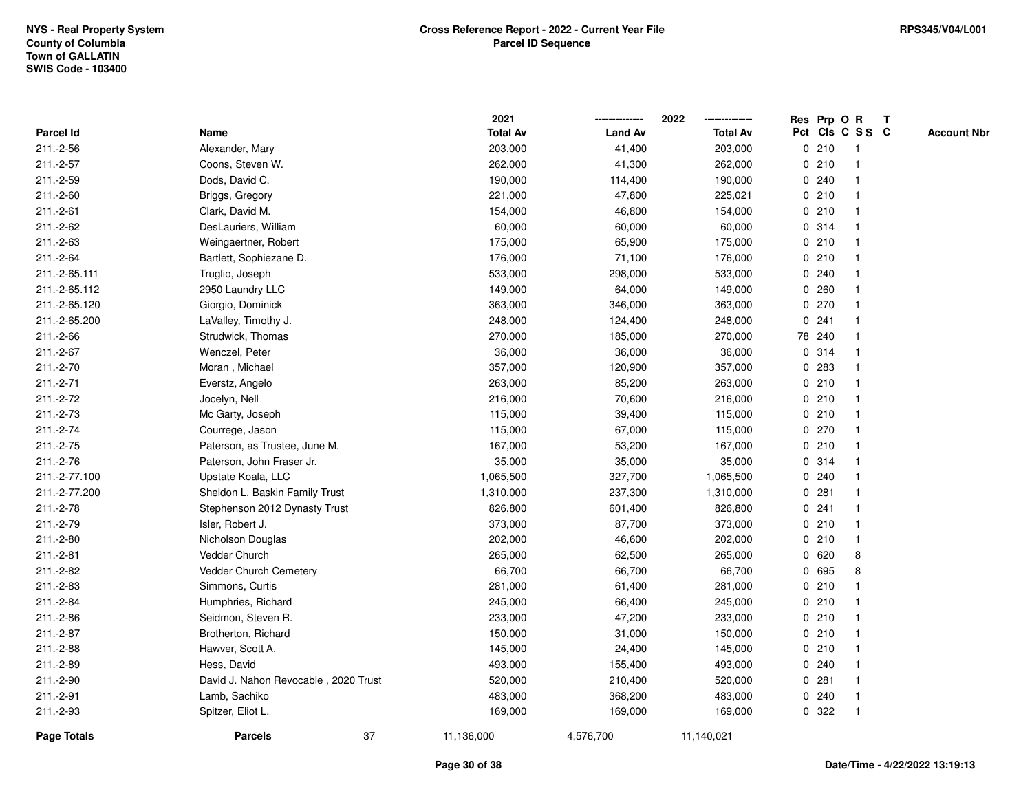NYS - Real Property System
County of Columbia
Town of GALLATIN
SWIS Code - 103400

**Cross Reference Report - 2022 - Current Year File**
**Parcel ID Sequence**

RPS345/V04/L001

| Parcel Id | Name | 2021 Total Av | 2022 Land Av | 2022 Total Av | Res Pct | Prp Cls | O C | R S S | T C | Account Nbr |
|---|---|---|---|---|---|---|---|---|---|---|
| 211.-2-56 | Alexander, Mary | 203,000 | 41,400 | 203,000 | 0 | 210 | | 1 | | |
| 211.-2-57 | Coons, Steven W. | 262,000 | 41,300 | 262,000 | 0 | 210 | | 1 | | |
| 211.-2-59 | Dods, David C. | 190,000 | 114,400 | 190,000 | 0 | 240 | | 1 | | |
| 211.-2-60 | Briggs, Gregory | 221,000 | 47,800 | 225,021 | 0 | 210 | | 1 | | |
| 211.-2-61 | Clark, David M. | 154,000 | 46,800 | 154,000 | 0 | 210 | | 1 | | |
| 211.-2-62 | DesLauriers, William | 60,000 | 60,000 | 60,000 | 0 | 314 | | 1 | | |
| 211.-2-63 | Weingaertner, Robert | 175,000 | 65,900 | 175,000 | 0 | 210 | | 1 | | |
| 211.-2-64 | Bartlett, Sophiezane D. | 176,000 | 71,100 | 176,000 | 0 | 210 | | 1 | | |
| 211.-2-65.111 | Truglio, Joseph | 533,000 | 298,000 | 533,000 | 0 | 240 | | 1 | | |
| 211.-2-65.112 | 2950 Laundry LLC | 149,000 | 64,000 | 149,000 | 0 | 260 | | 1 | | |
| 211.-2-65.120 | Giorgio, Dominick | 363,000 | 346,000 | 363,000 | 0 | 270 | | 1 | | |
| 211.-2-65.200 | LaValley, Timothy J. | 248,000 | 124,400 | 248,000 | 0 | 241 | | 1 | | |
| 211.-2-66 | Strudwick, Thomas | 270,000 | 185,000 | 270,000 | 78 | 240 | | 1 | | |
| 211.-2-67 | Wenczel, Peter | 36,000 | 36,000 | 36,000 | 0 | 314 | | 1 | | |
| 211.-2-70 | Moran , Michael | 357,000 | 120,900 | 357,000 | 0 | 283 | | 1 | | |
| 211.-2-71 | Everstz, Angelo | 263,000 | 85,200 | 263,000 | 0 | 210 | | 1 | | |
| 211.-2-72 | Jocelyn, Nell | 216,000 | 70,600 | 216,000 | 0 | 210 | | 1 | | |
| 211.-2-73 | Mc Garty, Joseph | 115,000 | 39,400 | 115,000 | 0 | 210 | | 1 | | |
| 211.-2-74 | Courrege, Jason | 115,000 | 67,000 | 115,000 | 0 | 270 | | 1 | | |
| 211.-2-75 | Paterson, as Trustee, June M. | 167,000 | 53,200 | 167,000 | 0 | 210 | | 1 | | |
| 211.-2-76 | Paterson, John Fraser Jr. | 35,000 | 35,000 | 35,000 | 0 | 314 | | 1 | | |
| 211.-2-77.100 | Upstate Koala, LLC | 1,065,500 | 327,700 | 1,065,500 | 0 | 240 | | 1 | | |
| 211.-2-77.200 | Sheldon L. Baskin Family Trust | 1,310,000 | 237,300 | 1,310,000 | 0 | 281 | | 1 | | |
| 211.-2-78 | Stephenson 2012 Dynasty Trust | 826,800 | 601,400 | 826,800 | 0 | 241 | | 1 | | |
| 211.-2-79 | Isler, Robert J. | 373,000 | 87,700 | 373,000 | 0 | 210 | | 1 | | |
| 211.-2-80 | Nicholson Douglas | 202,000 | 46,600 | 202,000 | 0 | 210 | | 1 | | |
| 211.-2-81 | Vedder Church | 265,000 | 62,500 | 265,000 | 0 | 620 | | 8 | | |
| 211.-2-82 | Vedder Church Cemetery | 66,700 | 66,700 | 66,700 | 0 | 695 | | 8 | | |
| 211.-2-83 | Simmons, Curtis | 281,000 | 61,400 | 281,000 | 0 | 210 | | 1 | | |
| 211.-2-84 | Humphries, Richard | 245,000 | 66,400 | 245,000 | 0 | 210 | | 1 | | |
| 211.-2-86 | Seidmon, Steven R. | 233,000 | 47,200 | 233,000 | 0 | 210 | | 1 | | |
| 211.-2-87 | Brotherton, Richard | 150,000 | 31,000 | 150,000 | 0 | 210 | | 1 | | |
| 211.-2-88 | Hawver, Scott A. | 145,000 | 24,400 | 145,000 | 0 | 210 | | 1 | | |
| 211.-2-89 | Hess, David | 493,000 | 155,400 | 493,000 | 0 | 240 | | 1 | | |
| 211.-2-90 | David J. Nahon Revocable , 2020 Trust | 520,000 | 210,400 | 520,000 | 0 | 281 | | 1 | | |
| 211.-2-91 | Lamb, Sachiko | 483,000 | 368,200 | 483,000 | 0 | 240 | | 1 | | |
| 211.-2-93 | Spitzer, Eliot L. | 169,000 | 169,000 | 169,000 | 0 | 322 | | 1 | | |
| **Page Totals** | **Parcels** 37 | 11,136,000 | 4,576,700 | 11,140,021 | | | | | | |

Date/Time - 4/22/2022 13:19:13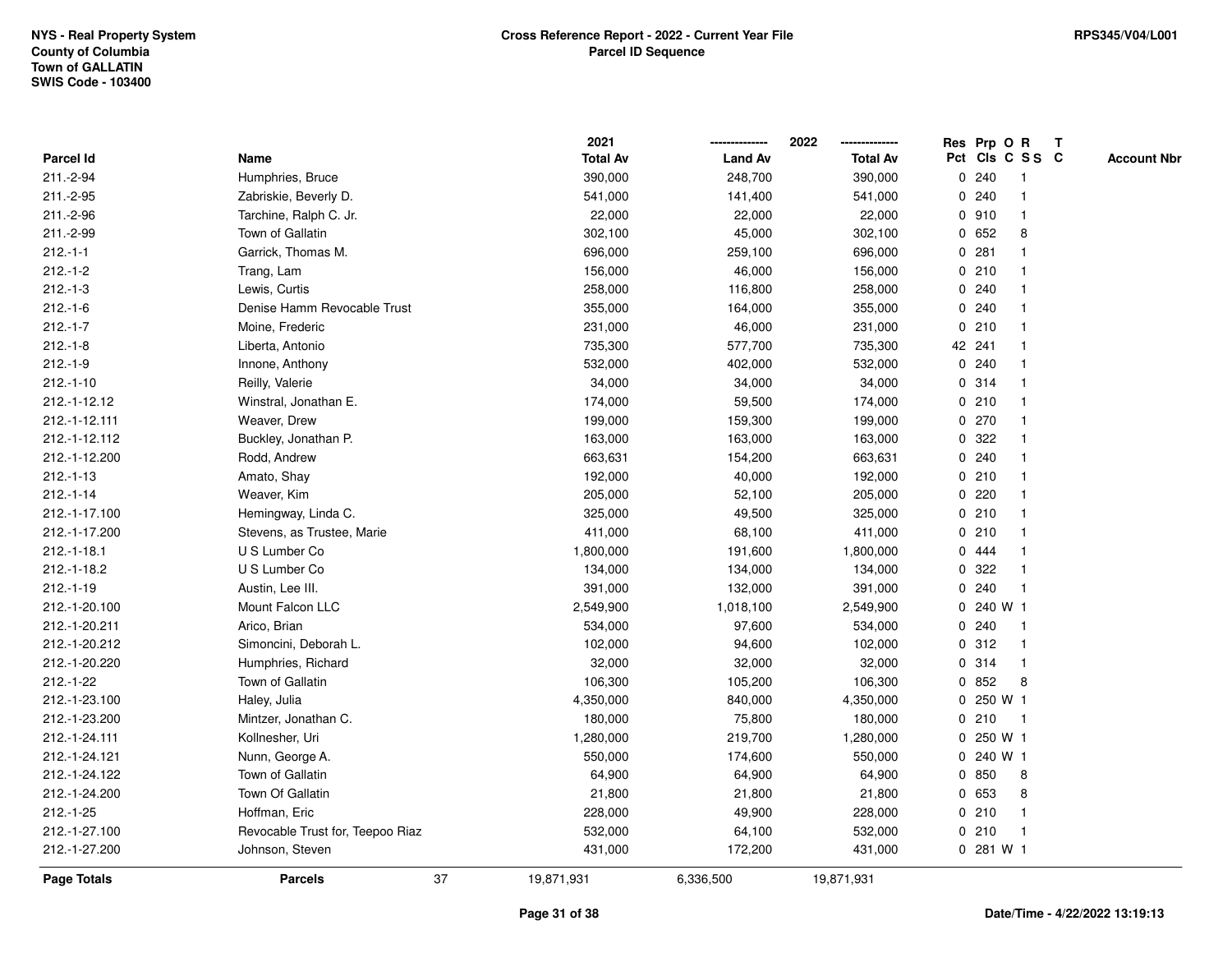NYS - Real Property System
County of Columbia
Town of GALLATIN
SWIS Code - 103400

# Cross Reference Report - 2022 - Current Year File
## Parcel ID Sequence

RPS345/V04/L001

| Parcel Id | Name | 2021 Total Av | 2022 Land Av | 2022 Total Av | Res Pct | Prp Cls | O C | R S S | T C | Account Nbr |
|---|---|---|---|---|---|---|---|---|---|---|
| 211.-2-94 | Humphries, Bruce | 390,000 | 248,700 | 390,000 | 0 | 240 | | 1 | | |
| 211.-2-95 | Zabriskie, Beverly D. | 541,000 | 141,400 | 541,000 | 0 | 240 | | 1 | | |
| 211.-2-96 | Tarchine, Ralph C. Jr. | 22,000 | 22,000 | 22,000 | 0 | 910 | | 1 | | |
| 211.-2-99 | Town of Gallatin | 302,100 | 45,000 | 302,100 | 0 | 652 | | 8 | | |
| 212.-1-1 | Garrick, Thomas M. | 696,000 | 259,100 | 696,000 | 0 | 281 | | 1 | | |
| 212.-1-2 | Trang, Lam | 156,000 | 46,000 | 156,000 | 0 | 210 | | 1 | | |
| 212.-1-3 | Lewis, Curtis | 258,000 | 116,800 | 258,000 | 0 | 240 | | 1 | | |
| 212.-1-6 | Denise Hamm Revocable Trust | 355,000 | 164,000 | 355,000 | 0 | 240 | | 1 | | |
| 212.-1-7 | Moine, Frederic | 231,000 | 46,000 | 231,000 | 0 | 210 | | 1 | | |
| 212.-1-8 | Liberta, Antonio | 735,300 | 577,700 | 735,300 | 42 | 241 | | 1 | | |
| 212.-1-9 | Innone, Anthony | 532,000 | 402,000 | 532,000 | 0 | 240 | | 1 | | |
| 212.-1-10 | Reilly, Valerie | 34,000 | 34,000 | 34,000 | 0 | 314 | | 1 | | |
| 212.-1-12.12 | Winstral, Jonathan E. | 174,000 | 59,500 | 174,000 | 0 | 210 | | 1 | | |
| 212.-1-12.111 | Weaver, Drew | 199,000 | 159,300 | 199,000 | 0 | 270 | | 1 | | |
| 212.-1-12.112 | Buckley, Jonathan P. | 163,000 | 163,000 | 163,000 | 0 | 322 | | 1 | | |
| 212.-1-12.200 | Rodd, Andrew | 663,631 | 154,200 | 663,631 | 0 | 240 | | 1 | | |
| 212.-1-13 | Amato, Shay | 192,000 | 40,000 | 192,000 | 0 | 210 | | 1 | | |
| 212.-1-14 | Weaver, Kim | 205,000 | 52,100 | 205,000 | 0 | 220 | | 1 | | |
| 212.-1-17.100 | Hemingway, Linda C. | 325,000 | 49,500 | 325,000 | 0 | 210 | | 1 | | |
| 212.-1-17.200 | Stevens, as Trustee, Marie | 411,000 | 68,100 | 411,000 | 0 | 210 | | 1 | | |
| 212.-1-18.1 | U S Lumber Co | 1,800,000 | 191,600 | 1,800,000 | 0 | 444 | | 1 | | |
| 212.-1-18.2 | U S Lumber Co | 134,000 | 134,000 | 134,000 | 0 | 322 | | 1 | | |
| 212.-1-19 | Austin, Lee III. | 391,000 | 132,000 | 391,000 | 0 | 240 | | 1 | | |
| 212.-1-20.100 | Mount Falcon LLC | 2,549,900 | 1,018,100 | 2,549,900 | 0 | 240 | W | 1 | | |
| 212.-1-20.211 | Arico, Brian | 534,000 | 97,600 | 534,000 | 0 | 240 | | 1 | | |
| 212.-1-20.212 | Simoncini, Deborah L. | 102,000 | 94,600 | 102,000 | 0 | 312 | | 1 | | |
| 212.-1-20.220 | Humphries, Richard | 32,000 | 32,000 | 32,000 | 0 | 314 | | 1 | | |
| 212.-1-22 | Town of Gallatin | 106,300 | 105,200 | 106,300 | 0 | 852 | | 8 | | |
| 212.-1-23.100 | Haley, Julia | 4,350,000 | 840,000 | 4,350,000 | 0 | 250 | W | 1 | | |
| 212.-1-23.200 | Mintzer, Jonathan C. | 180,000 | 75,800 | 180,000 | 0 | 210 | | 1 | | |
| 212.-1-24.111 | Kollnesher, Uri | 1,280,000 | 219,700 | 1,280,000 | 0 | 250 | W | 1 | | |
| 212.-1-24.121 | Nunn, George A. | 550,000 | 174,600 | 550,000 | 0 | 240 | W | 1 | | |
| 212.-1-24.122 | Town of Gallatin | 64,900 | 64,900 | 64,900 | 0 | 850 | | 8 | | |
| 212.-1-24.200 | Town Of Gallatin | 21,800 | 21,800 | 21,800 | 0 | 653 | | 8 | | |
| 212.-1-25 | Hoffman, Eric | 228,000 | 49,900 | 228,000 | 0 | 210 | | 1 | | |
| 212.-1-27.100 | Revocable Trust for, Teepoo Riaz | 532,000 | 64,100 | 532,000 | 0 | 210 | | 1 | | |
| 212.-1-27.200 | Johnson, Steven | 431,000 | 172,200 | 431,000 | 0 | 281 | W | 1 | | |
| **Page Totals** | **Parcels** 37 | 19,871,931 | 6,336,500 | 19,871,931 | | | | | | |

Date/Time - 4/22/2022 13:19:13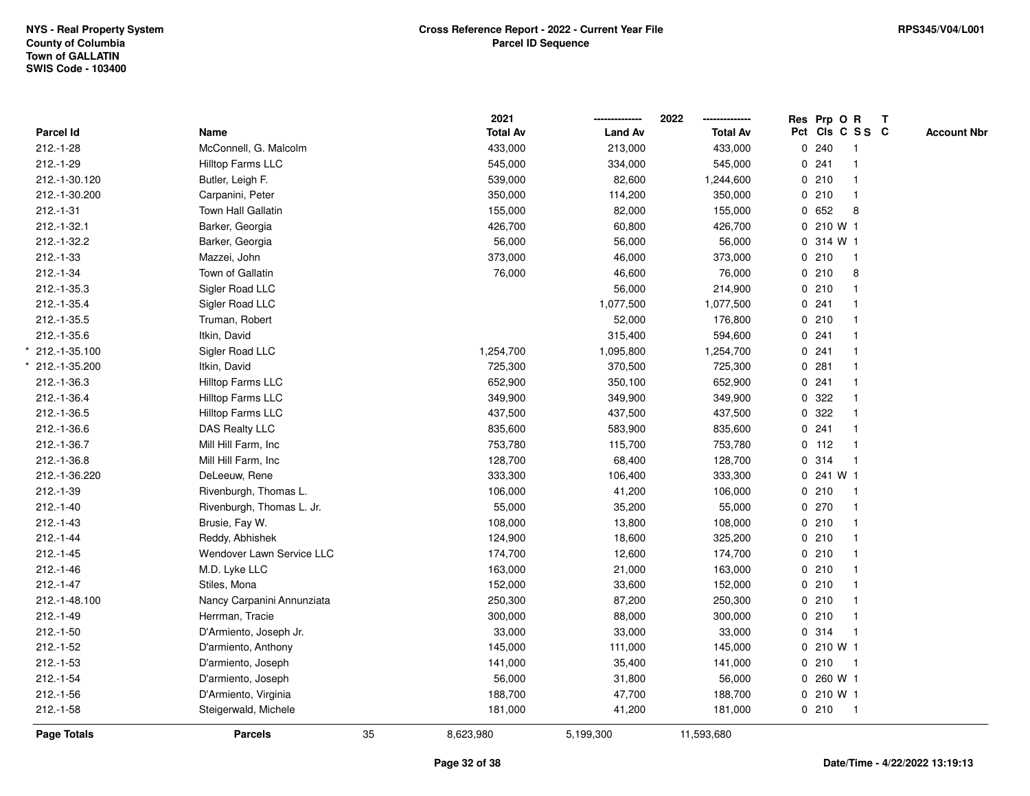NYS - Real Property System
County of Columbia
Town of GALLATIN
SWIS Code - 103400

**Cross Reference Report - 2022 - Current Year File**
**Parcel ID Sequence**

RPS345/V04/L001

| Parcel Id | Name | 2021 Total Av | 2022 Land Av | 2022 Total Av | Res Pct | Prp Cls | O C | R SS | T C | Account Nbr |
|---|---|---|---|---|---|---|---|---|---|---|
| 212.-1-28 | McConnell, G. Malcolm | 433,000 | 213,000 | 433,000 | 0 | 240 | | 1 | | |
| 212.-1-29 | Hilltop Farms LLC | 545,000 | 334,000 | 545,000 | 0 | 241 | | 1 | | |
| 212.-1-30.120 | Butler, Leigh F. | 539,000 | 82,600 | 1,244,600 | 0 | 210 | | 1 | | |
| 212.-1-30.200 | Carpanini, Peter | 350,000 | 114,200 | 350,000 | 0 | 210 | | 1 | | |
| 212.-1-31 | Town Hall Gallatin | 155,000 | 82,000 | 155,000 | 0 | 652 | | 8 | | |
| 212.-1-32.1 | Barker, Georgia | 426,700 | 60,800 | 426,700 | 0 | 210 | W | 1 | | |
| 212.-1-32.2 | Barker, Georgia | 56,000 | 56,000 | 56,000 | 0 | 314 | W | 1 | | |
| 212.-1-33 | Mazzei, John | 373,000 | 46,000 | 373,000 | 0 | 210 | | 1 | | |
| 212.-1-34 | Town of Gallatin | 76,000 | 46,600 | 76,000 | 0 | 210 | | 8 | | |
| 212.-1-35.3 | Sigler Road LLC | | 56,000 | 214,900 | 0 | 210 | | 1 | | |
| 212.-1-35.4 | Sigler Road LLC | | 1,077,500 | 1,077,500 | 0 | 241 | | 1 | | |
| 212.-1-35.5 | Truman, Robert | | 52,000 | 176,800 | 0 | 210 | | 1 | | |
| 212.-1-35.6 | Itkin, David | | 315,400 | 594,600 | 0 | 241 | | 1 | | |
| * 212.-1-35.100 | Sigler Road LLC | 1,254,700 | 1,095,800 | 1,254,700 | 0 | 241 | | 1 | | |
| * 212.-1-35.200 | Itkin, David | 725,300 | 370,500 | 725,300 | 0 | 281 | | 1 | | |
| 212.-1-36.3 | Hilltop Farms LLC | 652,900 | 350,100 | 652,900 | 0 | 241 | | 1 | | |
| 212.-1-36.4 | Hilltop Farms LLC | 349,900 | 349,900 | 349,900 | 0 | 322 | | 1 | | |
| 212.-1-36.5 | Hilltop Farms LLC | 437,500 | 437,500 | 437,500 | 0 | 322 | | 1 | | |
| 212.-1-36.6 | DAS Realty LLC | 835,600 | 583,900 | 835,600 | 0 | 241 | | 1 | | |
| 212.-1-36.7 | Mill Hill Farm, Inc | 753,780 | 115,700 | 753,780 | 0 | 112 | | 1 | | |
| 212.-1-36.8 | Mill Hill Farm, Inc | 128,700 | 68,400 | 128,700 | 0 | 314 | | 1 | | |
| 212.-1-36.220 | DeLeeuw, Rene | 333,300 | 106,400 | 333,300 | 0 | 241 | W | 1 | | |
| 212.-1-39 | Rivenburgh, Thomas L. | 106,000 | 41,200 | 106,000 | 0 | 210 | | 1 | | |
| 212.-1-40 | Rivenburgh, Thomas L. Jr. | 55,000 | 35,200 | 55,000 | 0 | 270 | | 1 | | |
| 212.-1-43 | Brusie, Fay W. | 108,000 | 13,800 | 108,000 | 0 | 210 | | 1 | | |
| 212.-1-44 | Reddy, Abhishek | 124,900 | 18,600 | 325,200 | 0 | 210 | | 1 | | |
| 212.-1-45 | Wendover Lawn Service LLC | 174,700 | 12,600 | 174,700 | 0 | 210 | | 1 | | |
| 212.-1-46 | M.D. Lyke LLC | 163,000 | 21,000 | 163,000 | 0 | 210 | | 1 | | |
| 212.-1-47 | Stiles, Mona | 152,000 | 33,600 | 152,000 | 0 | 210 | | 1 | | |
| 212.-1-48.100 | Nancy Carpanini Annunziata | 250,300 | 87,200 | 250,300 | 0 | 210 | | 1 | | |
| 212.-1-49 | Herrman, Tracie | 300,000 | 88,000 | 300,000 | 0 | 210 | | 1 | | |
| 212.-1-50 | D'Armiento, Joseph Jr. | 33,000 | 33,000 | 33,000 | 0 | 314 | | 1 | | |
| 212.-1-52 | D'armiento, Anthony | 145,000 | 111,000 | 145,000 | 0 | 210 | W | 1 | | |
| 212.-1-53 | D'armiento, Joseph | 141,000 | 35,400 | 141,000 | 0 | 210 | | 1 | | |
| 212.-1-54 | D'armiento, Joseph | 56,000 | 31,800 | 56,000 | 0 | 260 | W | 1 | | |
| 212.-1-56 | D'Armiento, Virginia | 188,700 | 47,700 | 188,700 | 0 | 210 | W | 1 | | |
| 212.-1-58 | Steigerwald, Michele | 181,000 | 41,200 | 181,000 | 0 | 210 | | 1 | | |
| **Page Totals** | **Parcels** 35 | 8,623,980 | 5,199,300 | 11,593,680 | | | | | | |

**Date/Time - 4/22/2022 13:19:13**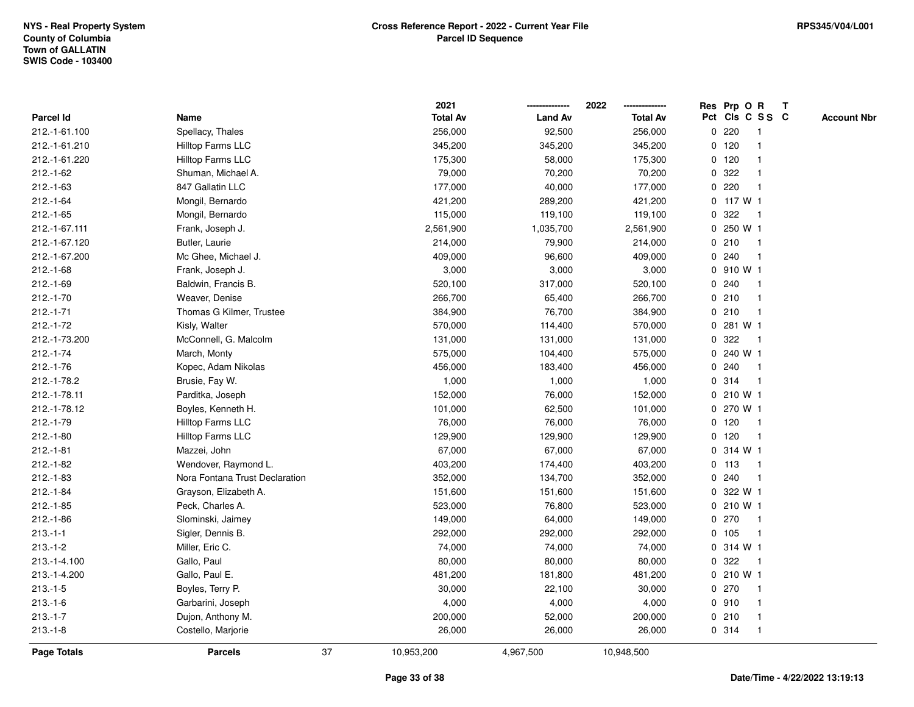NYS - Real Property System
County of Columbia
Town of GALLATIN
SWIS Code - 103400

**Cross Reference Report - 2022 - Current Year File**
**Parcel ID Sequence**

RPS345/V04/L001

| Parcel Id | Name | 2021 Total Av | 2022 Land Av | 2022 Total Av | Res Pct | Prp Cls | O C | R S S | T C | Account Nbr |
|---|---|---|---|---|---|---|---|---|---|---|
| 212.-1-61.100 | Spellacy, Thales | 256,000 | 92,500 | 256,000 | 0 | 220 | | 1 | | |
| 212.-1-61.210 | Hilltop Farms LLC | 345,200 | 345,200 | 345,200 | 0 | 120 | | 1 | | |
| 212.-1-61.220 | Hilltop Farms LLC | 175,300 | 58,000 | 175,300 | 0 | 120 | | 1 | | |
| 212.-1-62 | Shuman, Michael A. | 79,000 | 70,200 | 70,200 | 0 | 322 | | 1 | | |
| 212.-1-63 | 847 Gallatin LLC | 177,000 | 40,000 | 177,000 | 0 | 220 | | 1 | | |
| 212.-1-64 | Mongil, Bernardo | 421,200 | 289,200 | 421,200 | 0 | 117 | W | 1 | | |
| 212.-1-65 | Mongil, Bernardo | 115,000 | 119,100 | 119,100 | 0 | 322 | | 1 | | |
| 212.-1-67.111 | Frank, Joseph J. | 2,561,900 | 1,035,700 | 2,561,900 | 0 | 250 | W | 1 | | |
| 212.-1-67.120 | Butler, Laurie | 214,000 | 79,900 | 214,000 | 0 | 210 | | 1 | | |
| 212.-1-67.200 | Mc Ghee, Michael J. | 409,000 | 96,600 | 409,000 | 0 | 240 | | 1 | | |
| 212.-1-68 | Frank, Joseph J. | 3,000 | 3,000 | 3,000 | 0 | 910 | W | 1 | | |
| 212.-1-69 | Baldwin, Francis B. | 520,100 | 317,000 | 520,100 | 0 | 240 | | 1 | | |
| 212.-1-70 | Weaver, Denise | 266,700 | 65,400 | 266,700 | 0 | 210 | | 1 | | |
| 212.-1-71 | Thomas G Kilmer, Trustee | 384,900 | 76,700 | 384,900 | 0 | 210 | | 1 | | |
| 212.-1-72 | Kisly, Walter | 570,000 | 114,400 | 570,000 | 0 | 281 | W | 1 | | |
| 212.-1-73.200 | McConnell, G. Malcolm | 131,000 | 131,000 | 131,000 | 0 | 322 | | 1 | | |
| 212.-1-74 | March, Monty | 575,000 | 104,400 | 575,000 | 0 | 240 | W | 1 | | |
| 212.-1-76 | Kopec, Adam Nikolas | 456,000 | 183,400 | 456,000 | 0 | 240 | | 1 | | |
| 212.-1-78.2 | Brusie, Fay W. | 1,000 | 1,000 | 1,000 | 0 | 314 | | 1 | | |
| 212.-1-78.11 | Parditka, Joseph | 152,000 | 76,000 | 152,000 | 0 | 210 | W | 1 | | |
| 212.-1-78.12 | Boyles, Kenneth H. | 101,000 | 62,500 | 101,000 | 0 | 270 | W | 1 | | |
| 212.-1-79 | Hilltop Farms LLC | 76,000 | 76,000 | 76,000 | 0 | 120 | | 1 | | |
| 212.-1-80 | Hilltop Farms LLC | 129,900 | 129,900 | 129,900 | 0 | 120 | | 1 | | |
| 212.-1-81 | Mazzei, John | 67,000 | 67,000 | 67,000 | 0 | 314 | W | 1 | | |
| 212.-1-82 | Wendover, Raymond L. | 403,200 | 174,400 | 403,200 | 0 | 113 | | 1 | | |
| 212.-1-83 | Nora Fontana Trust Declaration | 352,000 | 134,700 | 352,000 | 0 | 240 | | 1 | | |
| 212.-1-84 | Grayson, Elizabeth A. | 151,600 | 151,600 | 151,600 | 0 | 322 | W | 1 | | |
| 212.-1-85 | Peck, Charles A. | 523,000 | 76,800 | 523,000 | 0 | 210 | W | 1 | | |
| 212.-1-86 | Slominski, Jaimey | 149,000 | 64,000 | 149,000 | 0 | 270 | | 1 | | |
| 213.-1-1 | Sigler, Dennis B. | 292,000 | 292,000 | 292,000 | 0 | 105 | | 1 | | |
| 213.-1-2 | Miller, Eric C. | 74,000 | 74,000 | 74,000 | 0 | 314 | W | 1 | | |
| 213.-1-4.100 | Gallo, Paul | 80,000 | 80,000 | 80,000 | 0 | 322 | | 1 | | |
| 213.-1-4.200 | Gallo, Paul E. | 481,200 | 181,800 | 481,200 | 0 | 210 | W | 1 | | |
| 213.-1-5 | Boyles, Terry P. | 30,000 | 22,100 | 30,000 | 0 | 270 | | 1 | | |
| 213.-1-6 | Garbarini, Joseph | 4,000 | 4,000 | 4,000 | 0 | 910 | | 1 | | |
| 213.-1-7 | Dujon, Anthony M. | 200,000 | 52,000 | 200,000 | 0 | 210 | | 1 | | |
| 213.-1-8 | Costello, Marjorie | 26,000 | 26,000 | 26,000 | 0 | 314 | | 1 | | |
| **Page Totals** | **Parcels** 37 | 10,953,200 | 4,967,500 | 10,948,500 | | | | | | |

**Date/Time - 4/22/2022 13:19:13**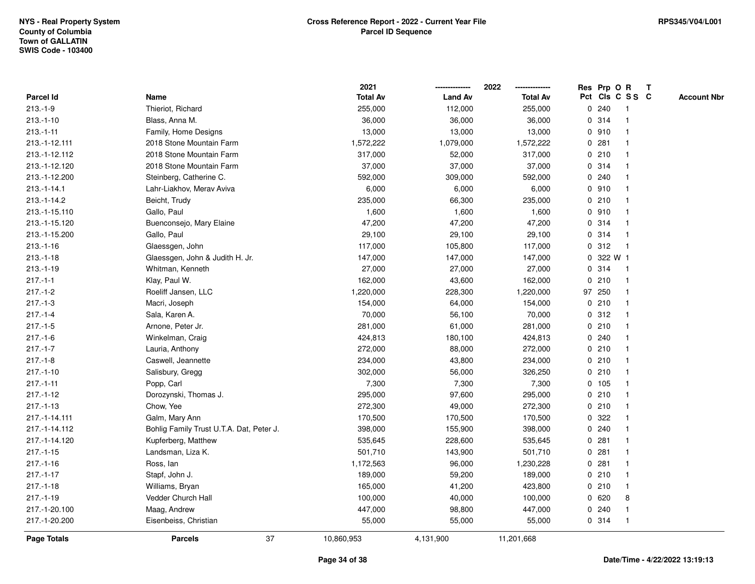NYS - Real Property System
County of Columbia
Town of GALLATIN
SWIS Code - 103400

**Cross Reference Report - 2022 - Current Year File**
**Parcel ID Sequence**

RPS345/V04/L001

| Parcel Id | Name | 2021 Total Av | 2022 Land Av | 2022 Total Av | Res Pct | Prp Cls | O C | R S S | T C | Account Nbr |
|---|---|---|---|---|---|---|---|---|---|---|
| 213.-1-9 | Thieriot, Richard | 255,000 | 112,000 | 255,000 | 0 | 240 | | 1 | | |
| 213.-1-10 | Blass, Anna M. | 36,000 | 36,000 | 36,000 | 0 | 314 | | 1 | | |
| 213.-1-11 | Family, Home Designs | 13,000 | 13,000 | 13,000 | 0 | 910 | | 1 | | |
| 213.-1-12.111 | 2018 Stone Mountain Farm | 1,572,222 | 1,079,000 | 1,572,222 | 0 | 281 | | 1 | | |
| 213.-1-12.112 | 2018 Stone Mountain Farm | 317,000 | 52,000 | 317,000 | 0 | 210 | | 1 | | |
| 213.-1-12.120 | 2018 Stone Mountain Farm | 37,000 | 37,000 | 37,000 | 0 | 314 | | 1 | | |
| 213.-1-12.200 | Steinberg, Catherine C. | 592,000 | 309,000 | 592,000 | 0 | 240 | | 1 | | |
| 213.-1-14.1 | Lahr-Liakhov, Merav Aviva | 6,000 | 6,000 | 6,000 | 0 | 910 | | 1 | | |
| 213.-1-14.2 | Beicht, Trudy | 235,000 | 66,300 | 235,000 | 0 | 210 | | 1 | | |
| 213.-1-15.110 | Gallo, Paul | 1,600 | 1,600 | 1,600 | 0 | 910 | | 1 | | |
| 213.-1-15.120 | Buenconsejo, Mary Elaine | 47,200 | 47,200 | 47,200 | 0 | 314 | | 1 | | |
| 213.-1-15.200 | Gallo, Paul | 29,100 | 29,100 | 29,100 | 0 | 314 | | 1 | | |
| 213.-1-16 | Glaessgen, John | 117,000 | 105,800 | 117,000 | 0 | 312 | | 1 | | |
| 213.-1-18 | Glaessgen, John & Judith H. Jr. | 147,000 | 147,000 | 147,000 | 0 | 322 | W | 1 | | |
| 213.-1-19 | Whitman, Kenneth | 27,000 | 27,000 | 27,000 | 0 | 314 | | 1 | | |
| 217.-1-1 | Klay, Paul W. | 162,000 | 43,600 | 162,000 | 0 | 210 | | 1 | | |
| 217.-1-2 | Roeliff Jansen, LLC | 1,220,000 | 228,300 | 1,220,000 | 97 | 250 | | 1 | | |
| 217.-1-3 | Macri, Joseph | 154,000 | 64,000 | 154,000 | 0 | 210 | | 1 | | |
| 217.-1-4 | Sala, Karen A. | 70,000 | 56,100 | 70,000 | 0 | 312 | | 1 | | |
| 217.-1-5 | Arnone, Peter Jr. | 281,000 | 61,000 | 281,000 | 0 | 210 | | 1 | | |
| 217.-1-6 | Winkelman, Craig | 424,813 | 180,100 | 424,813 | 0 | 240 | | 1 | | |
| 217.-1-7 | Lauria, Anthony | 272,000 | 88,000 | 272,000 | 0 | 210 | | 1 | | |
| 217.-1-8 | Caswell, Jeannette | 234,000 | 43,800 | 234,000 | 0 | 210 | | 1 | | |
| 217.-1-10 | Salisbury, Gregg | 302,000 | 56,000 | 326,250 | 0 | 210 | | 1 | | |
| 217.-1-11 | Popp, Carl | 7,300 | 7,300 | 7,300 | 0 | 105 | | 1 | | |
| 217.-1-12 | Dorozynski, Thomas J. | 295,000 | 97,600 | 295,000 | 0 | 210 | | 1 | | |
| 217.-1-13 | Chow, Yee | 272,300 | 49,000 | 272,300 | 0 | 210 | | 1 | | |
| 217.-1-14.111 | Galm, Mary Ann | 170,500 | 170,500 | 170,500 | 0 | 322 | | 1 | | |
| 217.-1-14.112 | Bohlig Family Trust U.T.A. Dat, Peter J. | 398,000 | 155,900 | 398,000 | 0 | 240 | | 1 | | |
| 217.-1-14.120 | Kupferberg, Matthew | 535,645 | 228,600 | 535,645 | 0 | 281 | | 1 | | |
| 217.-1-15 | Landsman, Liza K. | 501,710 | 143,900 | 501,710 | 0 | 281 | | 1 | | |
| 217.-1-16 | Ross, Ian | 1,172,563 | 96,000 | 1,230,228 | 0 | 281 | | 1 | | |
| 217.-1-17 | Stapf, John J. | 189,000 | 59,200 | 189,000 | 0 | 210 | | 1 | | |
| 217.-1-18 | Williams, Bryan | 165,000 | 41,200 | 423,800 | 0 | 210 | | 1 | | |
| 217.-1-19 | Vedder Church Hall | 100,000 | 40,000 | 100,000 | 0 | 620 | | 8 | | |
| 217.-1-20.100 | Maag, Andrew | 447,000 | 98,800 | 447,000 | 0 | 240 | | 1 | | |
| 217.-1-20.200 | Eisenbeiss, Christian | 55,000 | 55,000 | 55,000 | 0 | 314 | | 1 | | |
| **Page Totals** | **Parcels** 37 | 10,860,953 | 4,131,900 | 11,201,668 | | | | | | |

Date/Time - 4/22/2022 13:19:13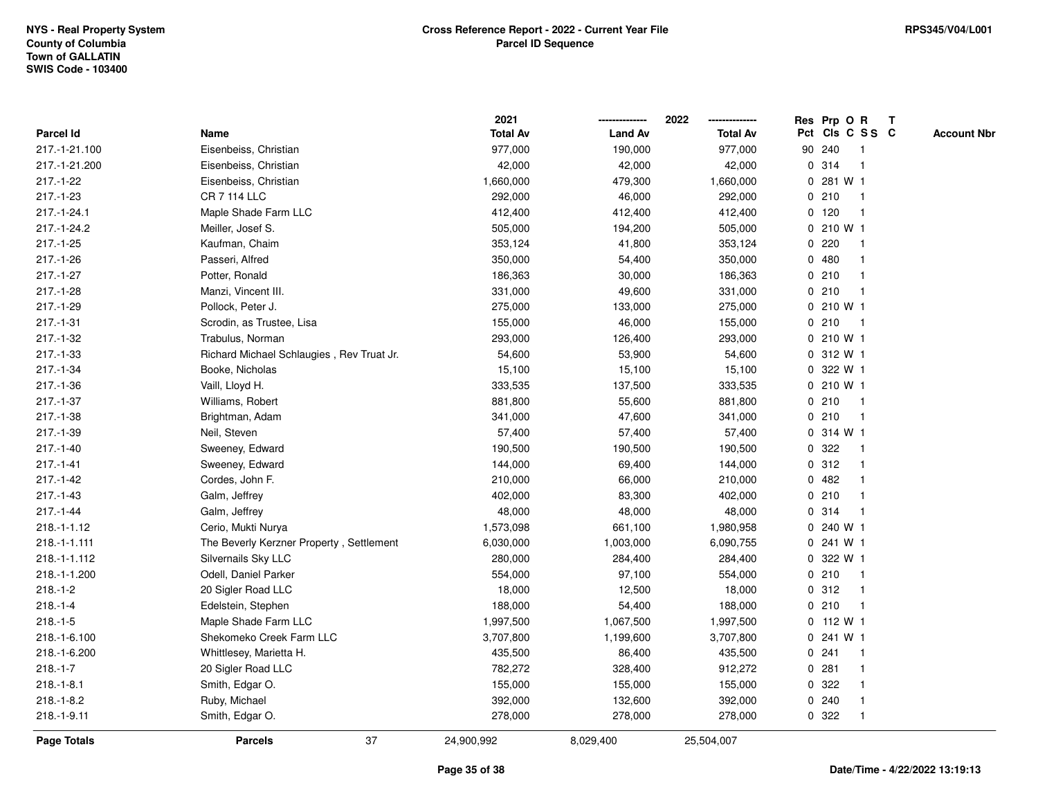**NYS - Real Property System**
**County of Columbia**
**Town of GALLATIN**
**SWIS Code - 103400**

**Cross Reference Report - 2022 - Current Year File**
**Parcel ID Sequence**

**RPS345/V04/L001**

| Parcel Id | Name | 2021 Total Av | 2022 Land Av | 2022 Total Av | Res Pct | Prp Cls | O C | R S S | T C | Account Nbr |
|---|---|---|---|---|---|---|---|---|---|---|
| 217.-1-21.100 | Eisenbeiss, Christian | 977,000 | 190,000 | 977,000 | 90 | 240 | | 1 | | |
| 217.-1-21.200 | Eisenbeiss, Christian | 42,000 | 42,000 | 42,000 | 0 | 314 | | 1 | | |
| 217.-1-22 | Eisenbeiss, Christian | 1,660,000 | 479,300 | 1,660,000 | 0 | 281 | W | 1 | | |
| 217.-1-23 | CR 7 114 LLC | 292,000 | 46,000 | 292,000 | 0 | 210 | | 1 | | |
| 217.-1-24.1 | Maple Shade Farm LLC | 412,400 | 412,400 | 412,400 | 0 | 120 | | 1 | | |
| 217.-1-24.2 | Meiller, Josef S. | 505,000 | 194,200 | 505,000 | 0 | 210 | W | 1 | | |
| 217.-1-25 | Kaufman, Chaim | 353,124 | 41,800 | 353,124 | 0 | 220 | | 1 | | |
| 217.-1-26 | Passeri, Alfred | 350,000 | 54,400 | 350,000 | 0 | 480 | | 1 | | |
| 217.-1-27 | Potter, Ronald | 186,363 | 30,000 | 186,363 | 0 | 210 | | 1 | | |
| 217.-1-28 | Manzi, Vincent III. | 331,000 | 49,600 | 331,000 | 0 | 210 | | 1 | | |
| 217.-1-29 | Pollock, Peter J. | 275,000 | 133,000 | 275,000 | 0 | 210 | W | 1 | | |
| 217.-1-31 | Scrodin, as Trustee, Lisa | 155,000 | 46,000 | 155,000 | 0 | 210 | | 1 | | |
| 217.-1-32 | Trabulus, Norman | 293,000 | 126,400 | 293,000 | 0 | 210 | W | 1 | | |
| 217.-1-33 | Richard Michael Schlaugies , Rev Truat Jr. | 54,600 | 53,900 | 54,600 | 0 | 312 | W | 1 | | |
| 217.-1-34 | Booke, Nicholas | 15,100 | 15,100 | 15,100 | 0 | 322 | W | 1 | | |
| 217.-1-36 | Vaill, Lloyd H. | 333,535 | 137,500 | 333,535 | 0 | 210 | W | 1 | | |
| 217.-1-37 | Williams, Robert | 881,800 | 55,600 | 881,800 | 0 | 210 | | 1 | | |
| 217.-1-38 | Brightman, Adam | 341,000 | 47,600 | 341,000 | 0 | 210 | | 1 | | |
| 217.-1-39 | Neil, Steven | 57,400 | 57,400 | 57,400 | 0 | 314 | W | 1 | | |
| 217.-1-40 | Sweeney, Edward | 190,500 | 190,500 | 190,500 | 0 | 322 | | 1 | | |
| 217.-1-41 | Sweeney, Edward | 144,000 | 69,400 | 144,000 | 0 | 312 | | 1 | | |
| 217.-1-42 | Cordes, John F. | 210,000 | 66,000 | 210,000 | 0 | 482 | | 1 | | |
| 217.-1-43 | Galm, Jeffrey | 402,000 | 83,300 | 402,000 | 0 | 210 | | 1 | | |
| 217.-1-44 | Galm, Jeffrey | 48,000 | 48,000 | 48,000 | 0 | 314 | | 1 | | |
| 218.-1-1.12 | Cerio, Mukti Nurya | 1,573,098 | 661,100 | 1,980,958 | 0 | 240 | W | 1 | | |
| 218.-1-1.111 | The Beverly Kerzner Property , Settlement | 6,030,000 | 1,003,000 | 6,090,755 | 0 | 241 | W | 1 | | |
| 218.-1-1.112 | Silvernails Sky LLC | 280,000 | 284,400 | 284,400 | 0 | 322 | W | 1 | | |
| 218.-1-1.200 | Odell, Daniel Parker | 554,000 | 97,100 | 554,000 | 0 | 210 | | 1 | | |
| 218.-1-2 | 20 Sigler Road LLC | 18,000 | 12,500 | 18,000 | 0 | 312 | | 1 | | |
| 218.-1-4 | Edelstein, Stephen | 188,000 | 54,400 | 188,000 | 0 | 210 | | 1 | | |
| 218.-1-5 | Maple Shade Farm LLC | 1,997,500 | 1,067,500 | 1,997,500 | 0 | 112 | W | 1 | | |
| 218.-1-6.100 | Shekomeko Creek Farm LLC | 3,707,800 | 1,199,600 | 3,707,800 | 0 | 241 | W | 1 | | |
| 218.-1-6.200 | Whittlesey, Marietta H. | 435,500 | 86,400 | 435,500 | 0 | 241 | | 1 | | |
| 218.-1-7 | 20 Sigler Road LLC | 782,272 | 328,400 | 912,272 | 0 | 281 | | 1 | | |
| 218.-1-8.1 | Smith, Edgar O. | 155,000 | 155,000 | 155,000 | 0 | 322 | | 1 | | |
| 218.-1-8.2 | Ruby, Michael | 392,000 | 132,600 | 392,000 | 0 | 240 | | 1 | | |
| 218.-1-9.11 | Smith, Edgar O. | 278,000 | 278,000 | 278,000 | 0 | 322 | | 1 | | |
| **Page Totals** | **Parcels** 37 | 24,900,992 | 8,029,400 | 25,504,007 | | | | | | |

**Date/Time - 4/22/2022 13:19:13**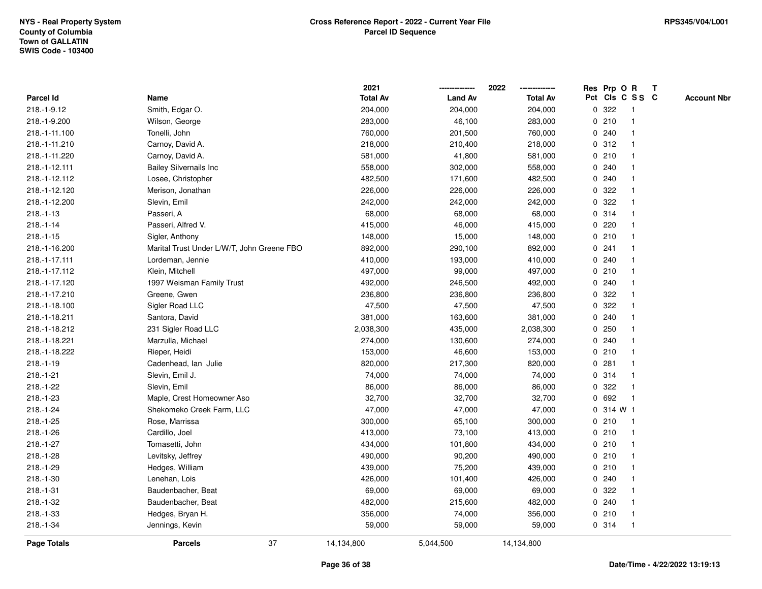NYS - Real Property System
County of Columbia
Town of GALLATIN
SWIS Code - 103400

**Cross Reference Report - 2022 - Current Year File**
**Parcel ID Sequence**

RPS345/V04/L001

| Parcel Id | Name | 2021 Total Av | 2022 Land Av | 2022 Total Av | Res Pct | Prp Cls | O C | R S S | T C | Account Nbr |
|---|---|---|---|---|---|---|---|---|---|---|
| 218.-1-9.12 | Smith, Edgar O. | 204,000 | 204,000 | 204,000 | 0 | 322 | | 1 | | |
| 218.-1-9.200 | Wilson, George | 283,000 | 46,100 | 283,000 | 0 | 210 | | 1 | | |
| 218.-1-11.100 | Tonelli, John | 760,000 | 201,500 | 760,000 | 0 | 240 | | 1 | | |
| 218.-1-11.210 | Carnoy, David A. | 218,000 | 210,400 | 218,000 | 0 | 312 | | 1 | | |
| 218.-1-11.220 | Carnoy, David A. | 581,000 | 41,800 | 581,000 | 0 | 210 | | 1 | | |
| 218.-1-12.111 | Bailey Silvernails Inc | 558,000 | 302,000 | 558,000 | 0 | 240 | | 1 | | |
| 218.-1-12.112 | Losee, Christopher | 482,500 | 171,600 | 482,500 | 0 | 240 | | 1 | | |
| 218.-1-12.120 | Merison, Jonathan | 226,000 | 226,000 | 226,000 | 0 | 322 | | 1 | | |
| 218.-1-12.200 | Slevin, Emil | 242,000 | 242,000 | 242,000 | 0 | 322 | | 1 | | |
| 218.-1-13 | Passeri, A | 68,000 | 68,000 | 68,000 | 0 | 314 | | 1 | | |
| 218.-1-14 | Passeri, Alfred V. | 415,000 | 46,000 | 415,000 | 0 | 220 | | 1 | | |
| 218.-1-15 | Sigler, Anthony | 148,000 | 15,000 | 148,000 | 0 | 210 | | 1 | | |
| 218.-1-16.200 | Marital Trust Under L/W/T, John Greene FBO | 892,000 | 290,100 | 892,000 | 0 | 241 | | 1 | | |
| 218.-1-17.111 | Lordeman, Jennie | 410,000 | 193,000 | 410,000 | 0 | 240 | | 1 | | |
| 218.-1-17.112 | Klein, Mitchell | 497,000 | 99,000 | 497,000 | 0 | 210 | | 1 | | |
| 218.-1-17.120 | 1997 Weisman Family Trust | 492,000 | 246,500 | 492,000 | 0 | 240 | | 1 | | |
| 218.-1-17.210 | Greene, Gwen | 236,800 | 236,800 | 236,800 | 0 | 322 | | 1 | | |
| 218.-1-18.100 | Sigler Road LLC | 47,500 | 47,500 | 47,500 | 0 | 322 | | 1 | | |
| 218.-1-18.211 | Santora, David | 381,000 | 163,600 | 381,000 | 0 | 240 | | 1 | | |
| 218.-1-18.212 | 231 Sigler Road LLC | 2,038,300 | 435,000 | 2,038,300 | 0 | 250 | | 1 | | |
| 218.-1-18.221 | Marzulla, Michael | 274,000 | 130,600 | 274,000 | 0 | 240 | | 1 | | |
| 218.-1-18.222 | Rieper, Heidi | 153,000 | 46,600 | 153,000 | 0 | 210 | | 1 | | |
| 218.-1-19 | Cadenhead, Ian Julie | 820,000 | 217,300 | 820,000 | 0 | 281 | | 1 | | |
| 218.-1-21 | Slevin, Emil J. | 74,000 | 74,000 | 74,000 | 0 | 314 | | 1 | | |
| 218.-1-22 | Slevin, Emil | 86,000 | 86,000 | 86,000 | 0 | 322 | | 1 | | |
| 218.-1-23 | Maple, Crest Homeowner Aso | 32,700 | 32,700 | 32,700 | 0 | 692 | | 1 | | |
| 218.-1-24 | Shekomeko Creek Farm, LLC | 47,000 | 47,000 | 47,000 | 0 | 314 | W | 1 | | |
| 218.-1-25 | Rose, Marrissa | 300,000 | 65,100 | 300,000 | 0 | 210 | | 1 | | |
| 218.-1-26 | Cardillo, Joel | 413,000 | 73,100 | 413,000 | 0 | 210 | | 1 | | |
| 218.-1-27 | Tomasetti, John | 434,000 | 101,800 | 434,000 | 0 | 210 | | 1 | | |
| 218.-1-28 | Levitsky, Jeffrey | 490,000 | 90,200 | 490,000 | 0 | 210 | | 1 | | |
| 218.-1-29 | Hedges, William | 439,000 | 75,200 | 439,000 | 0 | 210 | | 1 | | |
| 218.-1-30 | Lenehan, Lois | 426,000 | 101,400 | 426,000 | 0 | 240 | | 1 | | |
| 218.-1-31 | Baudenbacher, Beat | 69,000 | 69,000 | 69,000 | 0 | 322 | | 1 | | |
| 218.-1-32 | Baudenbacher, Beat | 482,000 | 215,600 | 482,000 | 0 | 240 | | 1 | | |
| 218.-1-33 | Hedges, Bryan H. | 356,000 | 74,000 | 356,000 | 0 | 210 | | 1 | | |
| 218.-1-34 | Jennings, Kevin | 59,000 | 59,000 | 59,000 | 0 | 314 | | 1 | | |
| **Page Totals** | **Parcels** 37 | 14,134,800 | 5,044,500 | 14,134,800 | | | | | | |

Date/Time - 4/22/2022 13:19:13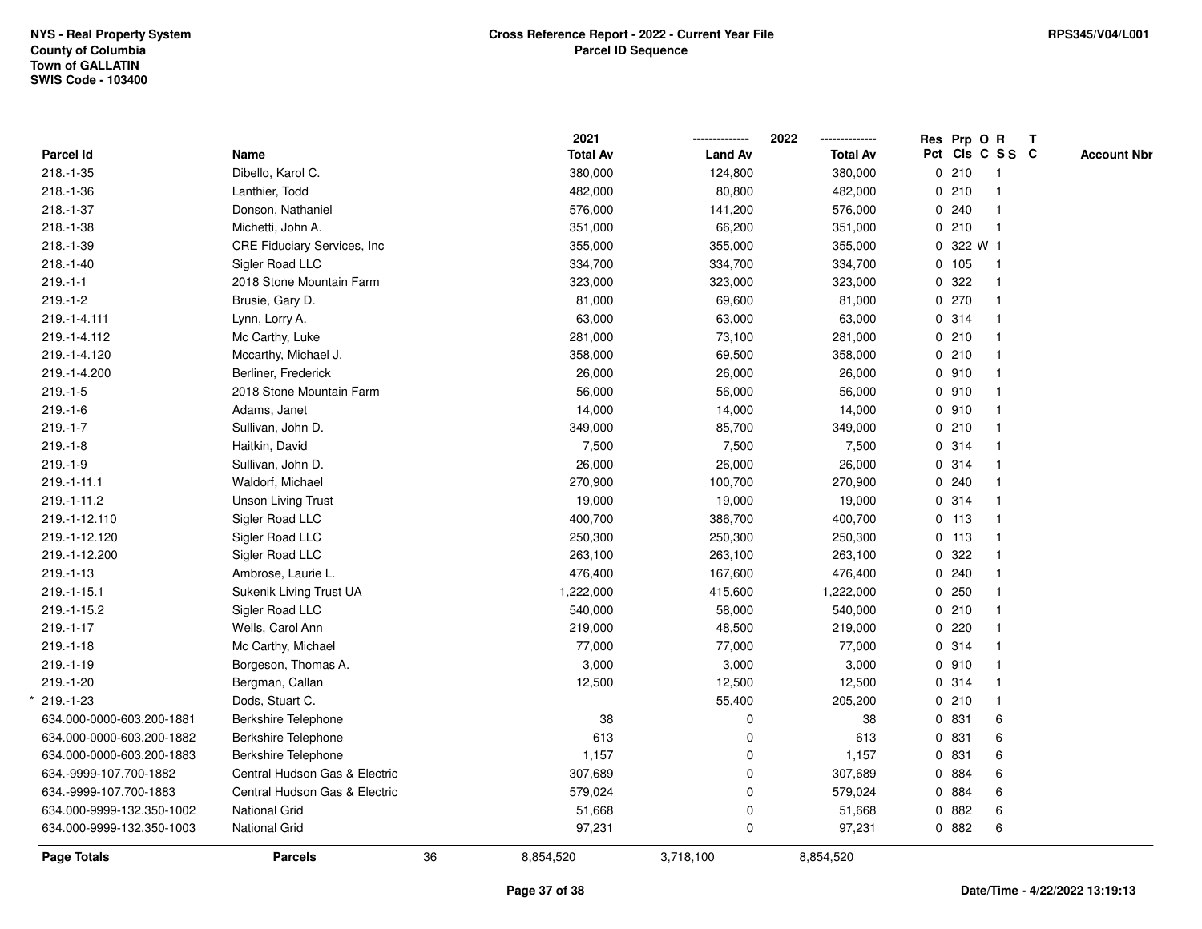NYS - Real Property System
County of Columbia
Town of GALLATIN
SWIS Code - 103400

**Cross Reference Report - 2022 - Current Year File**
**Parcel ID Sequence**

RPS345/V04/L001

| Parcel Id | Name | 2021 Total Av | 2022 Land Av | 2022 Total Av | Res Pct | Prp Cls | O C | R SS | T C | Account Nbr |
|---|---|---|---|---|---|---|---|---|---|---|
| 218.-1-35 | Dibello, Karol C. | 380,000 | 124,800 | 380,000 | 0 | 210 | | 1 | | |
| 218.-1-36 | Lanthier, Todd | 482,000 | 80,800 | 482,000 | 0 | 210 | | 1 | | |
| 218.-1-37 | Donson, Nathaniel | 576,000 | 141,200 | 576,000 | 0 | 240 | | 1 | | |
| 218.-1-38 | Michetti, John A. | 351,000 | 66,200 | 351,000 | 0 | 210 | | 1 | | |
| 218.-1-39 | CRE Fiduciary Services, Inc | 355,000 | 355,000 | 355,000 | 0 | 322 | W | 1 | | |
| 218.-1-40 | Sigler Road LLC | 334,700 | 334,700 | 334,700 | 0 | 105 | | 1 | | |
| 219.-1-1 | 2018 Stone Mountain Farm | 323,000 | 323,000 | 323,000 | 0 | 322 | | 1 | | |
| 219.-1-2 | Brusie, Gary D. | 81,000 | 69,600 | 81,000 | 0 | 270 | | 1 | | |
| 219.-1-4.111 | Lynn, Lorry A. | 63,000 | 63,000 | 63,000 | 0 | 314 | | 1 | | |
| 219.-1-4.112 | Mc Carthy, Luke | 281,000 | 73,100 | 281,000 | 0 | 210 | | 1 | | |
| 219.-1-4.120 | Mccarthy, Michael J. | 358,000 | 69,500 | 358,000 | 0 | 210 | | 1 | | |
| 219.-1-4.200 | Berliner, Frederick | 26,000 | 26,000 | 26,000 | 0 | 910 | | 1 | | |
| 219.-1-5 | 2018 Stone Mountain Farm | 56,000 | 56,000 | 56,000 | 0 | 910 | | 1 | | |
| 219.-1-6 | Adams, Janet | 14,000 | 14,000 | 14,000 | 0 | 910 | | 1 | | |
| 219.-1-7 | Sullivan, John D. | 349,000 | 85,700 | 349,000 | 0 | 210 | | 1 | | |
| 219.-1-8 | Haitkin, David | 7,500 | 7,500 | 7,500 | 0 | 314 | | 1 | | |
| 219.-1-9 | Sullivan, John D. | 26,000 | 26,000 | 26,000 | 0 | 314 | | 1 | | |
| 219.-1-11.1 | Waldorf, Michael | 270,900 | 100,700 | 270,900 | 0 | 240 | | 1 | | |
| 219.-1-11.2 | Unson Living Trust | 19,000 | 19,000 | 19,000 | 0 | 314 | | 1 | | |
| 219.-1-12.110 | Sigler Road LLC | 400,700 | 386,700 | 400,700 | 0 | 113 | | 1 | | |
| 219.-1-12.120 | Sigler Road LLC | 250,300 | 250,300 | 250,300 | 0 | 113 | | 1 | | |
| 219.-1-12.200 | Sigler Road LLC | 263,100 | 263,100 | 263,100 | 0 | 322 | | 1 | | |
| 219.-1-13 | Ambrose, Laurie L. | 476,400 | 167,600 | 476,400 | 0 | 240 | | 1 | | |
| 219.-1-15.1 | Sukenik Living Trust UA | 1,222,000 | 415,600 | 1,222,000 | 0 | 250 | | 1 | | |
| 219.-1-15.2 | Sigler Road LLC | 540,000 | 58,000 | 540,000 | 0 | 210 | | 1 | | |
| 219.-1-17 | Wells, Carol Ann | 219,000 | 48,500 | 219,000 | 0 | 220 | | 1 | | |
| 219.-1-18 | Mc Carthy, Michael | 77,000 | 77,000 | 77,000 | 0 | 314 | | 1 | | |
| 219.-1-19 | Borgeson, Thomas A. | 3,000 | 3,000 | 3,000 | 0 | 910 | | 1 | | |
| 219.-1-20 | Bergman, Callan | 12,500 | 12,500 | 12,500 | 0 | 314 | | 1 | | |
| * 219.-1-23 | Dods, Stuart C. | | 55,400 | 205,200 | 0 | 210 | | 1 | | |
| 634.000-0000-603.200-1881 | Berkshire Telephone | 38 | 0 | 38 | 0 | 831 | | 6 | | |
| 634.000-0000-603.200-1882 | Berkshire Telephone | 613 | 0 | 613 | 0 | 831 | | 6 | | |
| 634.000-0000-603.200-1883 | Berkshire Telephone | 1,157 | 0 | 1,157 | 0 | 831 | | 6 | | |
| 634.-9999-107.700-1882 | Central Hudson Gas & Electric | 307,689 | 0 | 307,689 | 0 | 884 | | 6 | | |
| 634.-9999-107.700-1883 | Central Hudson Gas & Electric | 579,024 | 0 | 579,024 | 0 | 884 | | 6 | | |
| 634.000-9999-132.350-1002 | National Grid | 51,668 | 0 | 51,668 | 0 | 882 | | 6 | | |
| 634.000-9999-132.350-1003 | National Grid | 97,231 | 0 | 97,231 | 0 | 882 | | 6 | | |
| **Page Totals** | **Parcels** 36 | 8,854,520 | 3,718,100 | 8,854,520 | | | | | | |

**Date/Time - 4/22/2022 13:19:13**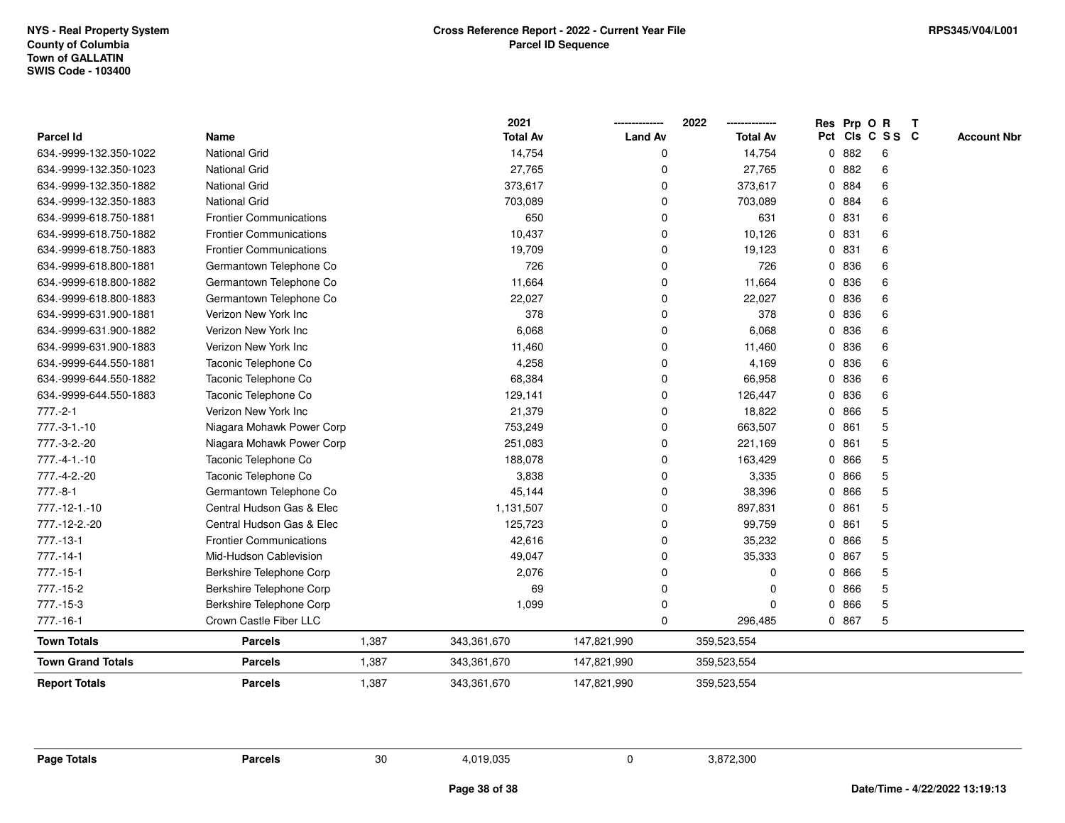NYS - Real Property System
County of Columbia
Town of GALLATIN
SWIS Code - 103400

**Cross Reference Report - 2022 - Current Year File**
**Parcel ID Sequence**

RPS345/V04/L001

| Parcel Id | Name | | 2021 Total Av | 2022 Land Av | 2022 Total Av | Res Pct | Prp Cls | O C | R S S | T C | Account Nbr |
|---|---|---|---|---|---|---|---|---|---|---|---|
| 634.-9999-132.350-1022 | National Grid | | 14,754 | 0 | 14,754 | 0 | 882 | | 6 | | |
| 634.-9999-132.350-1023 | National Grid | | 27,765 | 0 | 27,765 | 0 | 882 | | 6 | | |
| 634.-9999-132.350-1882 | National Grid | | 373,617 | 0 | 373,617 | 0 | 884 | | 6 | | |
| 634.-9999-132.350-1883 | National Grid | | 703,089 | 0 | 703,089 | 0 | 884 | | 6 | | |
| 634.-9999-618.750-1881 | Frontier Communications | | 650 | 0 | 631 | 0 | 831 | | 6 | | |
| 634.-9999-618.750-1882 | Frontier Communications | | 10,437 | 0 | 10,126 | 0 | 831 | | 6 | | |
| 634.-9999-618.750-1883 | Frontier Communications | | 19,709 | 0 | 19,123 | 0 | 831 | | 6 | | |
| 634.-9999-618.800-1881 | Germantown Telephone Co | | 726 | 0 | 726 | 0 | 836 | | 6 | | |
| 634.-9999-618.800-1882 | Germantown Telephone Co | | 11,664 | 0 | 11,664 | 0 | 836 | | 6 | | |
| 634.-9999-618.800-1883 | Germantown Telephone Co | | 22,027 | 0 | 22,027 | 0 | 836 | | 6 | | |
| 634.-9999-631.900-1881 | Verizon New York Inc | | 378 | 0 | 378 | 0 | 836 | | 6 | | |
| 634.-9999-631.900-1882 | Verizon New York Inc | | 6,068 | 0 | 6,068 | 0 | 836 | | 6 | | |
| 634.-9999-631.900-1883 | Verizon New York Inc | | 11,460 | 0 | 11,460 | 0 | 836 | | 6 | | |
| 634.-9999-644.550-1881 | Taconic Telephone Co | | 4,258 | 0 | 4,169 | 0 | 836 | | 6 | | |
| 634.-9999-644.550-1882 | Taconic Telephone Co | | 68,384 | 0 | 66,958 | 0 | 836 | | 6 | | |
| 634.-9999-644.550-1883 | Taconic Telephone Co | | 129,141 | 0 | 126,447 | 0 | 836 | | 6 | | |
| 777.-2-1 | Verizon New York Inc | | 21,379 | 0 | 18,822 | 0 | 866 | | 5 | | |
| 777.-3-1.-10 | Niagara Mohawk Power Corp | | 753,249 | 0 | 663,507 | 0 | 861 | | 5 | | |
| 777.-3-2.-20 | Niagara Mohawk Power Corp | | 251,083 | 0 | 221,169 | 0 | 861 | | 5 | | |
| 777.-4-1.-10 | Taconic Telephone Co | | 188,078 | 0 | 163,429 | 0 | 866 | | 5 | | |
| 777.-4-2.-20 | Taconic Telephone Co | | 3,838 | 0 | 3,335 | 0 | 866 | | 5 | | |
| 777.-8-1 | Germantown Telephone Co | | 45,144 | 0 | 38,396 | 0 | 866 | | 5 | | |
| 777.-12-1.-10 | Central Hudson Gas & Elec | | 1,131,507 | 0 | 897,831 | 0 | 861 | | 5 | | |
| 777.-12-2.-20 | Central Hudson Gas & Elec | | 125,723 | 0 | 99,759 | 0 | 861 | | 5 | | |
| 777.-13-1 | Frontier Communications | | 42,616 | 0 | 35,232 | 0 | 866 | | 5 | | |
| 777.-14-1 | Mid-Hudson Cablevision | | 49,047 | 0 | 35,333 | 0 | 867 | | 5 | | |
| 777.-15-1 | Berkshire Telephone Corp | | 2,076 | 0 | 0 | 0 | 866 | | 5 | | |
| 777.-15-2 | Berkshire Telephone Corp | | 69 | 0 | 0 | 0 | 866 | | 5 | | |
| 777.-15-3 | Berkshire Telephone Corp | | 1,099 | 0 | 0 | 0 | 866 | | 5 | | |
| 777.-16-1 | Crown Castle Fiber LLC | | | 0 | 296,485 | 0 | 867 | | 5 | | |
| **Town Totals** | **Parcels** | 1,387 | 343,361,670 | 147,821,990 | 359,523,554 | | | | | | |
| **Town Grand Totals** | **Parcels** | 1,387 | 343,361,670 | 147,821,990 | 359,523,554 | | | | | | |
| **Report Totals** | **Parcels** | 1,387 | 343,361,670 | 147,821,990 | 359,523,554 | | | | | | |

| | | | | | |
|---|---|---|---|---|---|
| **Page Totals** | **Parcels** | 30 | 4,019,035 | 0 | 3,872,300 |

Date/Time - 4/22/2022 13:19:13